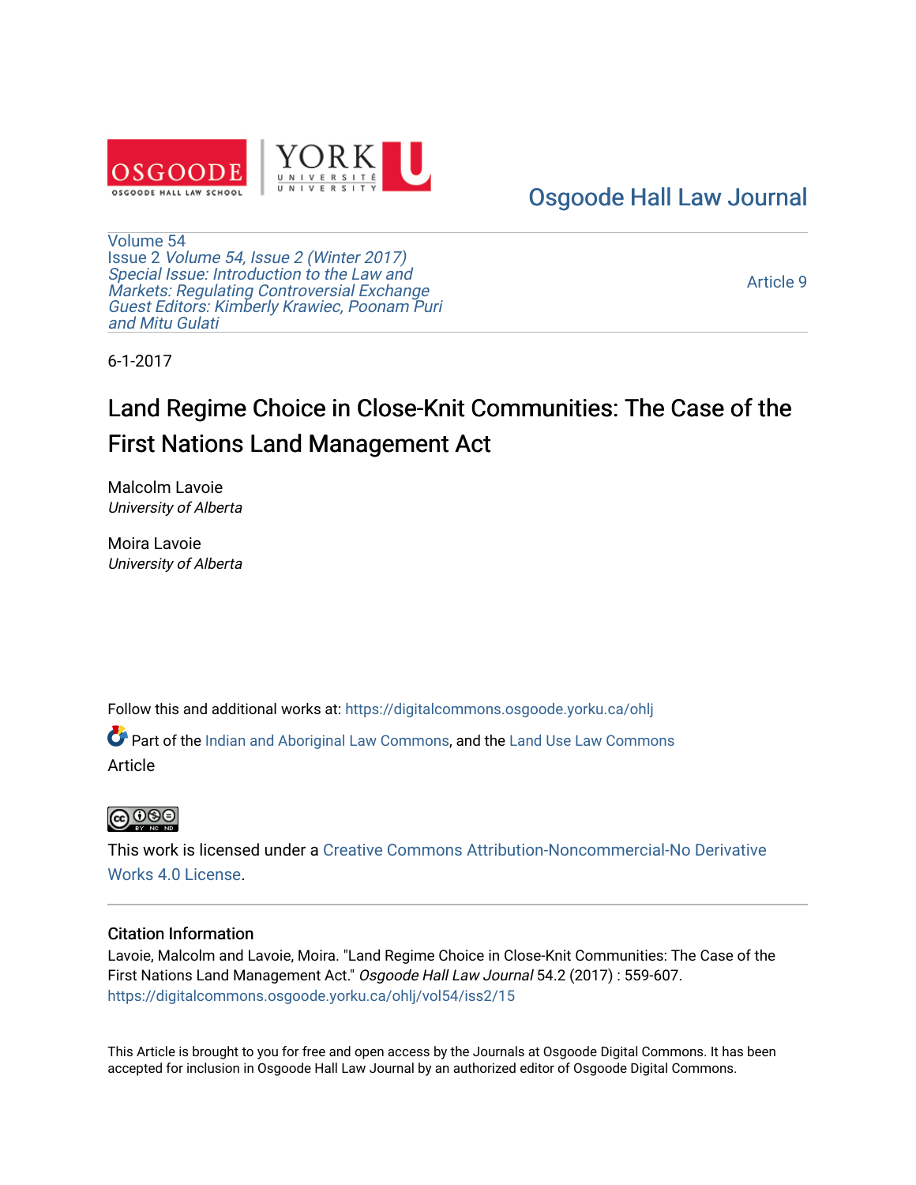Osgoode Hall Law Journal

Volume 54
Issue 2 *Volume 54, Issue 2 (Winter 2017)*
*Special Issue: Introduction to the Law and Markets: Regulating Controversial Exchange*
*Guest Editors: Kimberly Krawiec, Poonam Puri and Mitu Gulati*

Article 9

6-1-2017

# Land Regime Choice in Close-Knit Communities: The Case of the First Nations Land Management Act

Malcolm Lavoie
*University of Alberta*

Moira Lavoie
*University of Alberta*

Follow this and additional works at: https://digitalcommons.osgoode.yorku.ca/ohlj

Part of the Indian and Aboriginal Law Commons, and the Land Use Law Commons

Article

This work is licensed under a Creative Commons Attribution-Noncommercial-No Derivative Works 4.0 License.

## Citation Information

Lavoie, Malcolm and Lavoie, Moira. "Land Regime Choice in Close-Knit Communities: The Case of the First Nations Land Management Act." *Osgoode Hall Law Journal* 54.2 (2017) : 559-607.
https://digitalcommons.osgoode.yorku.ca/ohlj/vol54/iss2/15

This Article is brought to you for free and open access by the Journals at Osgoode Digital Commons. It has been accepted for inclusion in Osgoode Hall Law Journal by an authorized editor of Osgoode Digital Commons.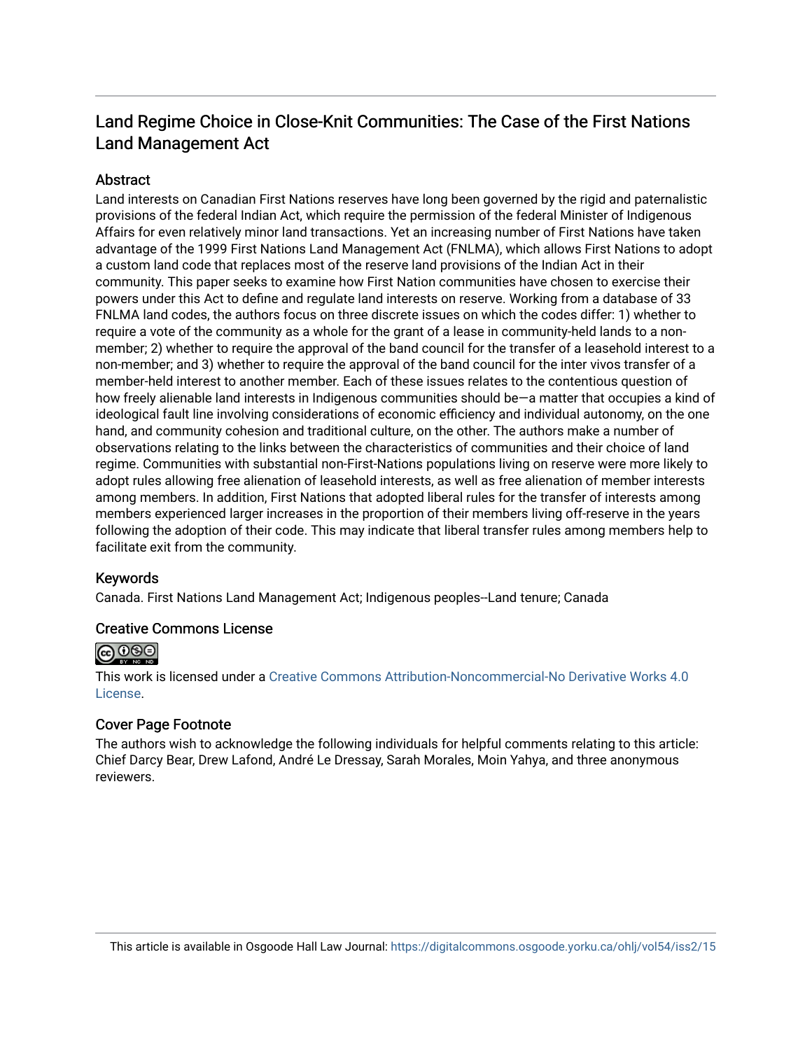# Land Regime Choice in Close-Knit Communities: The Case of the First Nations Land Management Act

## Abstract

Land interests on Canadian First Nations reserves have long been governed by the rigid and paternalistic provisions of the federal Indian Act, which require the permission of the federal Minister of Indigenous Affairs for even relatively minor land transactions. Yet an increasing number of First Nations have taken advantage of the 1999 First Nations Land Management Act (FNLMA), which allows First Nations to adopt a custom land code that replaces most of the reserve land provisions of the Indian Act in their community. This paper seeks to examine how First Nation communities have chosen to exercise their powers under this Act to define and regulate land interests on reserve. Working from a database of 33 FNLMA land codes, the authors focus on three discrete issues on which the codes differ: 1) whether to require a vote of the community as a whole for the grant of a lease in community-held lands to a non-member; 2) whether to require the approval of the band council for the transfer of a leasehold interest to a non-member; and 3) whether to require the approval of the band council for the inter vivos transfer of a member-held interest to another member. Each of these issues relates to the contentious question of how freely alienable land interests in Indigenous communities should be—a matter that occupies a kind of ideological fault line involving considerations of economic efficiency and individual autonomy, on the one hand, and community cohesion and traditional culture, on the other. The authors make a number of observations relating to the links between the characteristics of communities and their choice of land regime. Communities with substantial non-First-Nations populations living on reserve were more likely to adopt rules allowing free alienation of leasehold interests, as well as free alienation of member interests among members. In addition, First Nations that adopted liberal rules for the transfer of interests among members experienced larger increases in the proportion of their members living off-reserve in the years following the adoption of their code. This may indicate that liberal transfer rules among members help to facilitate exit from the community.

## Keywords

Canada. First Nations Land Management Act; Indigenous peoples--Land tenure; Canada

## Creative Commons License

This work is licensed under a Creative Commons Attribution-Noncommercial-No Derivative Works 4.0 License.

## Cover Page Footnote

The authors wish to acknowledge the following individuals for helpful comments relating to this article: Chief Darcy Bear, Drew Lafond, André Le Dressay, Sarah Morales, Moin Yahya, and three anonymous reviewers.

This article is available in Osgoode Hall Law Journal: https://digitalcommons.osgoode.yorku.ca/ohlj/vol54/iss2/15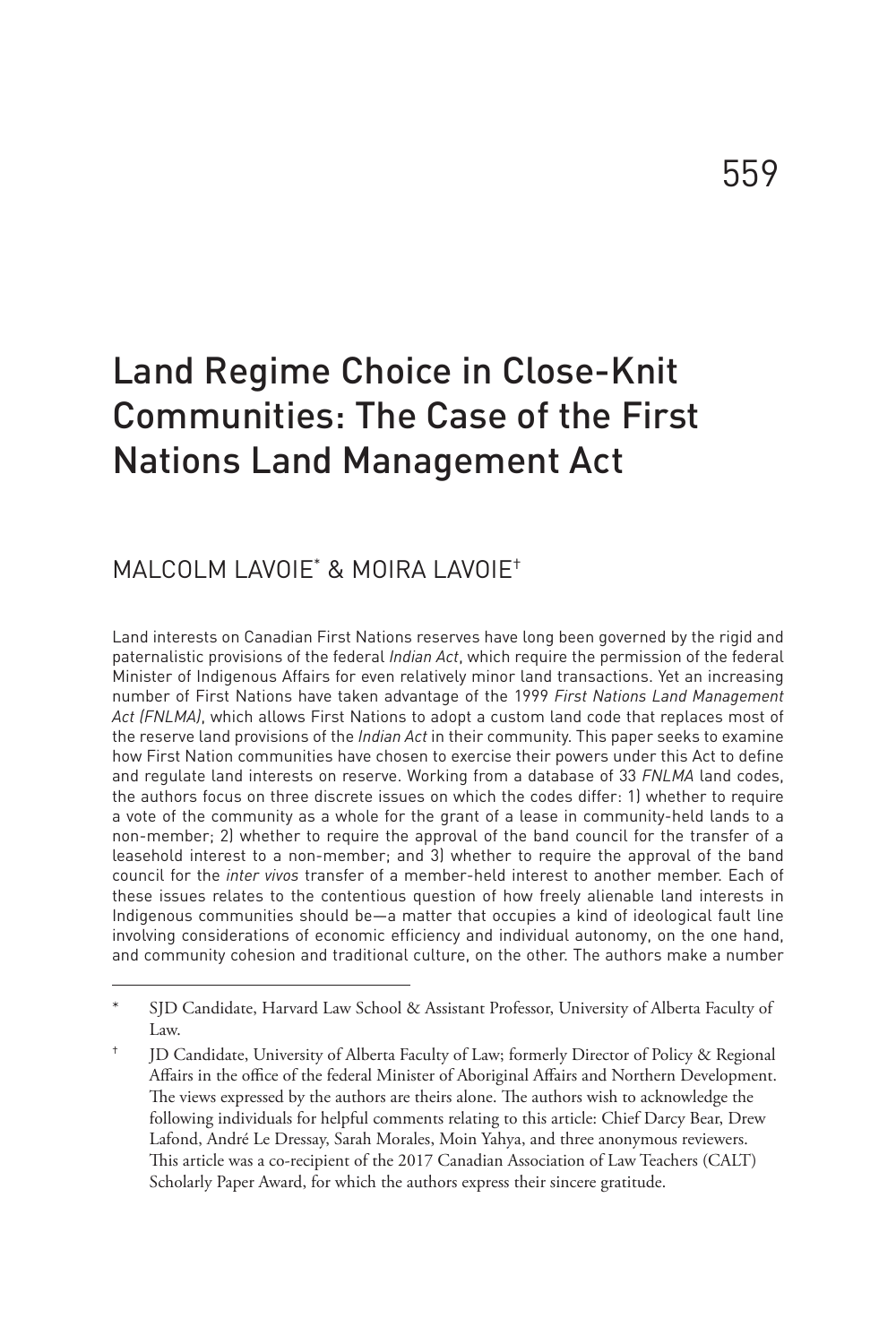# Land Regime Choice in Close-Knit Communities: The Case of the First Nations Land Management Act

MALCOLM LAVOIE[*] & MOIRA LAVOIE[†]

Land interests on Canadian First Nations reserves have long been governed by the rigid and paternalistic provisions of the federal *Indian Act*, which require the permission of the federal Minister of Indigenous Affairs for even relatively minor land transactions. Yet an increasing number of First Nations have taken advantage of the 1999 *First Nations Land Management Act (FNLMA)*, which allows First Nations to adopt a custom land code that replaces most of the reserve land provisions of the *Indian Act* in their community. This paper seeks to examine how First Nation communities have chosen to exercise their powers under this Act to define and regulate land interests on reserve. Working from a database of 33 *FNLMA* land codes, the authors focus on three discrete issues on which the codes differ: 1) whether to require a vote of the community as a whole for the grant of a lease in community-held lands to a non-member; 2) whether to require the approval of the band council for the transfer of a leasehold interest to a non-member; and 3) whether to require the approval of the band council for the *inter vivos* transfer of a member-held interest to another member. Each of these issues relates to the contentious question of how freely alienable land interests in Indigenous communities should be—a matter that occupies a kind of ideological fault line involving considerations of economic efficiency and individual autonomy, on the one hand, and community cohesion and traditional culture, on the other. The authors make a number

---

[*] SJD Candidate, Harvard Law School & Assistant Professor, University of Alberta Faculty of Law.

[†] JD Candidate, University of Alberta Faculty of Law; formerly Director of Policy & Regional Affairs in the office of the federal Minister of Aboriginal Affairs and Northern Development. The views expressed by the authors are theirs alone. The authors wish to acknowledge the following individuals for helpful comments relating to this article: Chief Darcy Bear, Drew Lafond, André Le Dressay, Sarah Morales, Moin Yahya, and three anonymous reviewers. This article was a co-recipient of the 2017 Canadian Association of Law Teachers (CALT) Scholarly Paper Award, for which the authors express their sincere gratitude.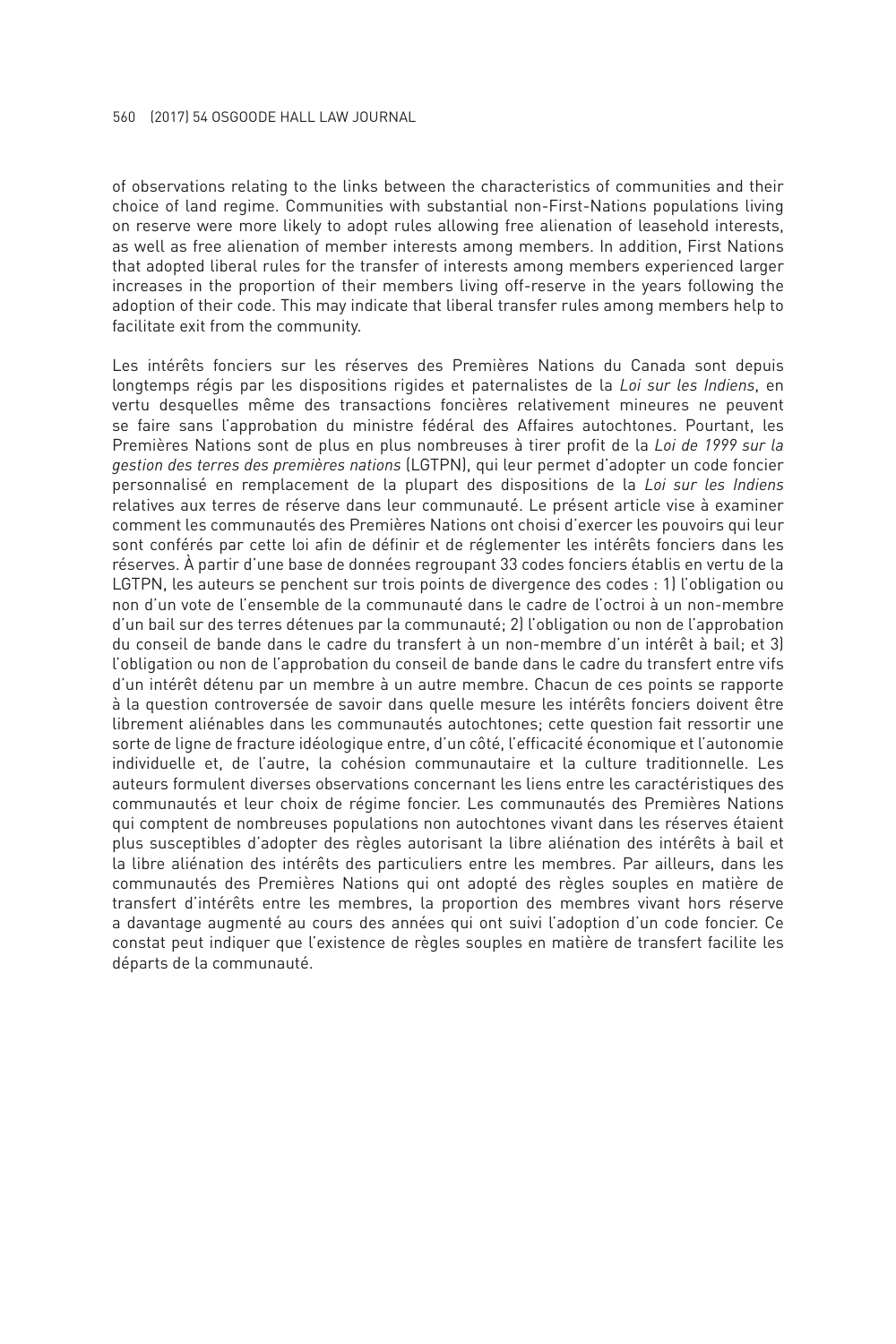of observations relating to the links between the characteristics of communities and their choice of land regime. Communities with substantial non-First-Nations populations living on reserve were more likely to adopt rules allowing free alienation of leasehold interests, as well as free alienation of member interests among members. In addition, First Nations that adopted liberal rules for the transfer of interests among members experienced larger increases in the proportion of their members living off-reserve in the years following the adoption of their code. This may indicate that liberal transfer rules among members help to facilitate exit from the community.

Les intérêts fonciers sur les réserves des Premières Nations du Canada sont depuis longtemps régis par les dispositions rigides et paternalistes de la *Loi sur les Indiens*, en vertu desquelles même des transactions foncières relativement mineures ne peuvent se faire sans l'approbation du ministre fédéral des Affaires autochtones. Pourtant, les Premières Nations sont de plus en plus nombreuses à tirer profit de la *Loi de 1999 sur la gestion des terres des premières nations* (LGTPN), qui leur permet d'adopter un code foncier personnalisé en remplacement de la plupart des dispositions de la *Loi sur les Indiens* relatives aux terres de réserve dans leur communauté. Le présent article vise à examiner comment les communautés des Premières Nations ont choisi d'exercer les pouvoirs qui leur sont conférés par cette loi afin de définir et de réglementer les intérêts fonciers dans les réserves. À partir d'une base de données regroupant 33 codes fonciers établis en vertu de la LGTPN, les auteurs se penchent sur trois points de divergence des codes : 1) l'obligation ou non d'un vote de l'ensemble de la communauté dans le cadre de l'octroi à un non-membre d'un bail sur des terres détenues par la communauté; 2) l'obligation ou non de l'approbation du conseil de bande dans le cadre du transfert à un non-membre d'un intérêt à bail; et 3) l'obligation ou non de l'approbation du conseil de bande dans le cadre du transfert entre vifs d'un intérêt détenu par un membre à un autre membre. Chacun de ces points se rapporte à la question controversée de savoir dans quelle mesure les intérêts fonciers doivent être librement aliénables dans les communautés autochtones; cette question fait ressortir une sorte de ligne de fracture idéologique entre, d'un côté, l'efficacité économique et l'autonomie individuelle et, de l'autre, la cohésion communautaire et la culture traditionnelle. Les auteurs formulent diverses observations concernant les liens entre les caractéristiques des communautés et leur choix de régime foncier. Les communautés des Premières Nations qui comptent de nombreuses populations non autochtones vivant dans les réserves étaient plus susceptibles d'adopter des règles autorisant la libre aliénation des intérêts à bail et la libre aliénation des intérêts des particuliers entre les membres. Par ailleurs, dans les communautés des Premières Nations qui ont adopté des règles souples en matière de transfert d'intérêts entre les membres, la proportion des membres vivant hors réserve a davantage augmenté au cours des années qui ont suivi l'adoption d'un code foncier. Ce constat peut indiquer que l'existence de règles souples en matière de transfert facilite les départs de la communauté.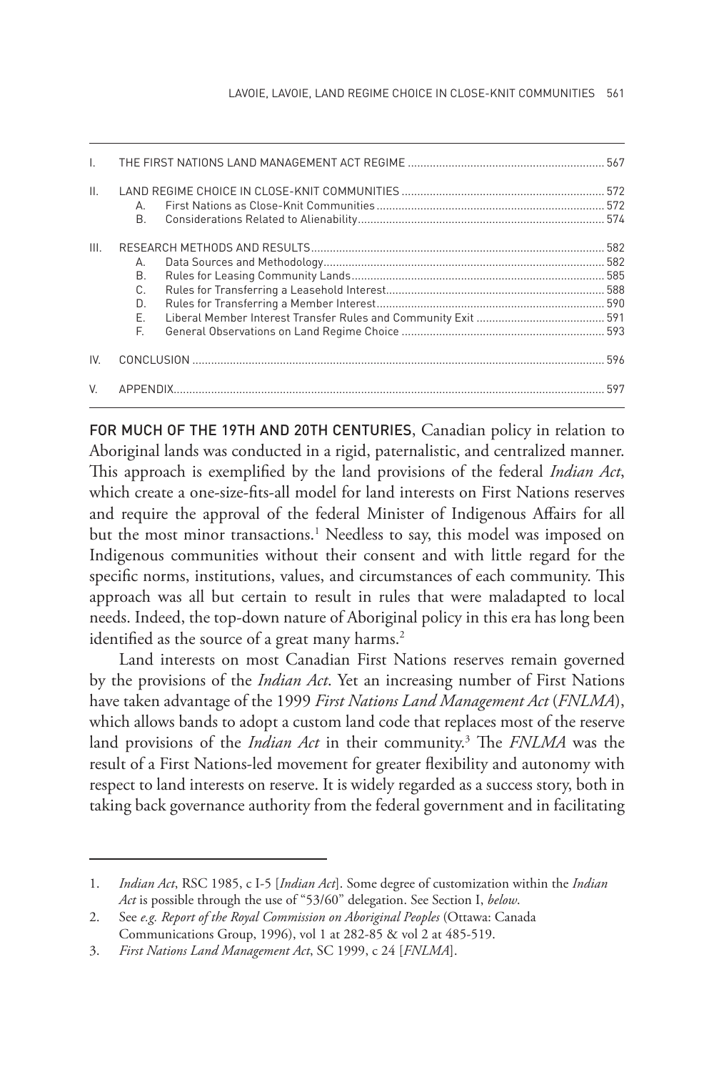| | | | |
|---|---|---|---|
| I. | THE FIRST NATIONS LAND MANAGEMENT ACT REGIME | | 567 |
| II. | LAND REGIME CHOICE IN CLOSE-KNIT COMMUNITIES | | 572 |
| | A. | First Nations as Close-Knit Communities | 572 |
| | B. | Considerations Related to Alienability | 574 |
| III. | RESEARCH METHODS AND RESULTS | | 582 |
| | A. | Data Sources and Methodology | 582 |
| | B. | Rules for Leasing Community Lands | 585 |
| | C. | Rules for Transferring a Leasehold Interest | 588 |
| | D. | Rules for Transferring a Member Interest | 590 |
| | E. | Liberal Member Interest Transfer Rules and Community Exit | 591 |
| | F. | General Observations on Land Regime Choice | 593 |
| IV. | CONCLUSION | | 596 |
| V. | APPENDIX | | 597 |

FOR MUCH OF THE 19TH AND 20TH CENTURIES, Canadian policy in relation to Aboriginal lands was conducted in a rigid, paternalistic, and centralized manner. This approach is exemplified by the land provisions of the federal *Indian Act*, which create a one-size-fits-all model for land interests on First Nations reserves and require the approval of the federal Minister of Indigenous Affairs for all but the most minor transactions.[1] Needless to say, this model was imposed on Indigenous communities without their consent and with little regard for the specific norms, institutions, values, and circumstances of each community. This approach was all but certain to result in rules that were maladapted to local needs. Indeed, the top-down nature of Aboriginal policy in this era has long been identified as the source of a great many harms.[2]

Land interests on most Canadian First Nations reserves remain governed by the provisions of the *Indian Act*. Yet an increasing number of First Nations have taken advantage of the 1999 *First Nations Land Management Act* (*FNLMA*), which allows bands to adopt a custom land code that replaces most of the reserve land provisions of the *Indian Act* in their community.[3] The *FNLMA* was the result of a First Nations-led movement for greater flexibility and autonomy with respect to land interests on reserve. It is widely regarded as a success story, both in taking back governance authority from the federal government and in facilitating

1. *Indian Act*, RSC 1985, c I-5 [*Indian Act*]. Some degree of customization within the *Indian Act* is possible through the use of "53/60" delegation. See Section I, *below*.
2. See *e.g. Report of the Royal Commission on Aboriginal Peoples* (Ottawa: Canada Communications Group, 1996), vol 1 at 282-85 & vol 2 at 485-519.
3. *First Nations Land Management Act*, SC 1999, c 24 [*FNLMA*].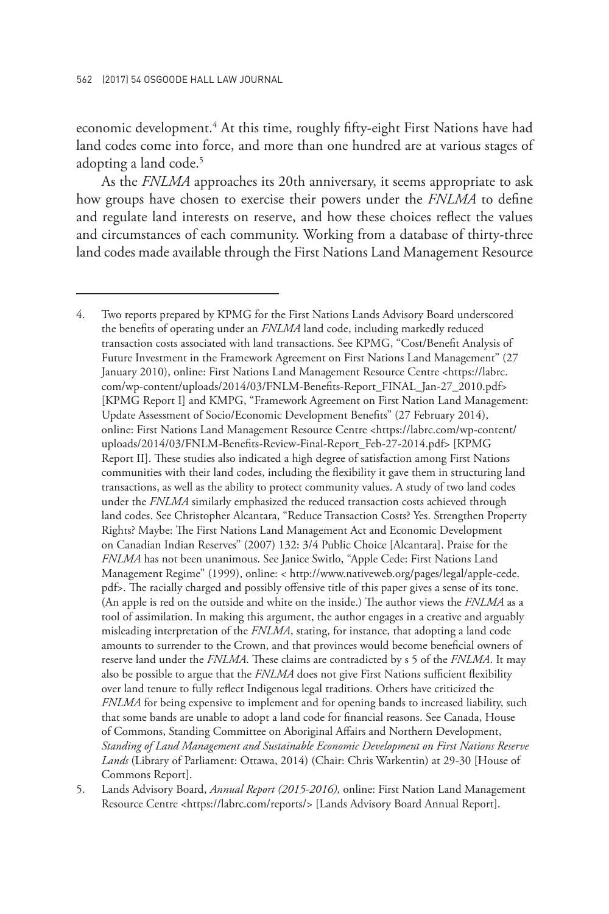economic development.[4] At this time, roughly fifty-eight First Nations have had land codes come into force, and more than one hundred are at various stages of adopting a land code.[5]

As the *FNLMA* approaches its 20th anniversary, it seems appropriate to ask how groups have chosen to exercise their powers under the *FNLMA* to define and regulate land interests on reserve, and how these choices reflect the values and circumstances of each community. Working from a database of thirty-three land codes made available through the First Nations Land Management Resource

---

4. Two reports prepared by KPMG for the First Nations Lands Advisory Board underscored the benefits of operating under an *FNLMA* land code, including markedly reduced transaction costs associated with land transactions. See KPMG, "Cost/Benefit Analysis of Future Investment in the Framework Agreement on First Nations Land Management" (27 January 2010), online: First Nations Land Management Resource Centre <https://labrc.com/wp-content/uploads/2014/03/FNLM-Benefits-Report_FINAL_Jan-27_2010.pdf> [KPMG Report I] and KMPG, "Framework Agreement on First Nation Land Management: Update Assessment of Socio/Economic Development Benefits" (27 February 2014), online: First Nations Land Management Resource Centre <https://labrc.com/wp-content/uploads/2014/03/FNLM-Benefits-Review-Final-Report_Feb-27-2014.pdf> [KPMG Report II]. These studies also indicated a high degree of satisfaction among First Nations communities with their land codes, including the flexibility it gave them in structuring land transactions, as well as the ability to protect community values. A study of two land codes under the *FNLMA* similarly emphasized the reduced transaction costs achieved through land codes. See Christopher Alcantara, "Reduce Transaction Costs? Yes. Strengthen Property Rights? Maybe: The First Nations Land Management Act and Economic Development on Canadian Indian Reserves" (2007) 132: 3/4 Public Choice [Alcantara]. Praise for the *FNLMA* has not been unanimous. See Janice Switlo, "Apple Cede: First Nations Land Management Regime" (1999), online: < http://www.nativeweb.org/pages/legal/apple-cede.pdf>. The racially charged and possibly offensive title of this paper gives a sense of its tone. (An apple is red on the outside and white on the inside.) The author views the *FNLMA* as a tool of assimilation. In making this argument, the author engages in a creative and arguably misleading interpretation of the *FNLMA*, stating, for instance, that adopting a land code amounts to surrender to the Crown, and that provinces would become beneficial owners of reserve land under the *FNLMA*. These claims are contradicted by s 5 of the *FNLMA*. It may also be possible to argue that the *FNLMA* does not give First Nations sufficient flexibility over land tenure to fully reflect Indigenous legal traditions. Others have criticized the *FNLMA* for being expensive to implement and for opening bands to increased liability, such that some bands are unable to adopt a land code for financial reasons. See Canada, House of Commons, Standing Committee on Aboriginal Affairs and Northern Development, *Standing of Land Management and Sustainable Economic Development on First Nations Reserve Lands* (Library of Parliament: Ottawa, 2014) (Chair: Chris Warkentin) at 29-30 [House of Commons Report].

5. Lands Advisory Board, *Annual Report (2015-2016),* online: First Nation Land Management Resource Centre <https://labrc.com/reports/> [Lands Advisory Board Annual Report].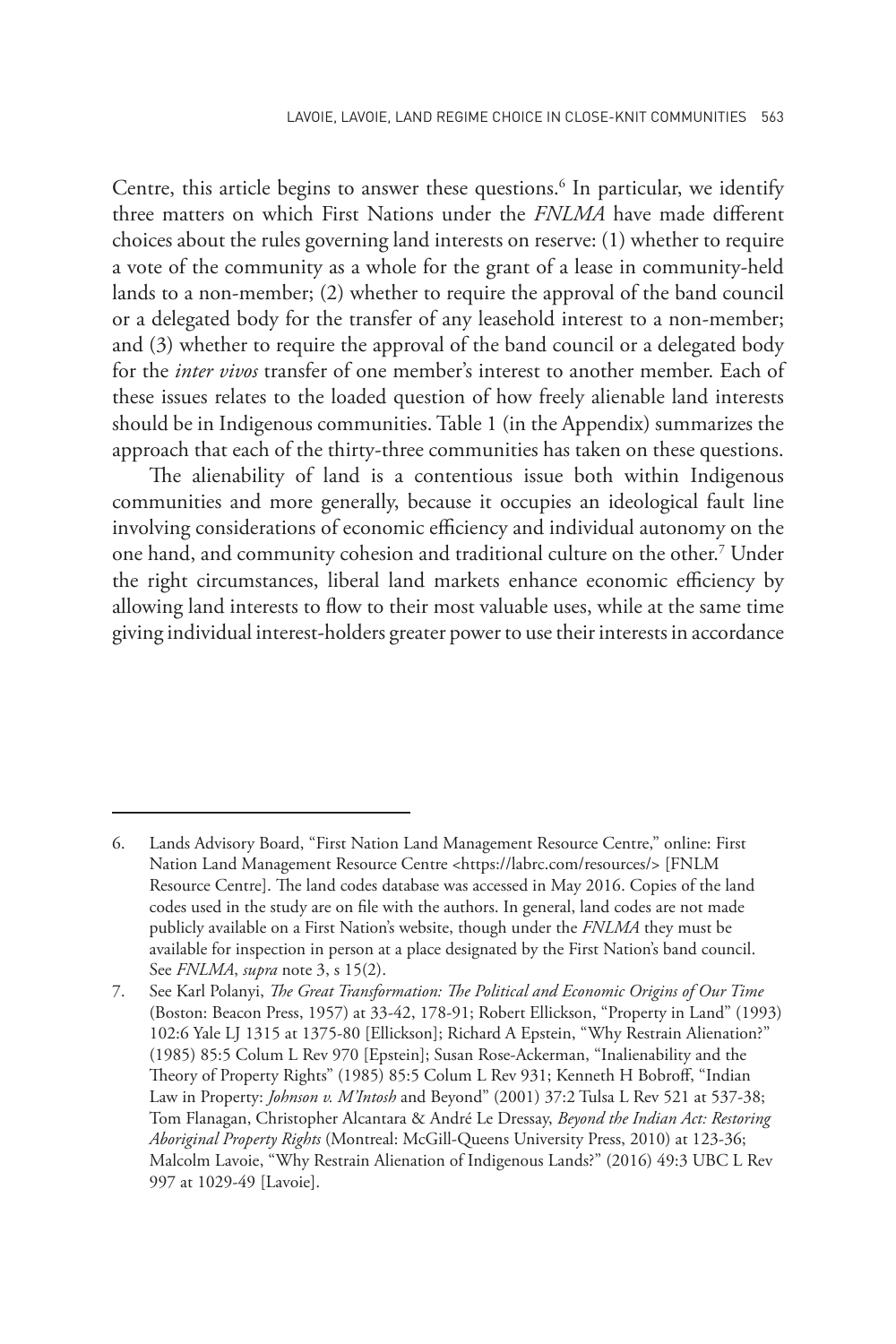Centre, this article begins to answer these questions.[6] In particular, we identify three matters on which First Nations under the *FNLMA* have made different choices about the rules governing land interests on reserve: (1) whether to require a vote of the community as a whole for the grant of a lease in community-held lands to a non-member; (2) whether to require the approval of the band council or a delegated body for the transfer of any leasehold interest to a non-member; and (3) whether to require the approval of the band council or a delegated body for the *inter vivos* transfer of one member's interest to another member. Each of these issues relates to the loaded question of how freely alienable land interests should be in Indigenous communities. Table 1 (in the Appendix) summarizes the approach that each of the thirty-three communities has taken on these questions.

The alienability of land is a contentious issue both within Indigenous communities and more generally, because it occupies an ideological fault line involving considerations of economic efficiency and individual autonomy on the one hand, and community cohesion and traditional culture on the other.[7] Under the right circumstances, liberal land markets enhance economic efficiency by allowing land interests to flow to their most valuable uses, while at the same time giving individual interest-holders greater power to use their interests in accordance

---

6. Lands Advisory Board, "First Nation Land Management Resource Centre," online: First Nation Land Management Resource Centre <https://labrc.com/resources/> [FNLM Resource Centre]. The land codes database was accessed in May 2016. Copies of the land codes used in the study are on file with the authors. In general, land codes are not made publicly available on a First Nation's website, though under the *FNLMA* they must be available for inspection in person at a place designated by the First Nation's band council. See *FNLMA*, *supra* note 3, s 15(2).

7. See Karl Polanyi, *The Great Transformation: The Political and Economic Origins of Our Time* (Boston: Beacon Press, 1957) at 33-42, 178-91; Robert Ellickson, "Property in Land" (1993) 102:6 Yale LJ 1315 at 1375-80 [Ellickson]; Richard A Epstein, "Why Restrain Alienation?" (1985) 85:5 Colum L Rev 970 [Epstein]; Susan Rose-Ackerman, "Inalienability and the Theory of Property Rights" (1985) 85:5 Colum L Rev 931; Kenneth H Bobroff, "Indian Law in Property: *Johnson v. M'Intosh* and Beyond" (2001) 37:2 Tulsa L Rev 521 at 537-38; Tom Flanagan, Christopher Alcantara & André Le Dressay, *Beyond the Indian Act: Restoring Aboriginal Property Rights* (Montreal: McGill-Queens University Press, 2010) at 123-36; Malcolm Lavoie, "Why Restrain Alienation of Indigenous Lands?" (2016) 49:3 UBC L Rev 997 at 1029-49 [Lavoie].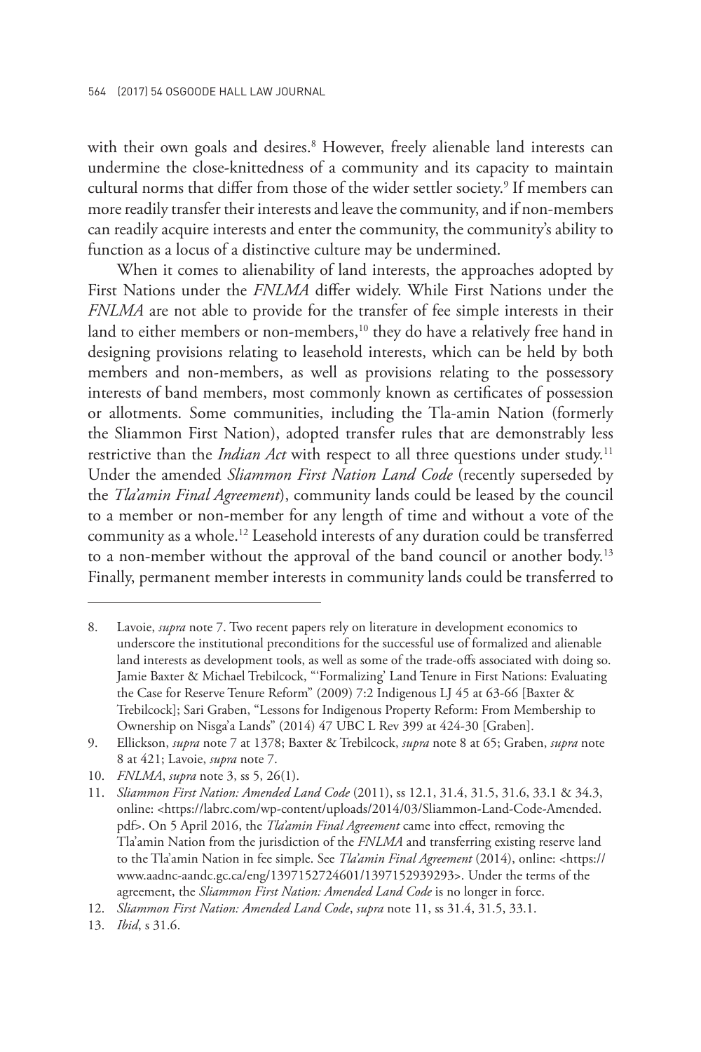with their own goals and desires.[8] However, freely alienable land interests can undermine the close-knittedness of a community and its capacity to maintain cultural norms that differ from those of the wider settler society.[9] If members can more readily transfer their interests and leave the community, and if non-members can readily acquire interests and enter the community, the community's ability to function as a locus of a distinctive culture may be undermined.

When it comes to alienability of land interests, the approaches adopted by First Nations under the *FNLMA* differ widely. While First Nations under the *FNLMA* are not able to provide for the transfer of fee simple interests in their land to either members or non-members,[10] they do have a relatively free hand in designing provisions relating to leasehold interests, which can be held by both members and non-members, as well as provisions relating to the possessory interests of band members, most commonly known as certificates of possession or allotments. Some communities, including the Tla-amin Nation (formerly the Sliammon First Nation), adopted transfer rules that are demonstrably less restrictive than the *Indian Act* with respect to all three questions under study.[11] Under the amended *Sliammon First Nation Land Code* (recently superseded by the *Tla'amin Final Agreement*), community lands could be leased by the council to a member or non-member for any length of time and without a vote of the community as a whole.[12] Leasehold interests of any duration could be transferred to a non-member without the approval of the band council or another body.[13] Finally, permanent member interests in community lands could be transferred to

---

8. Lavoie, *supra* note 7. Two recent papers rely on literature in development economics to underscore the institutional preconditions for the successful use of formalized and alienable land interests as development tools, as well as some of the trade-offs associated with doing so. Jamie Baxter & Michael Trebilcock, "'Formalizing' Land Tenure in First Nations: Evaluating the Case for Reserve Tenure Reform" (2009) 7:2 Indigenous LJ 45 at 63-66 [Baxter & Trebilcock]; Sari Graben, "Lessons for Indigenous Property Reform: From Membership to Ownership on Nisga'a Lands" (2014) 47 UBC L Rev 399 at 424-30 [Graben].
9. Ellickson, *supra* note 7 at 1378; Baxter & Trebilcock, *supra* note 8 at 65; Graben, *supra* note 8 at 421; Lavoie, *supra* note 7.
10. *FNLMA*, *supra* note 3, ss 5, 26(1).
11. *Sliammon First Nation: Amended Land Code* (2011), ss 12.1, 31.4, 31.5, 31.6, 33.1 & 34.3, online: <https://labrc.com/wp-content/uploads/2014/03/Sliammon-Land-Code-Amended.pdf>. On 5 April 2016, the *Tla'amin Final Agreement* came into effect, removing the Tla'amin Nation from the jurisdiction of the *FNLMA* and transferring existing reserve land to the Tla'amin Nation in fee simple. See *Tla'amin Final Agreement* (2014), online: <https://www.aadnc-aandc.gc.ca/eng/1397152724601/1397152939293>. Under the terms of the agreement, the *Sliammon First Nation: Amended Land Code* is no longer in force.
12. *Sliammon First Nation: Amended Land Code*, *supra* note 11, ss 31.4, 31.5, 33.1.
13. *Ibid*, s 31.6.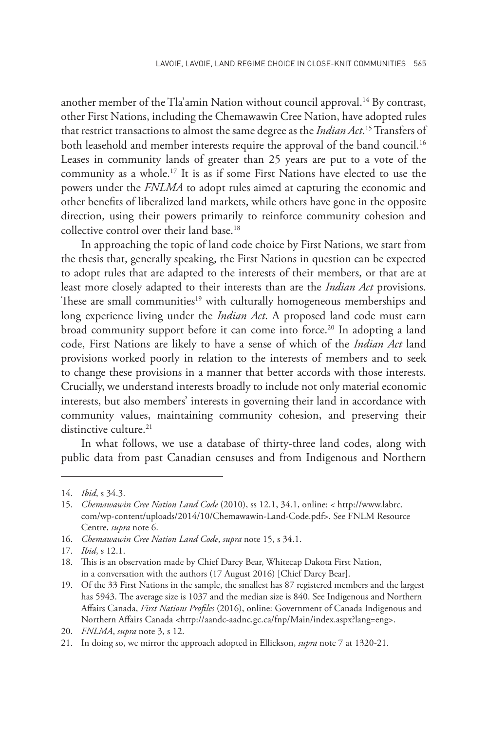another member of the Tla'amin Nation without council approval.[14] By contrast, other First Nations, including the Chemawawin Cree Nation, have adopted rules that restrict transactions to almost the same degree as the *Indian Act*.[15] Transfers of both leasehold and member interests require the approval of the band council.[16] Leases in community lands of greater than 25 years are put to a vote of the community as a whole.[17] It is as if some First Nations have elected to use the powers under the *FNLMA* to adopt rules aimed at capturing the economic and other benefits of liberalized land markets, while others have gone in the opposite direction, using their powers primarily to reinforce community cohesion and collective control over their land base.[18]

In approaching the topic of land code choice by First Nations, we start from the thesis that, generally speaking, the First Nations in question can be expected to adopt rules that are adapted to the interests of their members, or that are at least more closely adapted to their interests than are the *Indian Act* provisions. These are small communities[19] with culturally homogeneous memberships and long experience living under the *Indian Act*. A proposed land code must earn broad community support before it can come into force.[20] In adopting a land code, First Nations are likely to have a sense of which of the *Indian Act* land provisions worked poorly in relation to the interests of members and to seek to change these provisions in a manner that better accords with those interests. Crucially, we understand interests broadly to include not only material economic interests, but also members' interests in governing their land in accordance with community values, maintaining community cohesion, and preserving their distinctive culture.[21]

In what follows, we use a database of thirty-three land codes, along with public data from past Canadian censuses and from Indigenous and Northern

---

14. *Ibid*, s 34.3.
15. *Chemawawin Cree Nation Land Code* (2010), ss 12.1, 34.1, online: < http://www.labrc.com/wp-content/uploads/2014/10/Chemawawin-Land-Code.pdf>. See FNLM Resource Centre, *supra* note 6.
16. *Chemawawin Cree Nation Land Code*, *supra* note 15, s 34.1.
17. *Ibid*, s 12.1.
18. This is an observation made by Chief Darcy Bear, Whitecap Dakota First Nation, in a conversation with the authors (17 August 2016) [Chief Darcy Bear].
19. Of the 33 First Nations in the sample, the smallest has 87 registered members and the largest has 5943. The average size is 1037 and the median size is 840. See Indigenous and Northern Affairs Canada, *First Nations Profiles* (2016), online: Government of Canada Indigenous and Northern Affairs Canada <http://aandc-aadnc.gc.ca/fnp/Main/index.aspx?lang=eng>.
20. *FNLMA*, *supra* note 3, s 12.
21. In doing so, we mirror the approach adopted in Ellickson, *supra* note 7 at 1320-21.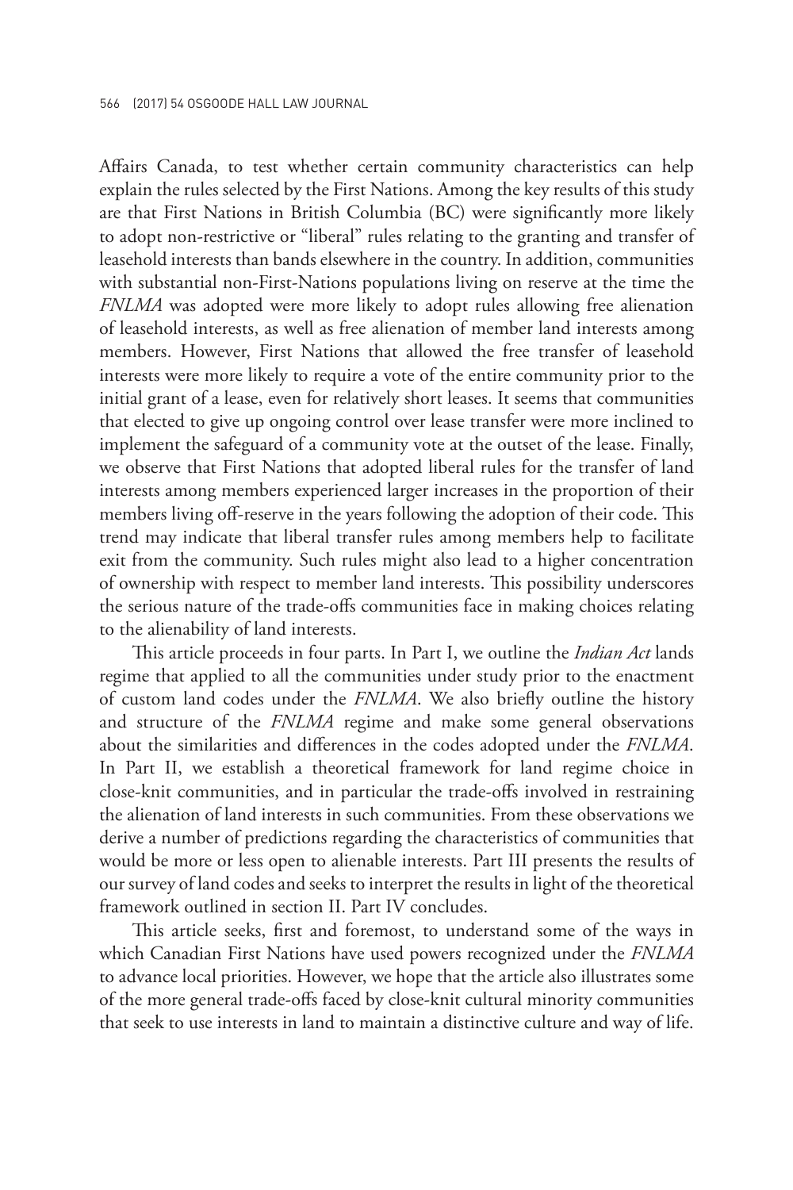Affairs Canada, to test whether certain community characteristics can help explain the rules selected by the First Nations. Among the key results of this study are that First Nations in British Columbia (BC) were significantly more likely to adopt non-restrictive or "liberal" rules relating to the granting and transfer of leasehold interests than bands elsewhere in the country. In addition, communities with substantial non-First-Nations populations living on reserve at the time the *FNLMA* was adopted were more likely to adopt rules allowing free alienation of leasehold interests, as well as free alienation of member land interests among members. However, First Nations that allowed the free transfer of leasehold interests were more likely to require a vote of the entire community prior to the initial grant of a lease, even for relatively short leases. It seems that communities that elected to give up ongoing control over lease transfer were more inclined to implement the safeguard of a community vote at the outset of the lease. Finally, we observe that First Nations that adopted liberal rules for the transfer of land interests among members experienced larger increases in the proportion of their members living off-reserve in the years following the adoption of their code. This trend may indicate that liberal transfer rules among members help to facilitate exit from the community. Such rules might also lead to a higher concentration of ownership with respect to member land interests. This possibility underscores the serious nature of the trade-offs communities face in making choices relating to the alienability of land interests.

This article proceeds in four parts. In Part I, we outline the *Indian Act* lands regime that applied to all the communities under study prior to the enactment of custom land codes under the *FNLMA*. We also briefly outline the history and structure of the *FNLMA* regime and make some general observations about the similarities and differences in the codes adopted under the *FNLMA*. In Part II, we establish a theoretical framework for land regime choice in close-knit communities, and in particular the trade-offs involved in restraining the alienation of land interests in such communities. From these observations we derive a number of predictions regarding the characteristics of communities that would be more or less open to alienable interests. Part III presents the results of our survey of land codes and seeks to interpret the results in light of the theoretical framework outlined in section II. Part IV concludes.

This article seeks, first and foremost, to understand some of the ways in which Canadian First Nations have used powers recognized under the *FNLMA* to advance local priorities. However, we hope that the article also illustrates some of the more general trade-offs faced by close-knit cultural minority communities that seek to use interests in land to maintain a distinctive culture and way of life.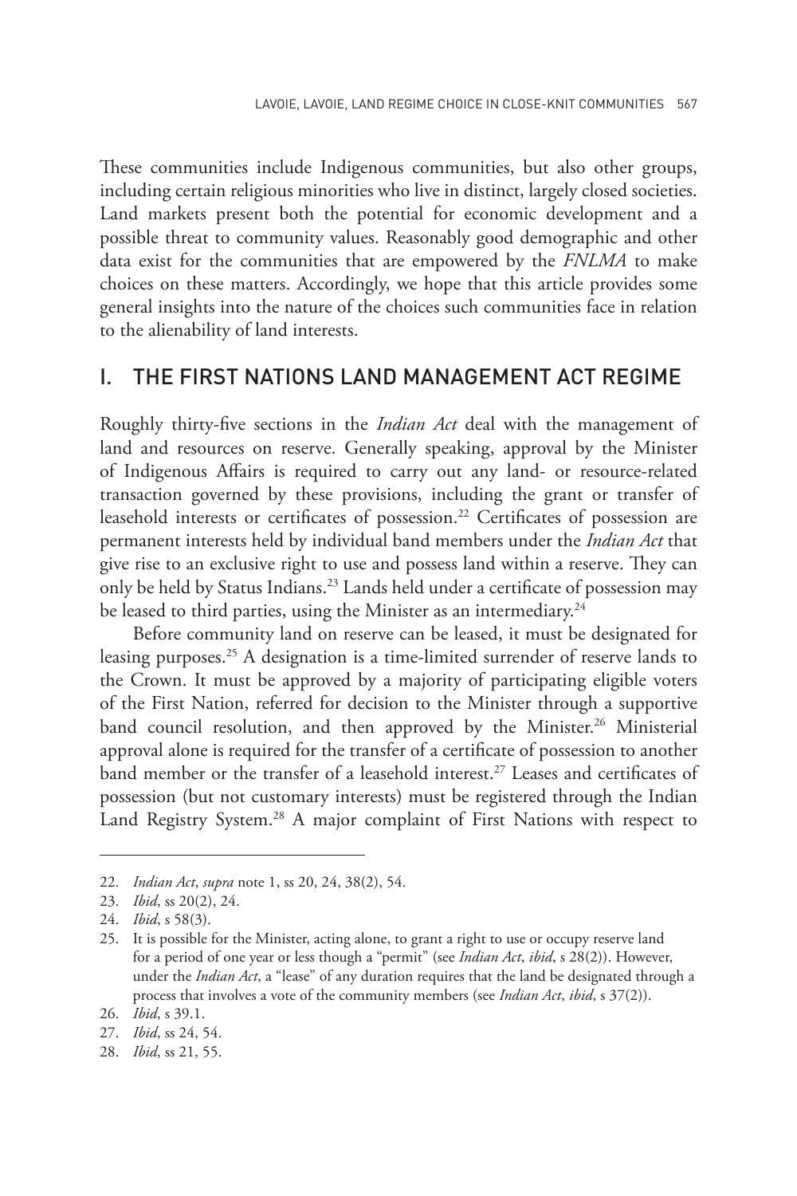These communities include Indigenous communities, but also other groups, including certain religious minorities who live in distinct, largely closed societies. Land markets present both the potential for economic development and a possible threat to community values. Reasonably good demographic and other data exist for the communities that are empowered by the *FNLMA* to make choices on these matters. Accordingly, we hope that this article provides some general insights into the nature of the choices such communities face in relation to the alienability of land interests.

## I. THE FIRST NATIONS LAND MANAGEMENT ACT REGIME

Roughly thirty-five sections in the *Indian Act* deal with the management of land and resources on reserve. Generally speaking, approval by the Minister of Indigenous Affairs is required to carry out any land- or resource-related transaction governed by these provisions, including the grant or transfer of leasehold interests or certificates of possession.[22] Certificates of possession are permanent interests held by individual band members under the *Indian Act* that give rise to an exclusive right to use and possess land within a reserve. They can only be held by Status Indians.[23] Lands held under a certificate of possession may be leased to third parties, using the Minister as an intermediary.[24]

Before community land on reserve can be leased, it must be designated for leasing purposes.[25] A designation is a time-limited surrender of reserve lands to the Crown. It must be approved by a majority of participating eligible voters of the First Nation, referred for decision to the Minister through a supportive band council resolution, and then approved by the Minister.[26] Ministerial approval alone is required for the transfer of a certificate of possession to another band member or the transfer of a leasehold interest.[27] Leases and certificates of possession (but not customary interests) must be registered through the Indian Land Registry System.[28] A major complaint of First Nations with respect to

---

22. *Indian Act*, *supra* note 1, ss 20, 24, 38(2), 54.
23. *Ibid*, ss 20(2), 24.
24. *Ibid*, s 58(3).
25. It is possible for the Minister, acting alone, to grant a right to use or occupy reserve land for a period of one year or less though a "permit" (see *Indian Act*, *ibid*, s 28(2)). However, under the *Indian Act*, a "lease" of any duration requires that the land be designated through a process that involves a vote of the community members (see *Indian Act*, *ibid*, s 37(2)).
26. *Ibid*, s 39.1.
27. *Ibid*, ss 24, 54.
28. *Ibid*, ss 21, 55.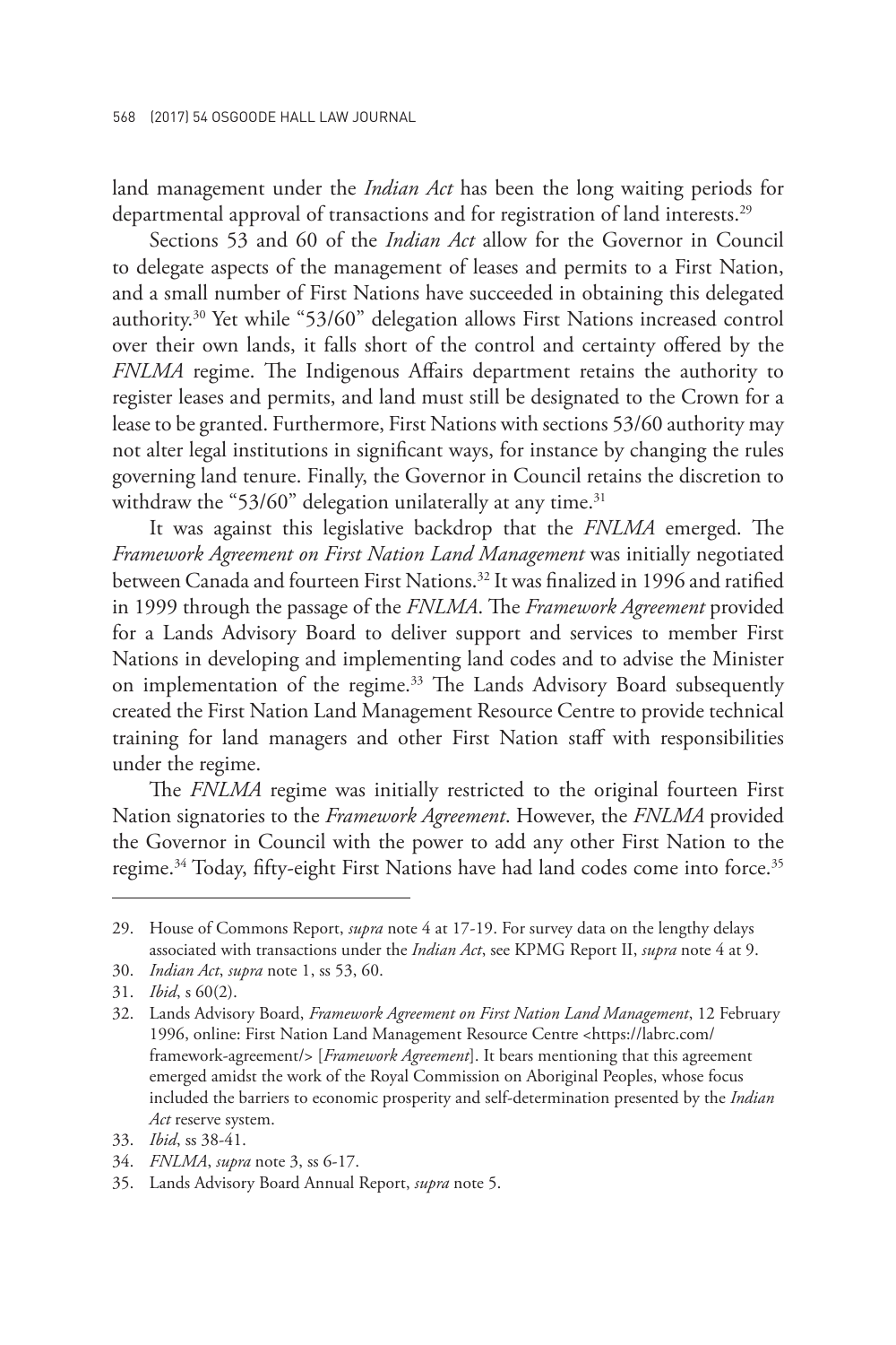land management under the *Indian Act* has been the long waiting periods for departmental approval of transactions and for registration of land interests.[29]

Sections 53 and 60 of the *Indian Act* allow for the Governor in Council to delegate aspects of the management of leases and permits to a First Nation, and a small number of First Nations have succeeded in obtaining this delegated authority.[30] Yet while "53/60" delegation allows First Nations increased control over their own lands, it falls short of the control and certainty offered by the *FNLMA* regime. The Indigenous Affairs department retains the authority to register leases and permits, and land must still be designated to the Crown for a lease to be granted. Furthermore, First Nations with sections 53/60 authority may not alter legal institutions in significant ways, for instance by changing the rules governing land tenure. Finally, the Governor in Council retains the discretion to withdraw the "53/60" delegation unilaterally at any time.[31]

It was against this legislative backdrop that the *FNLMA* emerged. The *Framework Agreement on First Nation Land Management* was initially negotiated between Canada and fourteen First Nations.[32] It was finalized in 1996 and ratified in 1999 through the passage of the *FNLMA*. The *Framework Agreement* provided for a Lands Advisory Board to deliver support and services to member First Nations in developing and implementing land codes and to advise the Minister on implementation of the regime.[33] The Lands Advisory Board subsequently created the First Nation Land Management Resource Centre to provide technical training for land managers and other First Nation staff with responsibilities under the regime.

The *FNLMA* regime was initially restricted to the original fourteen First Nation signatories to the *Framework Agreement*. However, the *FNLMA* provided the Governor in Council with the power to add any other First Nation to the regime.[34] Today, fifty-eight First Nations have had land codes come into force.[35]

---

29. House of Commons Report, *supra* note 4 at 17-19. For survey data on the lengthy delays associated with transactions under the *Indian Act*, see KPMG Report II, *supra* note 4 at 9.
30. *Indian Act*, *supra* note 1, ss 53, 60.
31. *Ibid*, s 60(2).
32. Lands Advisory Board, *Framework Agreement on First Nation Land Management*, 12 February 1996, online: First Nation Land Management Resource Centre <https://labrc.com/framework-agreement/> [*Framework Agreement*]. It bears mentioning that this agreement emerged amidst the work of the Royal Commission on Aboriginal Peoples, whose focus included the barriers to economic prosperity and self-determination presented by the *Indian Act* reserve system.
33. *Ibid*, ss 38-41.
34. *FNLMA*, *supra* note 3, ss 6-17.
35. Lands Advisory Board Annual Report, *supra* note 5.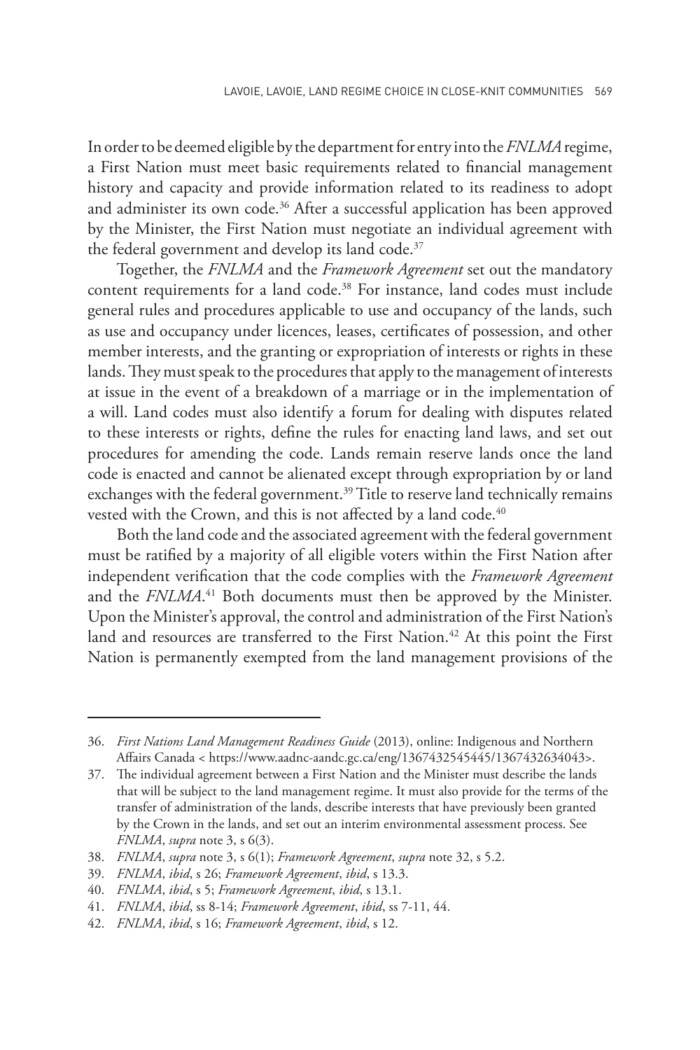In order to be deemed eligible by the department for entry into the *FNLMA* regime, a First Nation must meet basic requirements related to financial management history and capacity and provide information related to its readiness to adopt and administer its own code.[36] After a successful application has been approved by the Minister, the First Nation must negotiate an individual agreement with the federal government and develop its land code.[37]

Together, the *FNLMA* and the *Framework Agreement* set out the mandatory content requirements for a land code.[38] For instance, land codes must include general rules and procedures applicable to use and occupancy of the lands, such as use and occupancy under licences, leases, certificates of possession, and other member interests, and the granting or expropriation of interests or rights in these lands. They must speak to the procedures that apply to the management of interests at issue in the event of a breakdown of a marriage or in the implementation of a will. Land codes must also identify a forum for dealing with disputes related to these interests or rights, define the rules for enacting land laws, and set out procedures for amending the code. Lands remain reserve lands once the land code is enacted and cannot be alienated except through expropriation by or land exchanges with the federal government.[39] Title to reserve land technically remains vested with the Crown, and this is not affected by a land code.[40]

Both the land code and the associated agreement with the federal government must be ratified by a majority of all eligible voters within the First Nation after independent verification that the code complies with the *Framework Agreement* and the *FNLMA*.[41] Both documents must then be approved by the Minister. Upon the Minister's approval, the control and administration of the First Nation's land and resources are transferred to the First Nation.[42] At this point the First Nation is permanently exempted from the land management provisions of the

---

36. *First Nations Land Management Readiness Guide* (2013), online: Indigenous and Northern Affairs Canada < https://www.aadnc-aandc.gc.ca/eng/1367432545445/1367432634043>.

37. The individual agreement between a First Nation and the Minister must describe the lands that will be subject to the land management regime. It must also provide for the terms of the transfer of administration of the lands, describe interests that have previously been granted by the Crown in the lands, and set out an interim environmental assessment process. See *FNLMA*, *supra* note 3, s 6(3).

38. *FNLMA*, *supra* note 3, s 6(1); *Framework Agreement*, *supra* note 32, s 5.2.

39. *FNLMA*, *ibid*, s 26; *Framework Agreement*, *ibid*, s 13.3.

40. *FNLMA*, *ibid*, s 5; *Framework Agreement*, *ibid*, s 13.1.

41. *FNLMA*, *ibid*, ss 8-14; *Framework Agreement*, *ibid*, ss 7-11, 44.

42. *FNLMA*, *ibid*, s 16; *Framework Agreement*, *ibid*, s 12.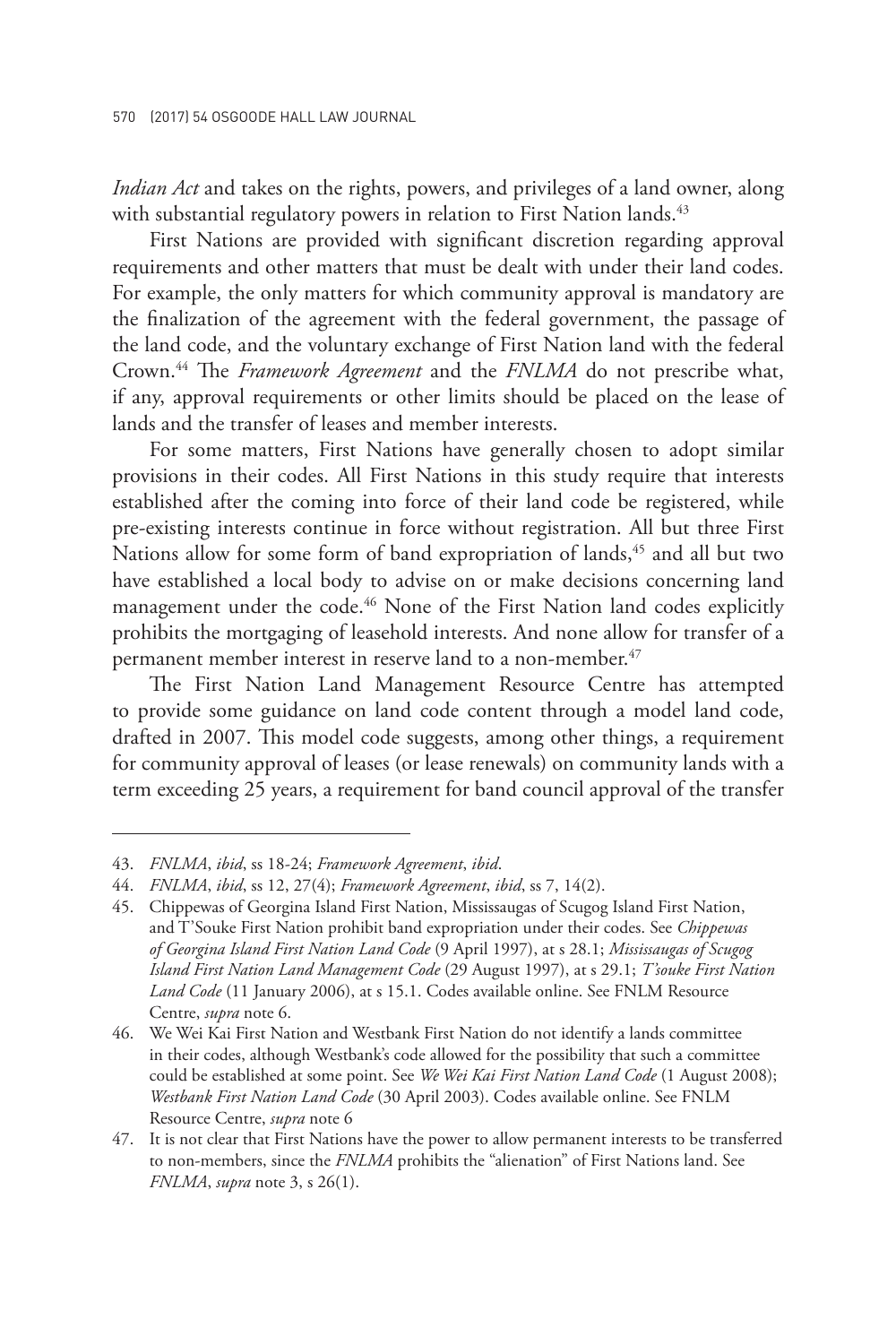*Indian Act* and takes on the rights, powers, and privileges of a land owner, along with substantial regulatory powers in relation to First Nation lands.[43]

First Nations are provided with significant discretion regarding approval requirements and other matters that must be dealt with under their land codes. For example, the only matters for which community approval is mandatory are the finalization of the agreement with the federal government, the passage of the land code, and the voluntary exchange of First Nation land with the federal Crown.[44] The *Framework Agreement* and the *FNLMA* do not prescribe what, if any, approval requirements or other limits should be placed on the lease of lands and the transfer of leases and member interests.

For some matters, First Nations have generally chosen to adopt similar provisions in their codes. All First Nations in this study require that interests established after the coming into force of their land code be registered, while pre-existing interests continue in force without registration. All but three First Nations allow for some form of band expropriation of lands,[45] and all but two have established a local body to advise on or make decisions concerning land management under the code.[46] None of the First Nation land codes explicitly prohibits the mortgaging of leasehold interests. And none allow for transfer of a permanent member interest in reserve land to a non-member.[47]

The First Nation Land Management Resource Centre has attempted to provide some guidance on land code content through a model land code, drafted in 2007. This model code suggests, among other things, a requirement for community approval of leases (or lease renewals) on community lands with a term exceeding 25 years, a requirement for band council approval of the transfer

---

43. *FNLMA*, *ibid*, ss 18-24; *Framework Agreement*, *ibid*.

44. *FNLMA*, *ibid*, ss 12, 27(4); *Framework Agreement*, *ibid*, ss 7, 14(2).

45. Chippewas of Georgina Island First Nation, Mississaugas of Scugog Island First Nation, and T'Souke First Nation prohibit band expropriation under their codes. See *Chippewas of Georgina Island First Nation Land Code* (9 April 1997), at s 28.1; *Mississaugas of Scugog Island First Nation Land Management Code* (29 August 1997), at s 29.1; *T'souke First Nation Land Code* (11 January 2006), at s 15.1. Codes available online. See FNLM Resource Centre, *supra* note 6.

46. We Wei Kai First Nation and Westbank First Nation do not identify a lands committee in their codes, although Westbank's code allowed for the possibility that such a committee could be established at some point. See *We Wei Kai First Nation Land Code* (1 August 2008); *Westbank First Nation Land Code* (30 April 2003). Codes available online. See FNLM Resource Centre, *supra* note 6

47. It is not clear that First Nations have the power to allow permanent interests to be transferred to non-members, since the *FNLMA* prohibits the "alienation" of First Nations land. See *FNLMA*, *supra* note 3, s 26(1).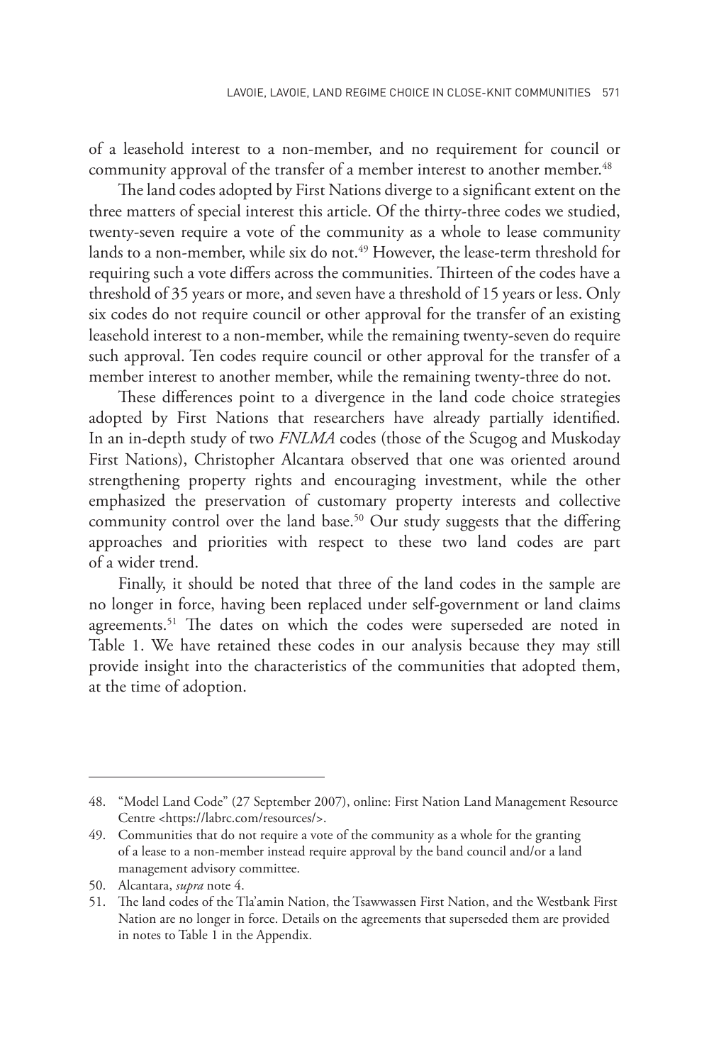of a leasehold interest to a non-member, and no requirement for council or community approval of the transfer of a member interest to another member.[48]

The land codes adopted by First Nations diverge to a significant extent on the three matters of special interest this article. Of the thirty-three codes we studied, twenty-seven require a vote of the community as a whole to lease community lands to a non-member, while six do not.[49] However, the lease-term threshold for requiring such a vote differs across the communities. Thirteen of the codes have a threshold of 35 years or more, and seven have a threshold of 15 years or less. Only six codes do not require council or other approval for the transfer of an existing leasehold interest to a non-member, while the remaining twenty-seven do require such approval. Ten codes require council or other approval for the transfer of a member interest to another member, while the remaining twenty-three do not.

These differences point to a divergence in the land code choice strategies adopted by First Nations that researchers have already partially identified. In an in-depth study of two *FNLMA* codes (those of the Scugog and Muskoday First Nations), Christopher Alcantara observed that one was oriented around strengthening property rights and encouraging investment, while the other emphasized the preservation of customary property interests and collective community control over the land base.[50] Our study suggests that the differing approaches and priorities with respect to these two land codes are part of a wider trend.

Finally, it should be noted that three of the land codes in the sample are no longer in force, having been replaced under self-government or land claims agreements.[51] The dates on which the codes were superseded are noted in Table 1. We have retained these codes in our analysis because they may still provide insight into the characteristics of the communities that adopted them, at the time of adoption.

---

48. "Model Land Code" (27 September 2007), online: First Nation Land Management Resource Centre <https://labrc.com/resources/>.
49. Communities that do not require a vote of the community as a whole for the granting of a lease to a non-member instead require approval by the band council and/or a land management advisory committee.
50. Alcantara, *supra* note 4.
51. The land codes of the Tla'amin Nation, the Tsawwassen First Nation, and the Westbank First Nation are no longer in force. Details on the agreements that superseded them are provided in notes to Table 1 in the Appendix.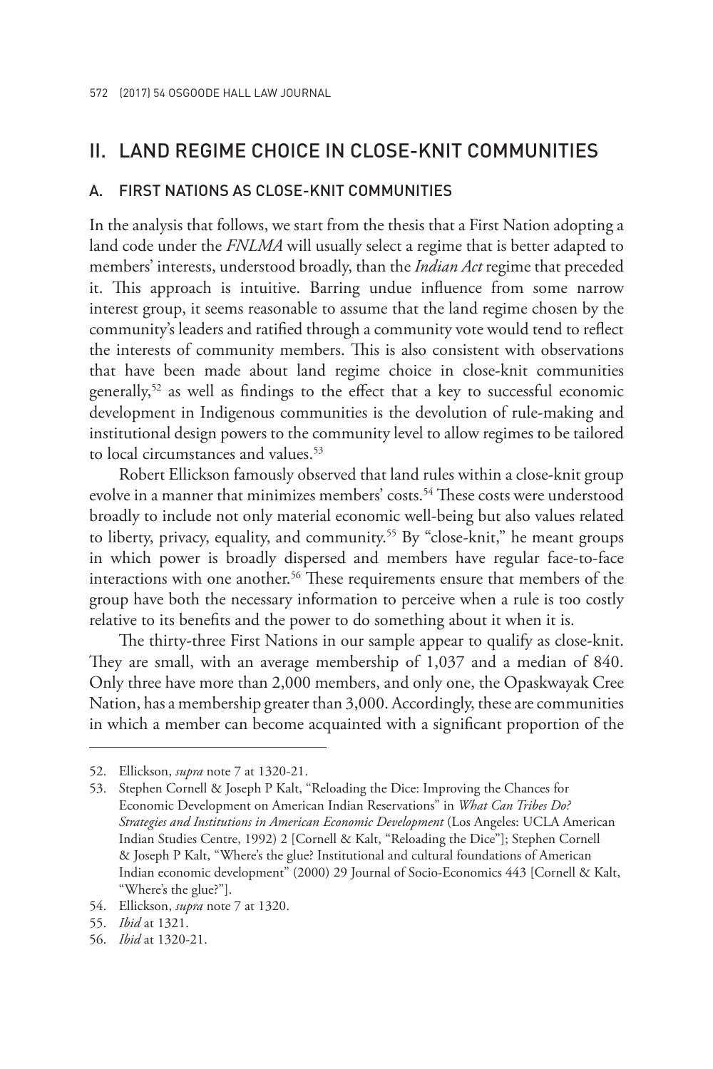## II. LAND REGIME CHOICE IN CLOSE-KNIT COMMUNITIES

### A. FIRST NATIONS AS CLOSE-KNIT COMMUNITIES

In the analysis that follows, we start from the thesis that a First Nation adopting a land code under the *FNLMA* will usually select a regime that is better adapted to members' interests, understood broadly, than the *Indian Act* regime that preceded it. This approach is intuitive. Barring undue influence from some narrow interest group, it seems reasonable to assume that the land regime chosen by the community's leaders and ratified through a community vote would tend to reflect the interests of community members. This is also consistent with observations that have been made about land regime choice in close-knit communities generally,[52] as well as findings to the effect that a key to successful economic development in Indigenous communities is the devolution of rule-making and institutional design powers to the community level to allow regimes to be tailored to local circumstances and values.[53]

Robert Ellickson famously observed that land rules within a close-knit group evolve in a manner that minimizes members' costs.[54] These costs were understood broadly to include not only material economic well-being but also values related to liberty, privacy, equality, and community.[55] By "close-knit," he meant groups in which power is broadly dispersed and members have regular face-to-face interactions with one another.[56] These requirements ensure that members of the group have both the necessary information to perceive when a rule is too costly relative to its benefits and the power to do something about it when it is.

The thirty-three First Nations in our sample appear to qualify as close-knit. They are small, with an average membership of 1,037 and a median of 840. Only three have more than 2,000 members, and only one, the Opaskwayak Cree Nation, has a membership greater than 3,000. Accordingly, these are communities in which a member can become acquainted with a significant proportion of the

---

52. Ellickson, *supra* note 7 at 1320-21.

53. Stephen Cornell & Joseph P Kalt, "Reloading the Dice: Improving the Chances for Economic Development on American Indian Reservations" in *What Can Tribes Do? Strategies and Institutions in American Economic Development* (Los Angeles: UCLA American Indian Studies Centre, 1992) 2 [Cornell & Kalt, "Reloading the Dice"]; Stephen Cornell & Joseph P Kalt, "Where's the glue? Institutional and cultural foundations of American Indian economic development" (2000) 29 Journal of Socio-Economics 443 [Cornell & Kalt, "Where's the glue?"].

54. Ellickson, *supra* note 7 at 1320.

55. *Ibid* at 1321.

56. *Ibid* at 1320-21.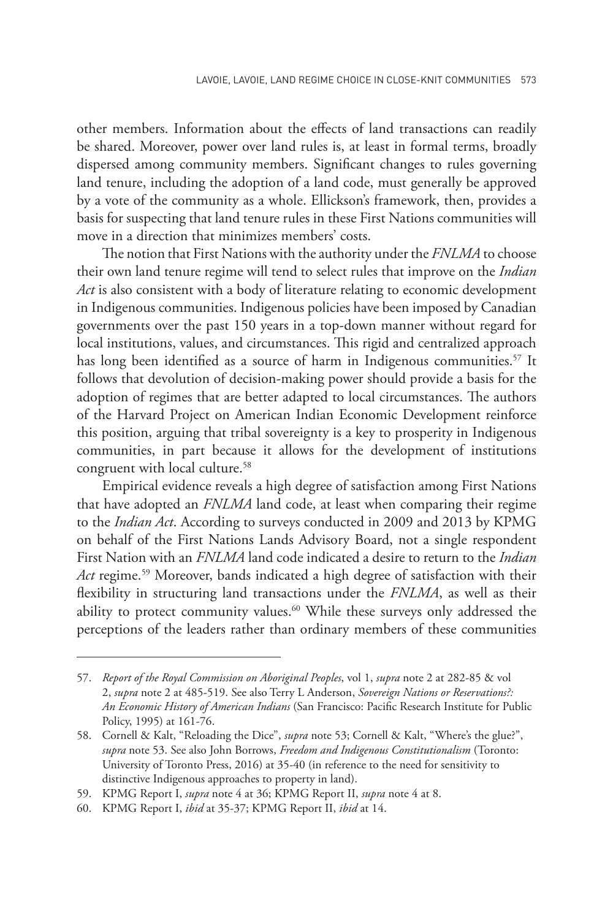other members. Information about the effects of land transactions can readily be shared. Moreover, power over land rules is, at least in formal terms, broadly dispersed among community members. Significant changes to rules governing land tenure, including the adoption of a land code, must generally be approved by a vote of the community as a whole. Ellickson's framework, then, provides a basis for suspecting that land tenure rules in these First Nations communities will move in a direction that minimizes members' costs.

The notion that First Nations with the authority under the *FNLMA* to choose their own land tenure regime will tend to select rules that improve on the *Indian Act* is also consistent with a body of literature relating to economic development in Indigenous communities. Indigenous policies have been imposed by Canadian governments over the past 150 years in a top-down manner without regard for local institutions, values, and circumstances. This rigid and centralized approach has long been identified as a source of harm in Indigenous communities.[57] It follows that devolution of decision-making power should provide a basis for the adoption of regimes that are better adapted to local circumstances. The authors of the Harvard Project on American Indian Economic Development reinforce this position, arguing that tribal sovereignty is a key to prosperity in Indigenous communities, in part because it allows for the development of institutions congruent with local culture.[58]

Empirical evidence reveals a high degree of satisfaction among First Nations that have adopted an *FNLMA* land code, at least when comparing their regime to the *Indian Act*. According to surveys conducted in 2009 and 2013 by KPMG on behalf of the First Nations Lands Advisory Board, not a single respondent First Nation with an *FNLMA* land code indicated a desire to return to the *Indian Act* regime.[59] Moreover, bands indicated a high degree of satisfaction with their flexibility in structuring land transactions under the *FNLMA*, as well as their ability to protect community values.[60] While these surveys only addressed the perceptions of the leaders rather than ordinary members of these communities

---

57. *Report of the Royal Commission on Aboriginal Peoples*, vol 1, *supra* note 2 at 282-85 & vol 2, *supra* note 2 at 485-519. See also Terry L Anderson, *Sovereign Nations or Reservations?: An Economic History of American Indians* (San Francisco: Pacific Research Institute for Public Policy, 1995) at 161-76.
58. Cornell & Kalt, "Reloading the Dice", *supra* note 53; Cornell & Kalt, "Where's the glue?", *supra* note 53. See also John Borrows, *Freedom and Indigenous Constitutionalism* (Toronto: University of Toronto Press, 2016) at 35-40 (in reference to the need for sensitivity to distinctive Indigenous approaches to property in land).
59. KPMG Report I, *supra* note 4 at 36; KPMG Report II, *supra* note 4 at 8.
60. KPMG Report I, *ibid* at 35-37; KPMG Report II, *ibid* at 14.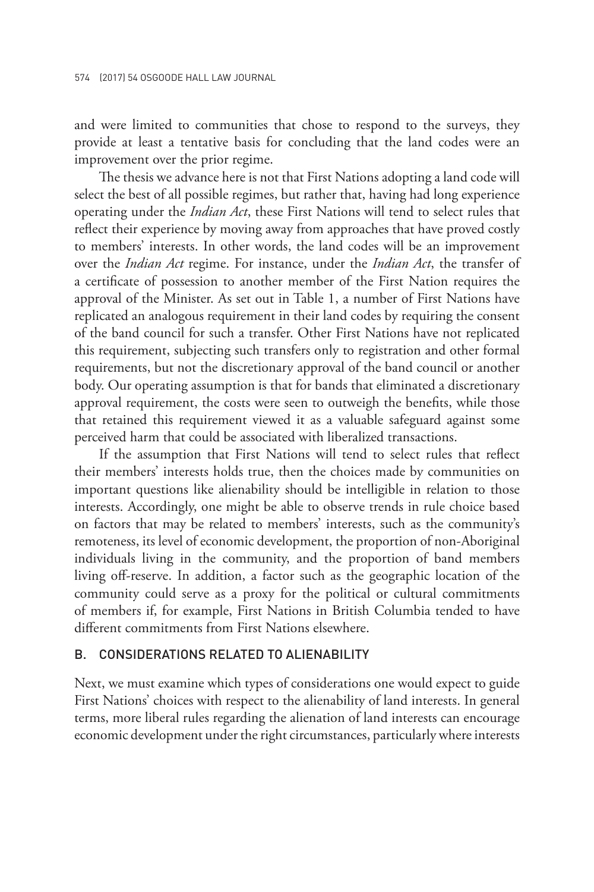and were limited to communities that chose to respond to the surveys, they provide at least a tentative basis for concluding that the land codes were an improvement over the prior regime.

The thesis we advance here is not that First Nations adopting a land code will select the best of all possible regimes, but rather that, having had long experience operating under the *Indian Act*, these First Nations will tend to select rules that reflect their experience by moving away from approaches that have proved costly to members' interests. In other words, the land codes will be an improvement over the *Indian Act* regime. For instance, under the *Indian Act*, the transfer of a certificate of possession to another member of the First Nation requires the approval of the Minister. As set out in Table 1, a number of First Nations have replicated an analogous requirement in their land codes by requiring the consent of the band council for such a transfer. Other First Nations have not replicated this requirement, subjecting such transfers only to registration and other formal requirements, but not the discretionary approval of the band council or another body. Our operating assumption is that for bands that eliminated a discretionary approval requirement, the costs were seen to outweigh the benefits, while those that retained this requirement viewed it as a valuable safeguard against some perceived harm that could be associated with liberalized transactions.

If the assumption that First Nations will tend to select rules that reflect their members' interests holds true, then the choices made by communities on important questions like alienability should be intelligible in relation to those interests. Accordingly, one might be able to observe trends in rule choice based on factors that may be related to members' interests, such as the community's remoteness, its level of economic development, the proportion of non-Aboriginal individuals living in the community, and the proportion of band members living off-reserve. In addition, a factor such as the geographic location of the community could serve as a proxy for the political or cultural commitments of members if, for example, First Nations in British Columbia tended to have different commitments from First Nations elsewhere.

## B. CONSIDERATIONS RELATED TO ALIENABILITY

Next, we must examine which types of considerations one would expect to guide First Nations' choices with respect to the alienability of land interests. In general terms, more liberal rules regarding the alienation of land interests can encourage economic development under the right circumstances, particularly where interests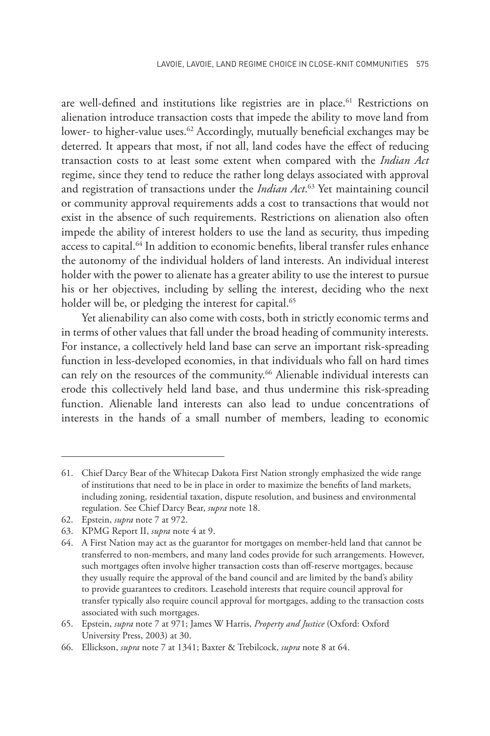are well-defined and institutions like registries are in place.[61] Restrictions on alienation introduce transaction costs that impede the ability to move land from lower- to higher-value uses.[62] Accordingly, mutually beneficial exchanges may be deterred. It appears that most, if not all, land codes have the effect of reducing transaction costs to at least some extent when compared with the *Indian Act* regime, since they tend to reduce the rather long delays associated with approval and registration of transactions under the *Indian Act*.[63] Yet maintaining council or community approval requirements adds a cost to transactions that would not exist in the absence of such requirements. Restrictions on alienation also often impede the ability of interest holders to use the land as security, thus impeding access to capital.[64] In addition to economic benefits, liberal transfer rules enhance the autonomy of the individual holders of land interests. An individual interest holder with the power to alienate has a greater ability to use the interest to pursue his or her objectives, including by selling the interest, deciding who the next holder will be, or pledging the interest for capital.[65]

Yet alienability can also come with costs, both in strictly economic terms and in terms of other values that fall under the broad heading of community interests. For instance, a collectively held land base can serve an important risk-spreading function in less-developed economies, in that individuals who fall on hard times can rely on the resources of the community.[66] Alienable individual interests can erode this collectively held land base, and thus undermine this risk-spreading function. Alienable land interests can also lead to undue concentrations of interests in the hands of a small number of members, leading to economic

---

61. Chief Darcy Bear of the Whitecap Dakota First Nation strongly emphasized the wide range of institutions that need to be in place in order to maximize the benefits of land markets, including zoning, residential taxation, dispute resolution, and business and environmental regulation. See Chief Darcy Bear, *supra* note 18.

62. Epstein, *supra* note 7 at 972.

63. KPMG Report II, *supra* note 4 at 9.

64. A First Nation may act as the guarantor for mortgages on member-held land that cannot be transferred to non-members, and many land codes provide for such arrangements. However, such mortgages often involve higher transaction costs than off-reserve mortgages, because they usually require the approval of the band council and are limited by the band's ability to provide guarantees to creditors. Leasehold interests that require council approval for transfer typically also require council approval for mortgages, adding to the transaction costs associated with such mortgages.

65. Epstein, *supra* note 7 at 971; James W Harris, *Property and Justice* (Oxford: Oxford University Press, 2003) at 30.

66. Ellickson, *supra* note 7 at 1341; Baxter & Trebilcock, *supra* note 8 at 64.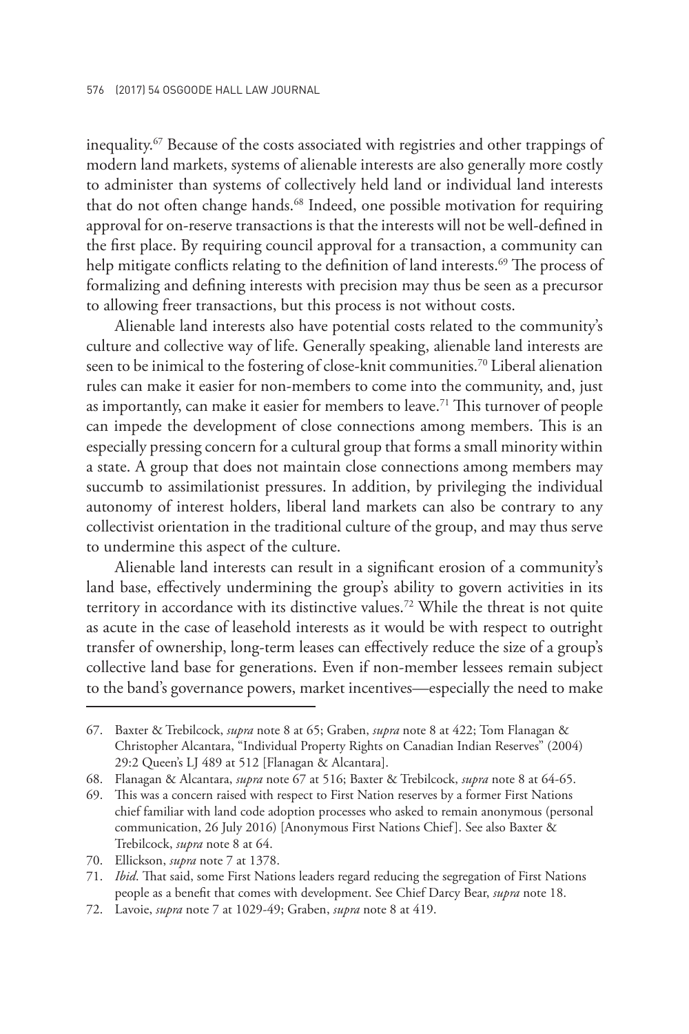inequality.[67] Because of the costs associated with registries and other trappings of modern land markets, systems of alienable interests are also generally more costly to administer than systems of collectively held land or individual land interests that do not often change hands.[68] Indeed, one possible motivation for requiring approval for on-reserve transactions is that the interests will not be well-defined in the first place. By requiring council approval for a transaction, a community can help mitigate conflicts relating to the definition of land interests.[69] The process of formalizing and defining interests with precision may thus be seen as a precursor to allowing freer transactions, but this process is not without costs.

Alienable land interests also have potential costs related to the community's culture and collective way of life. Generally speaking, alienable land interests are seen to be inimical to the fostering of close-knit communities.[70] Liberal alienation rules can make it easier for non-members to come into the community, and, just as importantly, can make it easier for members to leave.[71] This turnover of people can impede the development of close connections among members. This is an especially pressing concern for a cultural group that forms a small minority within a state. A group that does not maintain close connections among members may succumb to assimilationist pressures. In addition, by privileging the individual autonomy of interest holders, liberal land markets can also be contrary to any collectivist orientation in the traditional culture of the group, and may thus serve to undermine this aspect of the culture.

Alienable land interests can result in a significant erosion of a community's land base, effectively undermining the group's ability to govern activities in its territory in accordance with its distinctive values.[72] While the threat is not quite as acute in the case of leasehold interests as it would be with respect to outright transfer of ownership, long-term leases can effectively reduce the size of a group's collective land base for generations. Even if non-member lessees remain subject to the band's governance powers, market incentives—especially the need to make

---

67. Baxter & Trebilcock, *supra* note 8 at 65; Graben, *supra* note 8 at 422; Tom Flanagan & Christopher Alcantara, "Individual Property Rights on Canadian Indian Reserves" (2004) 29:2 Queen's LJ 489 at 512 [Flanagan & Alcantara].

68. Flanagan & Alcantara, *supra* note 67 at 516; Baxter & Trebilcock, *supra* note 8 at 64-65.

69. This was a concern raised with respect to First Nation reserves by a former First Nations chief familiar with land code adoption processes who asked to remain anonymous (personal communication, 26 July 2016) [Anonymous First Nations Chief]. See also Baxter & Trebilcock, *supra* note 8 at 64.

70. Ellickson, *supra* note 7 at 1378.

71. *Ibid*. That said, some First Nations leaders regard reducing the segregation of First Nations people as a benefit that comes with development. See Chief Darcy Bear, *supra* note 18.

72. Lavoie, *supra* note 7 at 1029-49; Graben, *supra* note 8 at 419.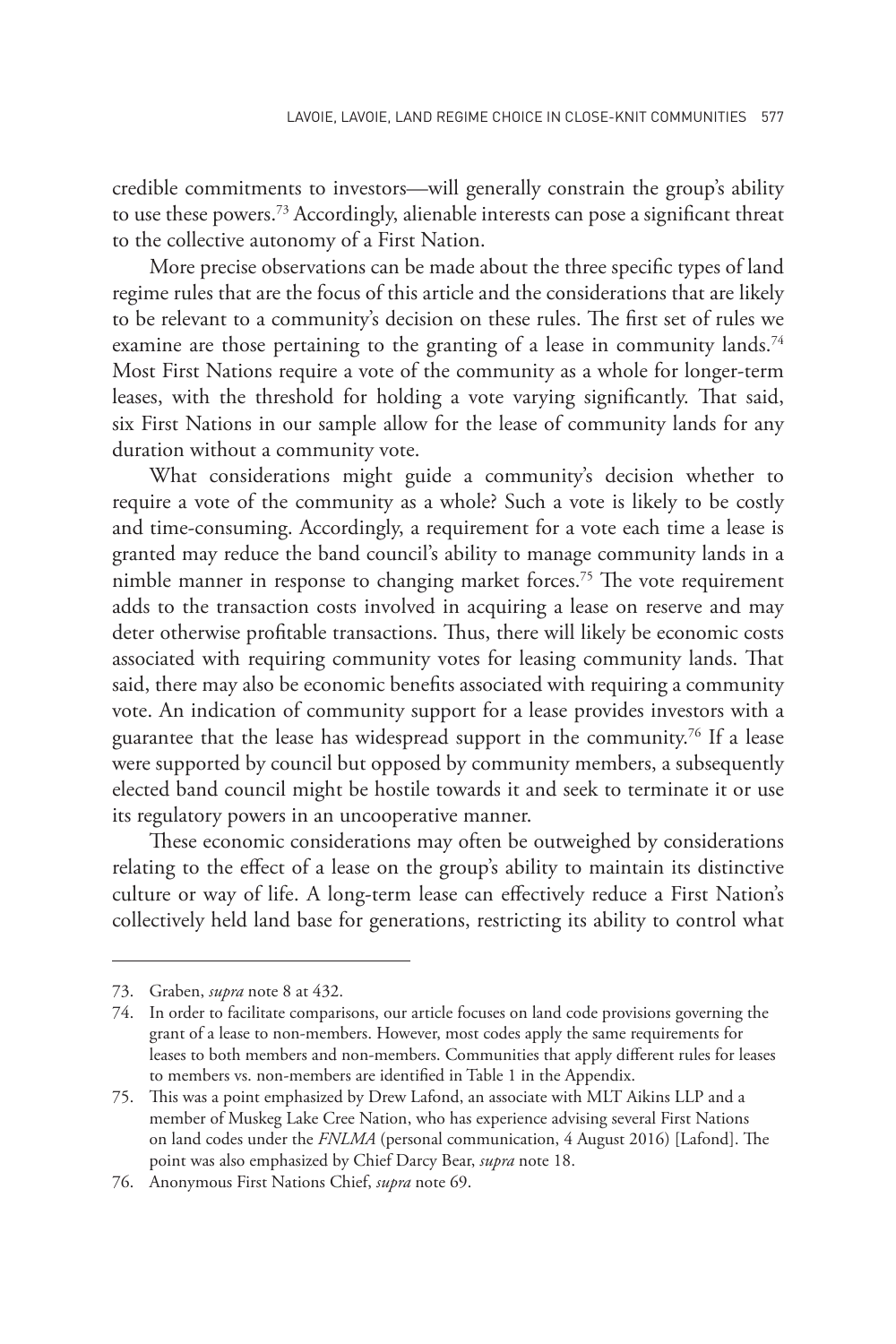credible commitments to investors—will generally constrain the group's ability to use these powers.[73] Accordingly, alienable interests can pose a significant threat to the collective autonomy of a First Nation.

More precise observations can be made about the three specific types of land regime rules that are the focus of this article and the considerations that are likely to be relevant to a community's decision on these rules. The first set of rules we examine are those pertaining to the granting of a lease in community lands.[74] Most First Nations require a vote of the community as a whole for longer-term leases, with the threshold for holding a vote varying significantly. That said, six First Nations in our sample allow for the lease of community lands for any duration without a community vote.

What considerations might guide a community's decision whether to require a vote of the community as a whole? Such a vote is likely to be costly and time-consuming. Accordingly, a requirement for a vote each time a lease is granted may reduce the band council's ability to manage community lands in a nimble manner in response to changing market forces.[75] The vote requirement adds to the transaction costs involved in acquiring a lease on reserve and may deter otherwise profitable transactions. Thus, there will likely be economic costs associated with requiring community votes for leasing community lands. That said, there may also be economic benefits associated with requiring a community vote. An indication of community support for a lease provides investors with a guarantee that the lease has widespread support in the community.[76] If a lease were supported by council but opposed by community members, a subsequently elected band council might be hostile towards it and seek to terminate it or use its regulatory powers in an uncooperative manner.

These economic considerations may often be outweighed by considerations relating to the effect of a lease on the group's ability to maintain its distinctive culture or way of life. A long-term lease can effectively reduce a First Nation's collectively held land base for generations, restricting its ability to control what

---

73. Graben, *supra* note 8 at 432.

74. In order to facilitate comparisons, our article focuses on land code provisions governing the grant of a lease to non-members. However, most codes apply the same requirements for leases to both members and non-members. Communities that apply different rules for leases to members vs. non-members are identified in Table 1 in the Appendix.

75. This was a point emphasized by Drew Lafond, an associate with MLT Aikins LLP and a member of Muskeg Lake Cree Nation, who has experience advising several First Nations on land codes under the *FNLMA* (personal communication, 4 August 2016) [Lafond]. The point was also emphasized by Chief Darcy Bear, *supra* note 18.

76. Anonymous First Nations Chief, *supra* note 69.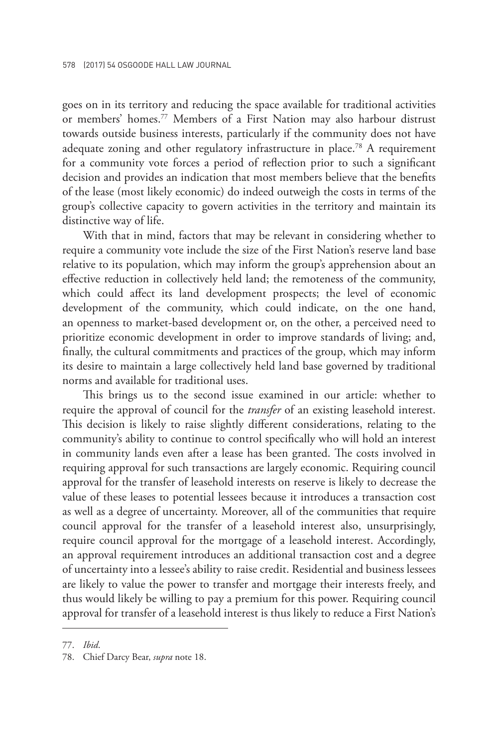goes on in its territory and reducing the space available for traditional activities or members' homes.[77] Members of a First Nation may also harbour distrust towards outside business interests, particularly if the community does not have adequate zoning and other regulatory infrastructure in place.[78] A requirement for a community vote forces a period of reflection prior to such a significant decision and provides an indication that most members believe that the benefits of the lease (most likely economic) do indeed outweigh the costs in terms of the group's collective capacity to govern activities in the territory and maintain its distinctive way of life.

With that in mind, factors that may be relevant in considering whether to require a community vote include the size of the First Nation's reserve land base relative to its population, which may inform the group's apprehension about an effective reduction in collectively held land; the remoteness of the community, which could affect its land development prospects; the level of economic development of the community, which could indicate, on the one hand, an openness to market-based development or, on the other, a perceived need to prioritize economic development in order to improve standards of living; and, finally, the cultural commitments and practices of the group, which may inform its desire to maintain a large collectively held land base governed by traditional norms and available for traditional uses.

This brings us to the second issue examined in our article: whether to require the approval of council for the *transfer* of an existing leasehold interest. This decision is likely to raise slightly different considerations, relating to the community's ability to continue to control specifically who will hold an interest in community lands even after a lease has been granted. The costs involved in requiring approval for such transactions are largely economic. Requiring council approval for the transfer of leasehold interests on reserve is likely to decrease the value of these leases to potential lessees because it introduces a transaction cost as well as a degree of uncertainty. Moreover, all of the communities that require council approval for the transfer of a leasehold interest also, unsurprisingly, require council approval for the mortgage of a leasehold interest. Accordingly, an approval requirement introduces an additional transaction cost and a degree of uncertainty into a lessee's ability to raise credit. Residential and business lessees are likely to value the power to transfer and mortgage their interests freely, and thus would likely be willing to pay a premium for this power. Requiring council approval for transfer of a leasehold interest is thus likely to reduce a First Nation's

---

77. *Ibid*.

78. Chief Darcy Bear, *supra* note 18.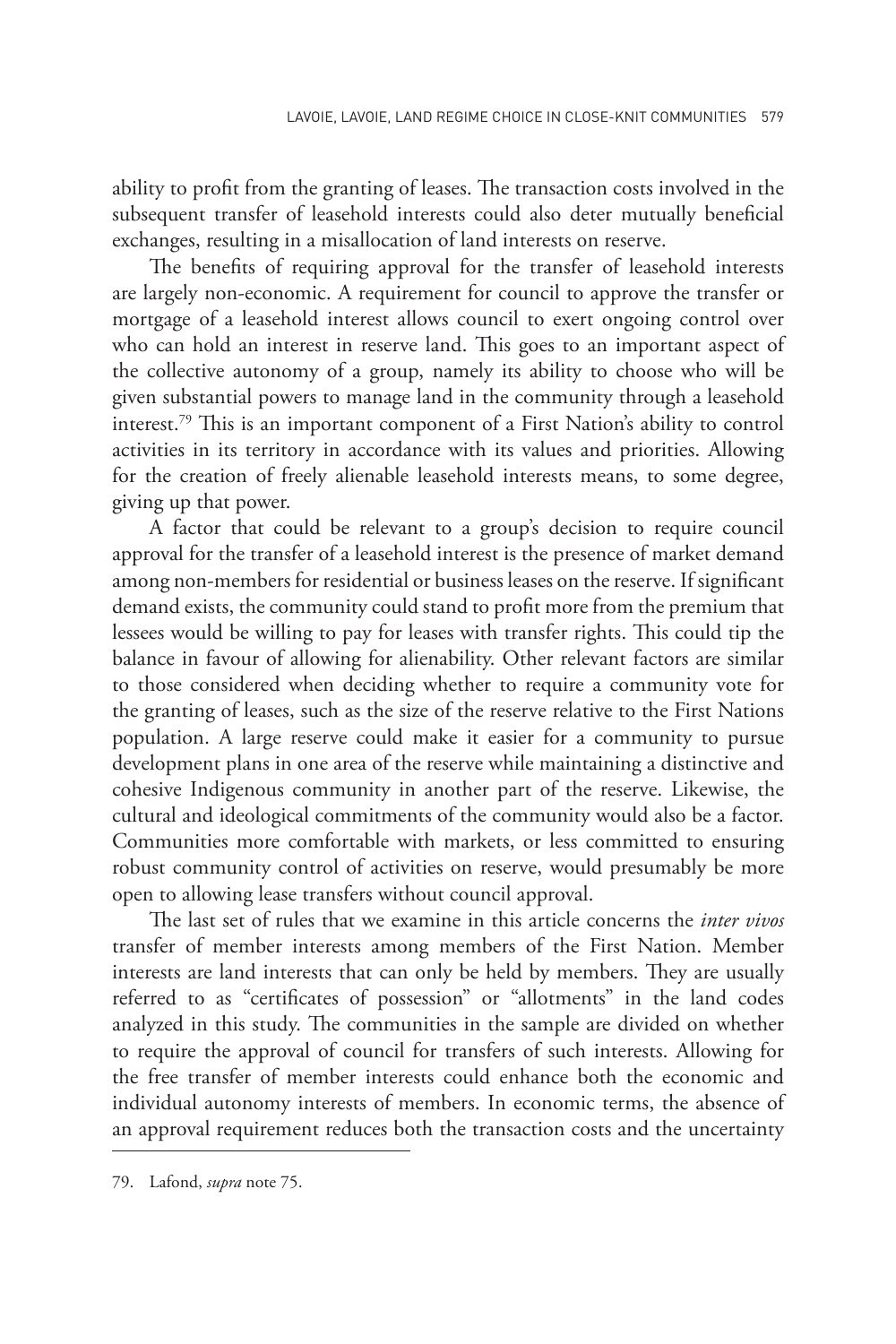ability to profit from the granting of leases. The transaction costs involved in the subsequent transfer of leasehold interests could also deter mutually beneficial exchanges, resulting in a misallocation of land interests on reserve.

The benefits of requiring approval for the transfer of leasehold interests are largely non-economic. A requirement for council to approve the transfer or mortgage of a leasehold interest allows council to exert ongoing control over who can hold an interest in reserve land. This goes to an important aspect of the collective autonomy of a group, namely its ability to choose who will be given substantial powers to manage land in the community through a leasehold interest.[79] This is an important component of a First Nation's ability to control activities in its territory in accordance with its values and priorities. Allowing for the creation of freely alienable leasehold interests means, to some degree, giving up that power.

A factor that could be relevant to a group's decision to require council approval for the transfer of a leasehold interest is the presence of market demand among non-members for residential or business leases on the reserve. If significant demand exists, the community could stand to profit more from the premium that lessees would be willing to pay for leases with transfer rights. This could tip the balance in favour of allowing for alienability. Other relevant factors are similar to those considered when deciding whether to require a community vote for the granting of leases, such as the size of the reserve relative to the First Nations population. A large reserve could make it easier for a community to pursue development plans in one area of the reserve while maintaining a distinctive and cohesive Indigenous community in another part of the reserve. Likewise, the cultural and ideological commitments of the community would also be a factor. Communities more comfortable with markets, or less committed to ensuring robust community control of activities on reserve, would presumably be more open to allowing lease transfers without council approval.

The last set of rules that we examine in this article concerns the *inter vivos* transfer of member interests among members of the First Nation. Member interests are land interests that can only be held by members. They are usually referred to as "certificates of possession" or "allotments" in the land codes analyzed in this study. The communities in the sample are divided on whether to require the approval of council for transfers of such interests. Allowing for the free transfer of member interests could enhance both the economic and individual autonomy interests of members. In economic terms, the absence of an approval requirement reduces both the transaction costs and the uncertainty

---

79. Lafond, *supra* note 75.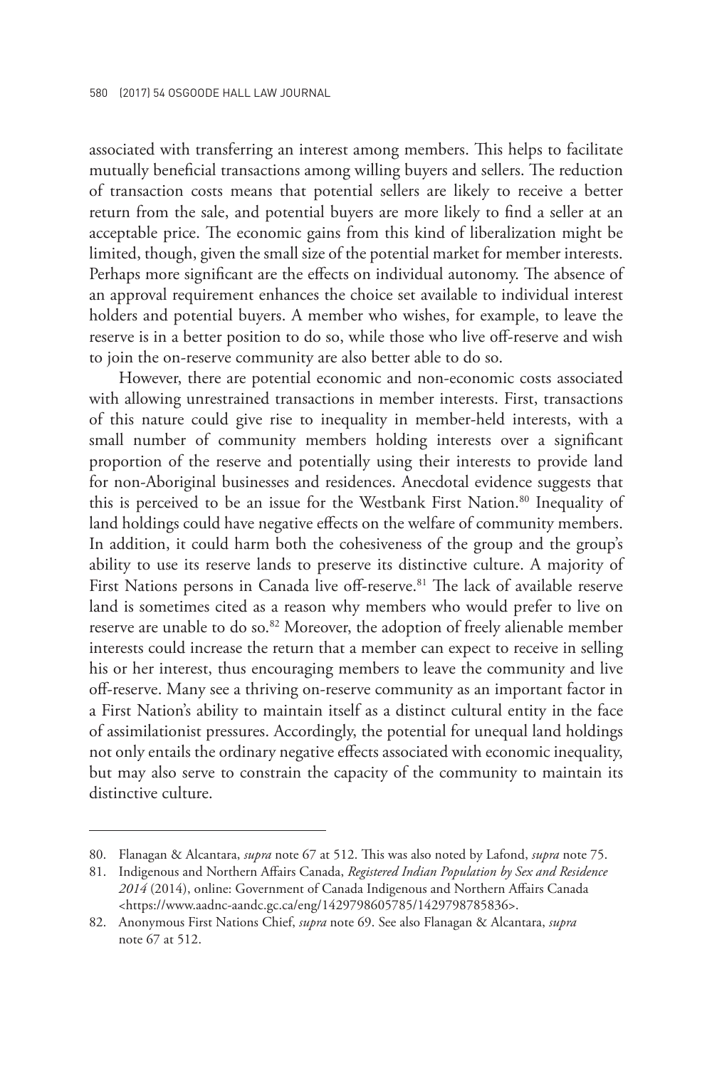associated with transferring an interest among members. This helps to facilitate mutually beneficial transactions among willing buyers and sellers. The reduction of transaction costs means that potential sellers are likely to receive a better return from the sale, and potential buyers are more likely to find a seller at an acceptable price. The economic gains from this kind of liberalization might be limited, though, given the small size of the potential market for member interests. Perhaps more significant are the effects on individual autonomy. The absence of an approval requirement enhances the choice set available to individual interest holders and potential buyers. A member who wishes, for example, to leave the reserve is in a better position to do so, while those who live off-reserve and wish to join the on-reserve community are also better able to do so.

However, there are potential economic and non-economic costs associated with allowing unrestrained transactions in member interests. First, transactions of this nature could give rise to inequality in member-held interests, with a small number of community members holding interests over a significant proportion of the reserve and potentially using their interests to provide land for non-Aboriginal businesses and residences. Anecdotal evidence suggests that this is perceived to be an issue for the Westbank First Nation.[80] Inequality of land holdings could have negative effects on the welfare of community members. In addition, it could harm both the cohesiveness of the group and the group's ability to use its reserve lands to preserve its distinctive culture. A majority of First Nations persons in Canada live off-reserve.[81] The lack of available reserve land is sometimes cited as a reason why members who would prefer to live on reserve are unable to do so.[82] Moreover, the adoption of freely alienable member interests could increase the return that a member can expect to receive in selling his or her interest, thus encouraging members to leave the community and live off-reserve. Many see a thriving on-reserve community as an important factor in a First Nation's ability to maintain itself as a distinct cultural entity in the face of assimilationist pressures. Accordingly, the potential for unequal land holdings not only entails the ordinary negative effects associated with economic inequality, but may also serve to constrain the capacity of the community to maintain its distinctive culture.

---

80. Flanagan & Alcantara, *supra* note 67 at 512. This was also noted by Lafond, *supra* note 75.
81. Indigenous and Northern Affairs Canada, *Registered Indian Population by Sex and Residence 2014* (2014), online: Government of Canada Indigenous and Northern Affairs Canada <https://www.aadnc-aandc.gc.ca/eng/1429798605785/1429798785836>.
82. Anonymous First Nations Chief, *supra* note 69. See also Flanagan & Alcantara, *supra* note 67 at 512.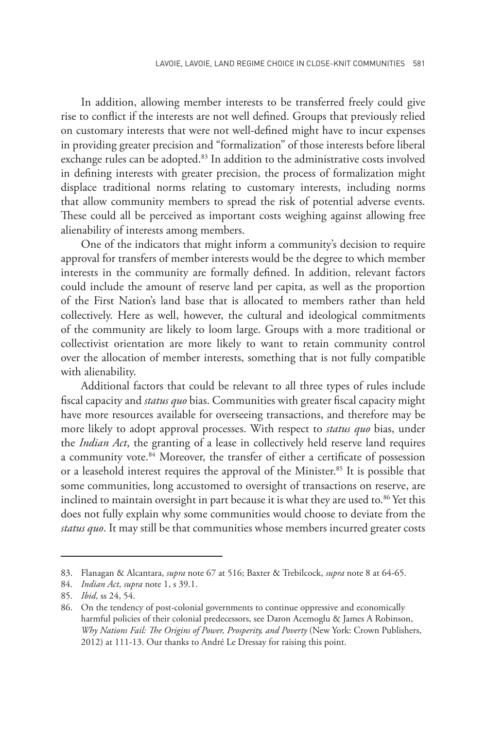In addition, allowing member interests to be transferred freely could give rise to conflict if the interests are not well defined. Groups that previously relied on customary interests that were not well-defined might have to incur expenses in providing greater precision and "formalization" of those interests before liberal exchange rules can be adopted.[83] In addition to the administrative costs involved in defining interests with greater precision, the process of formalization might displace traditional norms relating to customary interests, including norms that allow community members to spread the risk of potential adverse events. These could all be perceived as important costs weighing against allowing free alienability of interests among members.

One of the indicators that might inform a community's decision to require approval for transfers of member interests would be the degree to which member interests in the community are formally defined. In addition, relevant factors could include the amount of reserve land per capita, as well as the proportion of the First Nation's land base that is allocated to members rather than held collectively. Here as well, however, the cultural and ideological commitments of the community are likely to loom large. Groups with a more traditional or collectivist orientation are more likely to want to retain community control over the allocation of member interests, something that is not fully compatible with alienability.

Additional factors that could be relevant to all three types of rules include fiscal capacity and *status quo* bias. Communities with greater fiscal capacity might have more resources available for overseeing transactions, and therefore may be more likely to adopt approval processes. With respect to *status quo* bias, under the *Indian Act*, the granting of a lease in collectively held reserve land requires a community vote.[84] Moreover, the transfer of either a certificate of possession or a leasehold interest requires the approval of the Minister.[85] It is possible that some communities, long accustomed to oversight of transactions on reserve, are inclined to maintain oversight in part because it is what they are used to.[86] Yet this does not fully explain why some communities would choose to deviate from the *status quo*. It may still be that communities whose members incurred greater costs

---

83. Flanagan & Alcantara, *supra* note 67 at 516; Baxter & Trebilcock, *supra* note 8 at 64-65.

84. *Indian Act*, *supra* note 1, s 39.1.

85. *Ibid*, ss 24, 54.

86. On the tendency of post-colonial governments to continue oppressive and economically harmful policies of their colonial predecessors, see Daron Acemoglu & James A Robinson, *Why Nations Fail: The Origins of Power, Prosperity, and Poverty* (New York: Crown Publishers, 2012) at 111-13. Our thanks to André Le Dressay for raising this point.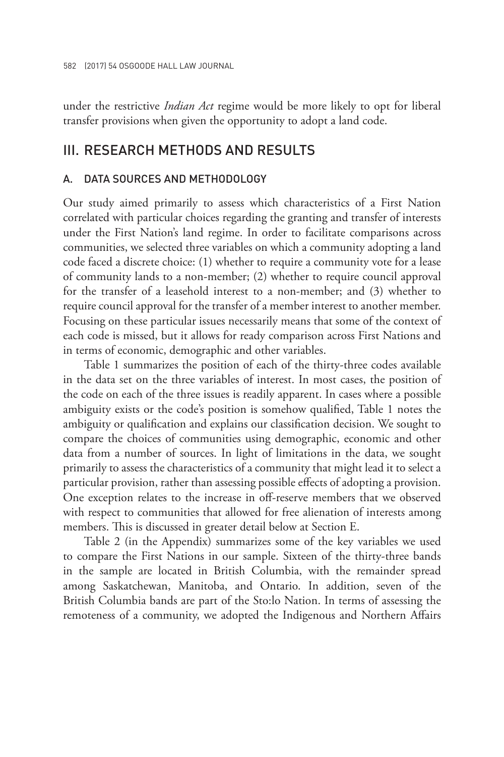under the restrictive *Indian Act* regime would be more likely to opt for liberal transfer provisions when given the opportunity to adopt a land code.

## III. RESEARCH METHODS AND RESULTS

### A. DATA SOURCES AND METHODOLOGY

Our study aimed primarily to assess which characteristics of a First Nation correlated with particular choices regarding the granting and transfer of interests under the First Nation's land regime. In order to facilitate comparisons across communities, we selected three variables on which a community adopting a land code faced a discrete choice: (1) whether to require a community vote for a lease of community lands to a non-member; (2) whether to require council approval for the transfer of a leasehold interest to a non-member; and (3) whether to require council approval for the transfer of a member interest to another member. Focusing on these particular issues necessarily means that some of the context of each code is missed, but it allows for ready comparison across First Nations and in terms of economic, demographic and other variables.

Table 1 summarizes the position of each of the thirty-three codes available in the data set on the three variables of interest. In most cases, the position of the code on each of the three issues is readily apparent. In cases where a possible ambiguity exists or the code's position is somehow qualified, Table 1 notes the ambiguity or qualification and explains our classification decision. We sought to compare the choices of communities using demographic, economic and other data from a number of sources. In light of limitations in the data, we sought primarily to assess the characteristics of a community that might lead it to select a particular provision, rather than assessing possible effects of adopting a provision. One exception relates to the increase in off-reserve members that we observed with respect to communities that allowed for free alienation of interests among members. This is discussed in greater detail below at Section E.

Table 2 (in the Appendix) summarizes some of the key variables we used to compare the First Nations in our sample. Sixteen of the thirty-three bands in the sample are located in British Columbia, with the remainder spread among Saskatchewan, Manitoba, and Ontario. In addition, seven of the British Columbia bands are part of the Sto:lo Nation. In terms of assessing the remoteness of a community, we adopted the Indigenous and Northern Affairs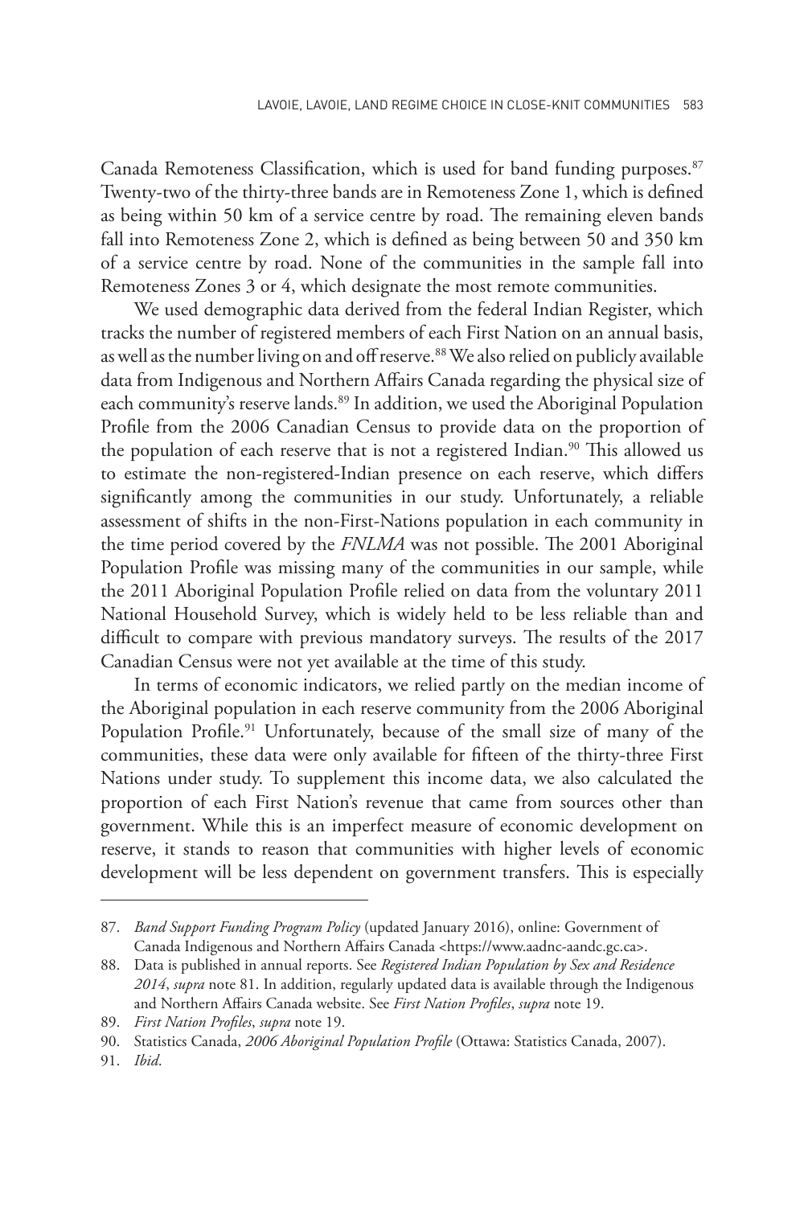Canada Remoteness Classification, which is used for band funding purposes.[87] Twenty-two of the thirty-three bands are in Remoteness Zone 1, which is defined as being within 50 km of a service centre by road. The remaining eleven bands fall into Remoteness Zone 2, which is defined as being between 50 and 350 km of a service centre by road. None of the communities in the sample fall into Remoteness Zones 3 or 4, which designate the most remote communities.

We used demographic data derived from the federal Indian Register, which tracks the number of registered members of each First Nation on an annual basis, as well as the number living on and off reserve.[88] We also relied on publicly available data from Indigenous and Northern Affairs Canada regarding the physical size of each community's reserve lands.[89] In addition, we used the Aboriginal Population Profile from the 2006 Canadian Census to provide data on the proportion of the population of each reserve that is not a registered Indian.[90] This allowed us to estimate the non-registered-Indian presence on each reserve, which differs significantly among the communities in our study. Unfortunately, a reliable assessment of shifts in the non-First-Nations population in each community in the time period covered by the *FNLMA* was not possible. The 2001 Aboriginal Population Profile was missing many of the communities in our sample, while the 2011 Aboriginal Population Profile relied on data from the voluntary 2011 National Household Survey, which is widely held to be less reliable than and difficult to compare with previous mandatory surveys. The results of the 2017 Canadian Census were not yet available at the time of this study.

In terms of economic indicators, we relied partly on the median income of the Aboriginal population in each reserve community from the 2006 Aboriginal Population Profile.[91] Unfortunately, because of the small size of many of the communities, these data were only available for fifteen of the thirty-three First Nations under study. To supplement this income data, we also calculated the proportion of each First Nation's revenue that came from sources other than government. While this is an imperfect measure of economic development on reserve, it stands to reason that communities with higher levels of economic development will be less dependent on government transfers. This is especially

---

87. *Band Support Funding Program Policy* (updated January 2016), online: Government of Canada Indigenous and Northern Affairs Canada <https://www.aadnc-aandc.gc.ca>.
88. Data is published in annual reports. See *Registered Indian Population by Sex and Residence 2014*, *supra* note 81. In addition, regularly updated data is available through the Indigenous and Northern Affairs Canada website. See *First Nation Profiles*, *supra* note 19.
89. *First Nation Profiles*, *supra* note 19.
90. Statistics Canada, *2006 Aboriginal Population Profile* (Ottawa: Statistics Canada, 2007).
91. *Ibid*.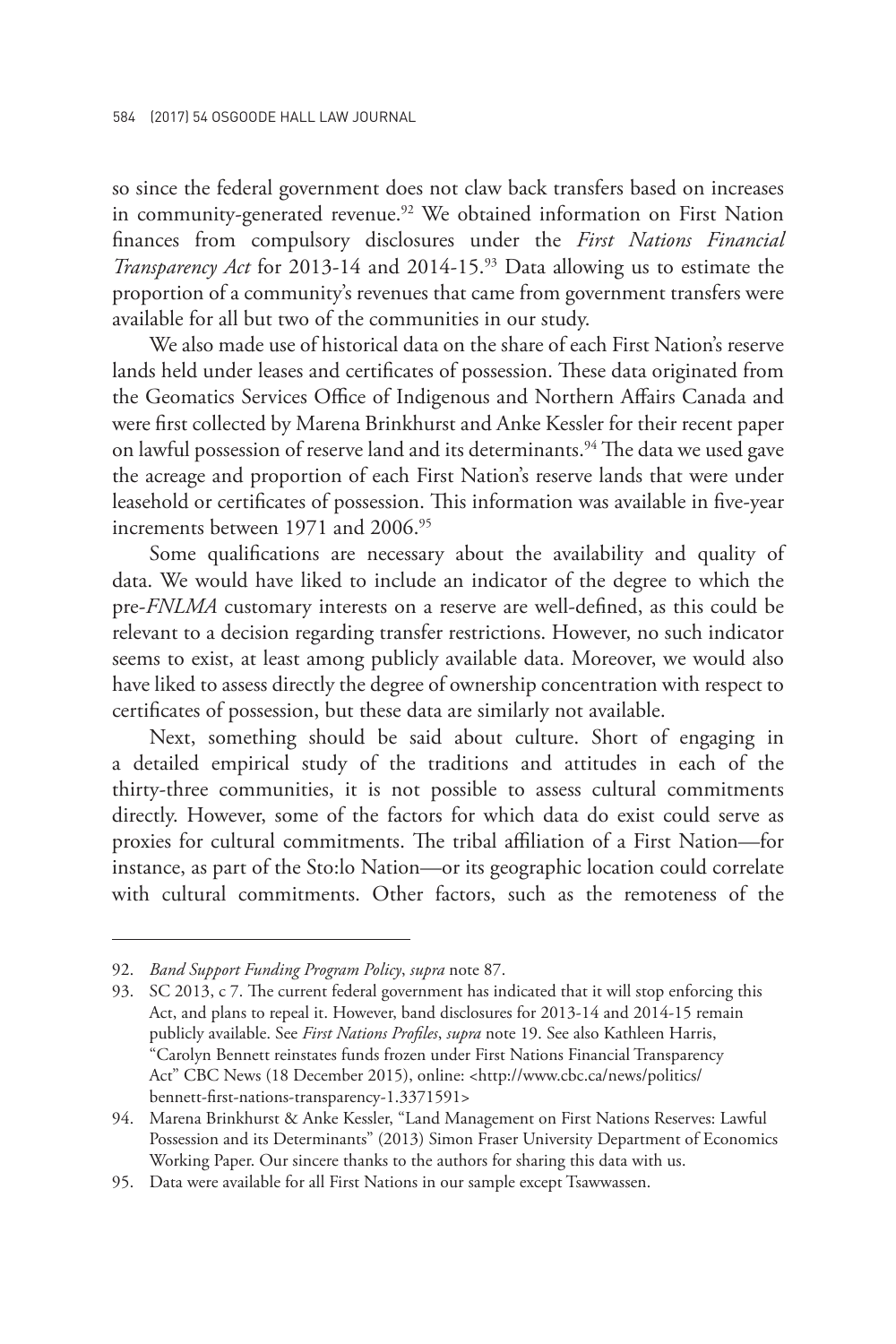so since the federal government does not claw back transfers based on increases in community-generated revenue.[92] We obtained information on First Nation finances from compulsory disclosures under the *First Nations Financial Transparency Act* for 2013-14 and 2014-15.[93] Data allowing us to estimate the proportion of a community's revenues that came from government transfers were available for all but two of the communities in our study.

We also made use of historical data on the share of each First Nation's reserve lands held under leases and certificates of possession. These data originated from the Geomatics Services Office of Indigenous and Northern Affairs Canada and were first collected by Marena Brinkhurst and Anke Kessler for their recent paper on lawful possession of reserve land and its determinants.[94] The data we used gave the acreage and proportion of each First Nation's reserve lands that were under leasehold or certificates of possession. This information was available in five-year increments between 1971 and 2006.[95]

Some qualifications are necessary about the availability and quality of data. We would have liked to include an indicator of the degree to which the pre-*FNLMA* customary interests on a reserve are well-defined, as this could be relevant to a decision regarding transfer restrictions. However, no such indicator seems to exist, at least among publicly available data. Moreover, we would also have liked to assess directly the degree of ownership concentration with respect to certificates of possession, but these data are similarly not available.

Next, something should be said about culture. Short of engaging in a detailed empirical study of the traditions and attitudes in each of the thirty-three communities, it is not possible to assess cultural commitments directly. However, some of the factors for which data do exist could serve as proxies for cultural commitments. The tribal affiliation of a First Nation—for instance, as part of the Sto:lo Nation—or its geographic location could correlate with cultural commitments. Other factors, such as the remoteness of the

---

92. *Band Support Funding Program Policy*, *supra* note 87.

93. SC 2013, c 7. The current federal government has indicated that it will stop enforcing this Act, and plans to repeal it. However, band disclosures for 2013-14 and 2014-15 remain publicly available. See *First Nations Profiles*, *supra* note 19. See also Kathleen Harris, "Carolyn Bennett reinstates funds frozen under First Nations Financial Transparency Act" CBC News (18 December 2015), online: <http://www.cbc.ca/news/politics/bennett-first-nations-transparency-1.3371591>

94. Marena Brinkhurst & Anke Kessler, "Land Management on First Nations Reserves: Lawful Possession and its Determinants" (2013) Simon Fraser University Department of Economics Working Paper. Our sincere thanks to the authors for sharing this data with us.

95. Data were available for all First Nations in our sample except Tsawwassen.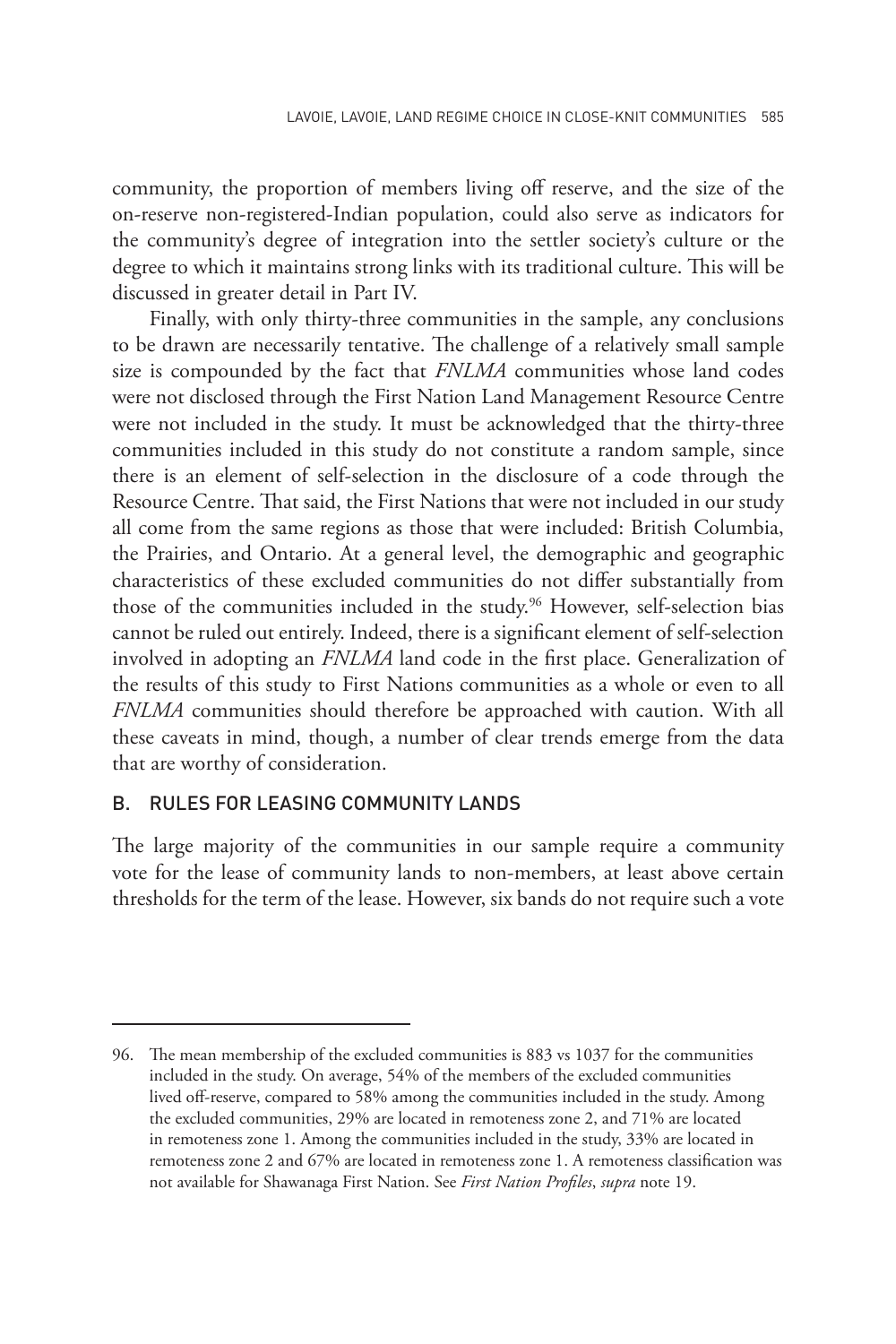community, the proportion of members living off reserve, and the size of the on-reserve non-registered-Indian population, could also serve as indicators for the community's degree of integration into the settler society's culture or the degree to which it maintains strong links with its traditional culture. This will be discussed in greater detail in Part IV.

Finally, with only thirty-three communities in the sample, any conclusions to be drawn are necessarily tentative. The challenge of a relatively small sample size is compounded by the fact that *FNLMA* communities whose land codes were not disclosed through the First Nation Land Management Resource Centre were not included in the study. It must be acknowledged that the thirty-three communities included in this study do not constitute a random sample, since there is an element of self-selection in the disclosure of a code through the Resource Centre. That said, the First Nations that were not included in our study all come from the same regions as those that were included: British Columbia, the Prairies, and Ontario. At a general level, the demographic and geographic characteristics of these excluded communities do not differ substantially from those of the communities included in the study.[96] However, self-selection bias cannot be ruled out entirely. Indeed, there is a significant element of self-selection involved in adopting an *FNLMA* land code in the first place. Generalization of the results of this study to First Nations communities as a whole or even to all *FNLMA* communities should therefore be approached with caution. With all these caveats in mind, though, a number of clear trends emerge from the data that are worthy of consideration.

## B. RULES FOR LEASING COMMUNITY LANDS

The large majority of the communities in our sample require a community vote for the lease of community lands to non-members, at least above certain thresholds for the term of the lease. However, six bands do not require such a vote

---

96. The mean membership of the excluded communities is 883 vs 1037 for the communities included in the study. On average, 54% of the members of the excluded communities lived off-reserve, compared to 58% among the communities included in the study. Among the excluded communities, 29% are located in remoteness zone 2, and 71% are located in remoteness zone 1. Among the communities included in the study, 33% are located in remoteness zone 2 and 67% are located in remoteness zone 1. A remoteness classification was not available for Shawanaga First Nation. See *First Nation Profiles*, *supra* note 19.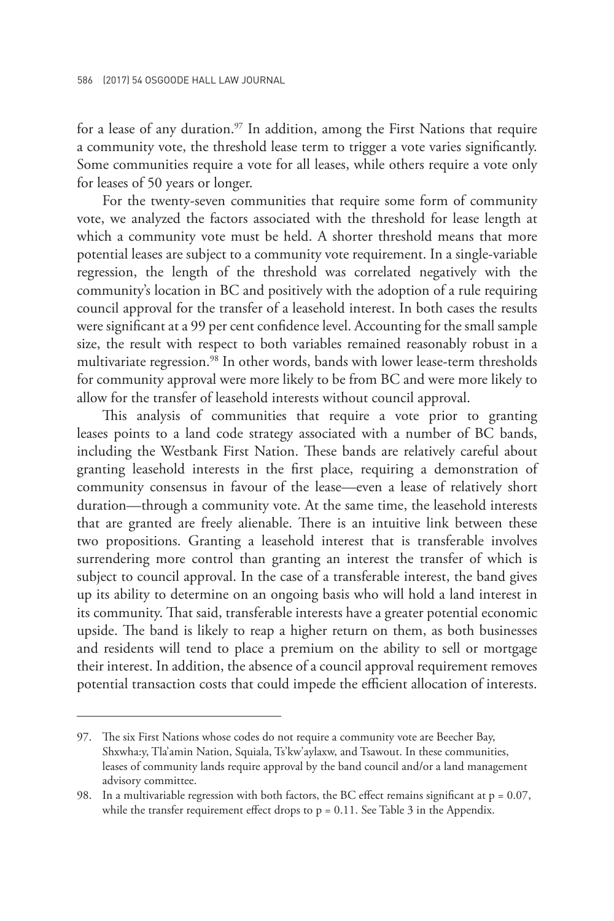for a lease of any duration.[97] In addition, among the First Nations that require a community vote, the threshold lease term to trigger a vote varies significantly. Some communities require a vote for all leases, while others require a vote only for leases of 50 years or longer.

For the twenty-seven communities that require some form of community vote, we analyzed the factors associated with the threshold for lease length at which a community vote must be held. A shorter threshold means that more potential leases are subject to a community vote requirement. In a single-variable regression, the length of the threshold was correlated negatively with the community's location in BC and positively with the adoption of a rule requiring council approval for the transfer of a leasehold interest. In both cases the results were significant at a 99 per cent confidence level. Accounting for the small sample size, the result with respect to both variables remained reasonably robust in a multivariate regression.[98] In other words, bands with lower lease-term thresholds for community approval were more likely to be from BC and were more likely to allow for the transfer of leasehold interests without council approval.

This analysis of communities that require a vote prior to granting leases points to a land code strategy associated with a number of BC bands, including the Westbank First Nation. These bands are relatively careful about granting leasehold interests in the first place, requiring a demonstration of community consensus in favour of the lease—even a lease of relatively short duration—through a community vote. At the same time, the leasehold interests that are granted are freely alienable. There is an intuitive link between these two propositions. Granting a leasehold interest that is transferable involves surrendering more control than granting an interest the transfer of which is subject to council approval. In the case of a transferable interest, the band gives up its ability to determine on an ongoing basis who will hold a land interest in its community. That said, transferable interests have a greater potential economic upside. The band is likely to reap a higher return on them, as both businesses and residents will tend to place a premium on the ability to sell or mortgage their interest. In addition, the absence of a council approval requirement removes potential transaction costs that could impede the efficient allocation of interests.

---

97. The six First Nations whose codes do not require a community vote are Beecher Bay, Shxwha:y, Tla'amin Nation, Squiala, Ts'kw'aylaxw, and Tsawout. In these communities, leases of community lands require approval by the band council and/or a land management advisory committee.

98. In a multivariable regression with both factors, the BC effect remains significant at $p = 0.07$, while the transfer requirement effect drops to $p = 0.11$. See Table 3 in the Appendix.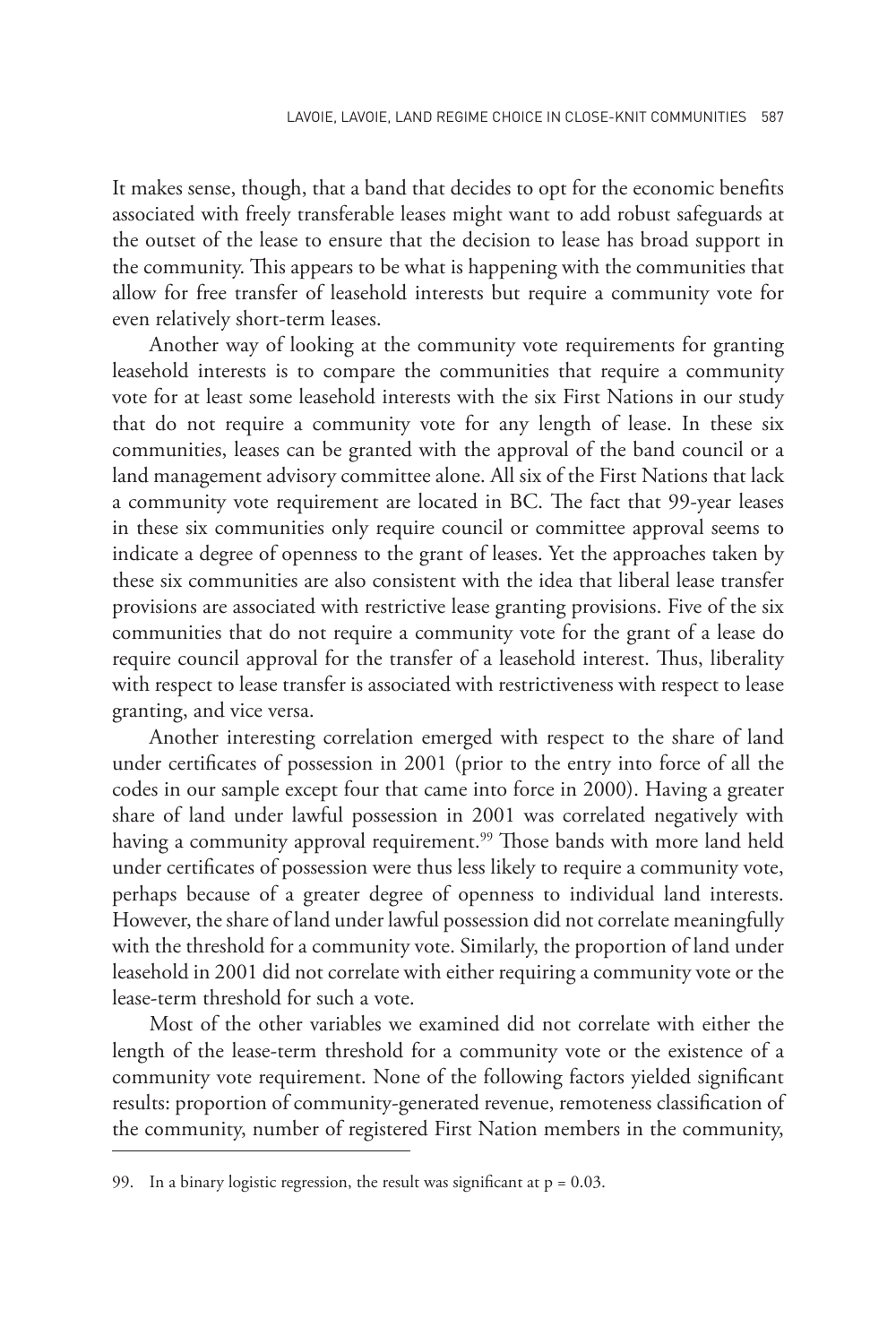It makes sense, though, that a band that decides to opt for the economic benefits associated with freely transferable leases might want to add robust safeguards at the outset of the lease to ensure that the decision to lease has broad support in the community. This appears to be what is happening with the communities that allow for free transfer of leasehold interests but require a community vote for even relatively short-term leases.

Another way of looking at the community vote requirements for granting leasehold interests is to compare the communities that require a community vote for at least some leasehold interests with the six First Nations in our study that do not require a community vote for any length of lease. In these six communities, leases can be granted with the approval of the band council or a land management advisory committee alone. All six of the First Nations that lack a community vote requirement are located in BC. The fact that 99-year leases in these six communities only require council or committee approval seems to indicate a degree of openness to the grant of leases. Yet the approaches taken by these six communities are also consistent with the idea that liberal lease transfer provisions are associated with restrictive lease granting provisions. Five of the six communities that do not require a community vote for the grant of a lease do require council approval for the transfer of a leasehold interest. Thus, liberality with respect to lease transfer is associated with restrictiveness with respect to lease granting, and vice versa.

Another interesting correlation emerged with respect to the share of land under certificates of possession in 2001 (prior to the entry into force of all the codes in our sample except four that came into force in 2000). Having a greater share of land under lawful possession in 2001 was correlated negatively with having a community approval requirement.[99] Those bands with more land held under certificates of possession were thus less likely to require a community vote, perhaps because of a greater degree of openness to individual land interests. However, the share of land under lawful possession did not correlate meaningfully with the threshold for a community vote. Similarly, the proportion of land under leasehold in 2001 did not correlate with either requiring a community vote or the lease-term threshold for such a vote.

Most of the other variables we examined did not correlate with either the length of the lease-term threshold for a community vote or the existence of a community vote requirement. None of the following factors yielded significant results: proportion of community-generated revenue, remoteness classification of the community, number of registered First Nation members in the community,

---

99. In a binary logistic regression, the result was significant at $p = 0.03$.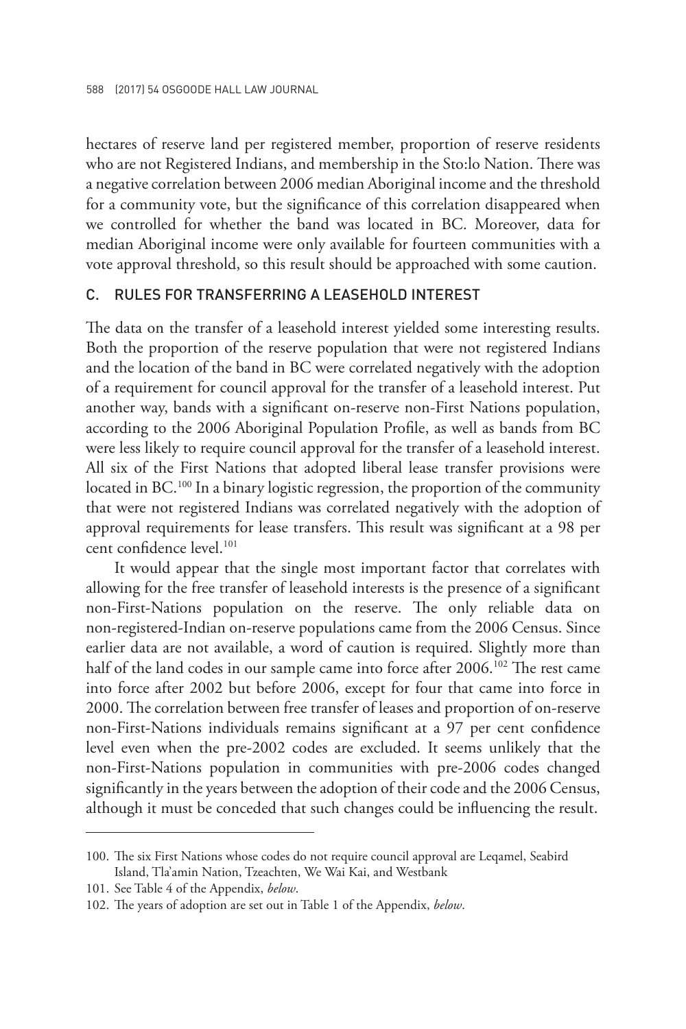hectares of reserve land per registered member, proportion of reserve residents who are not Registered Indians, and membership in the Sto:lo Nation. There was a negative correlation between 2006 median Aboriginal income and the threshold for a community vote, but the significance of this correlation disappeared when we controlled for whether the band was located in BC. Moreover, data for median Aboriginal income were only available for fourteen communities with a vote approval threshold, so this result should be approached with some caution.

### C. RULES FOR TRANSFERRING A LEASEHOLD INTEREST

The data on the transfer of a leasehold interest yielded some interesting results. Both the proportion of the reserve population that were not registered Indians and the location of the band in BC were correlated negatively with the adoption of a requirement for council approval for the transfer of a leasehold interest. Put another way, bands with a significant on-reserve non-First Nations population, according to the 2006 Aboriginal Population Profile, as well as bands from BC were less likely to require council approval for the transfer of a leasehold interest. All six of the First Nations that adopted liberal lease transfer provisions were located in BC.[100] In a binary logistic regression, the proportion of the community that were not registered Indians was correlated negatively with the adoption of approval requirements for lease transfers. This result was significant at a 98 per cent confidence level.[101]

It would appear that the single most important factor that correlates with allowing for the free transfer of leasehold interests is the presence of a significant non-First-Nations population on the reserve. The only reliable data on non-registered-Indian on-reserve populations came from the 2006 Census. Since earlier data are not available, a word of caution is required. Slightly more than half of the land codes in our sample came into force after 2006.[102] The rest came into force after 2002 but before 2006, except for four that came into force in 2000. The correlation between free transfer of leases and proportion of on-reserve non-First-Nations individuals remains significant at a 97 per cent confidence level even when the pre-2002 codes are excluded. It seems unlikely that the non-First-Nations population in communities with pre-2006 codes changed significantly in the years between the adoption of their code and the 2006 Census, although it must be conceded that such changes could be influencing the result.

---

100. The six First Nations whose codes do not require council approval are Leqamel, Seabird Island, Tla'amin Nation, Tzeachten, We Wai Kai, and Westbank

101. See Table 4 of the Appendix, *below*.

102. The years of adoption are set out in Table 1 of the Appendix, *below*.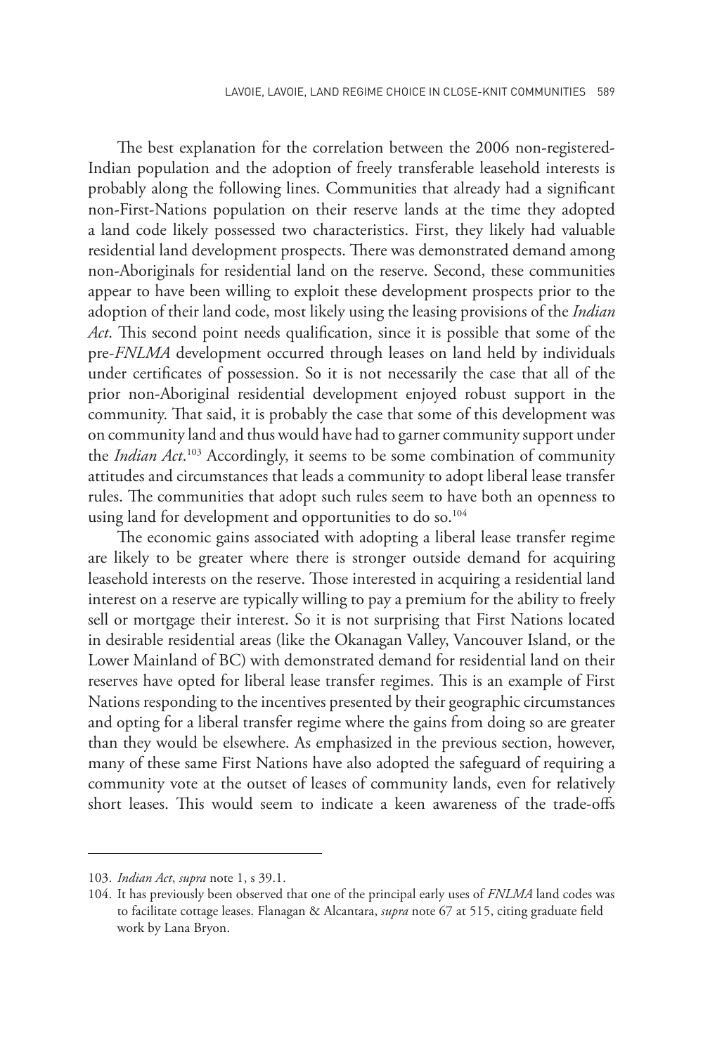The best explanation for the correlation between the 2006 non-registered-Indian population and the adoption of freely transferable leasehold interests is probably along the following lines. Communities that already had a significant non-First-Nations population on their reserve lands at the time they adopted a land code likely possessed two characteristics. First, they likely had valuable residential land development prospects. There was demonstrated demand among non-Aboriginals for residential land on the reserve. Second, these communities appear to have been willing to exploit these development prospects prior to the adoption of their land code, most likely using the leasing provisions of the *Indian Act*. This second point needs qualification, since it is possible that some of the pre-*FNLMA* development occurred through leases on land held by individuals under certificates of possession. So it is not necessarily the case that all of the prior non-Aboriginal residential development enjoyed robust support in the community. That said, it is probably the case that some of this development was on community land and thus would have had to garner community support under the *Indian Act*.[103] Accordingly, it seems to be some combination of community attitudes and circumstances that leads a community to adopt liberal lease transfer rules. The communities that adopt such rules seem to have both an openness to using land for development and opportunities to do so.[104]

The economic gains associated with adopting a liberal lease transfer regime are likely to be greater where there is stronger outside demand for acquiring leasehold interests on the reserve. Those interested in acquiring a residential land interest on a reserve are typically willing to pay a premium for the ability to freely sell or mortgage their interest. So it is not surprising that First Nations located in desirable residential areas (like the Okanagan Valley, Vancouver Island, or the Lower Mainland of BC) with demonstrated demand for residential land on their reserves have opted for liberal lease transfer regimes. This is an example of First Nations responding to the incentives presented by their geographic circumstances and opting for a liberal transfer regime where the gains from doing so are greater than they would be elsewhere. As emphasized in the previous section, however, many of these same First Nations have also adopted the safeguard of requiring a community vote at the outset of leases of community lands, even for relatively short leases. This would seem to indicate a keen awareness of the trade-offs

---

103. *Indian Act*, *supra* note 1, s 39.1.

104. It has previously been observed that one of the principal early uses of *FNLMA* land codes was to facilitate cottage leases. Flanagan & Alcantara, *supra* note 67 at 515, citing graduate field work by Lana Bryon.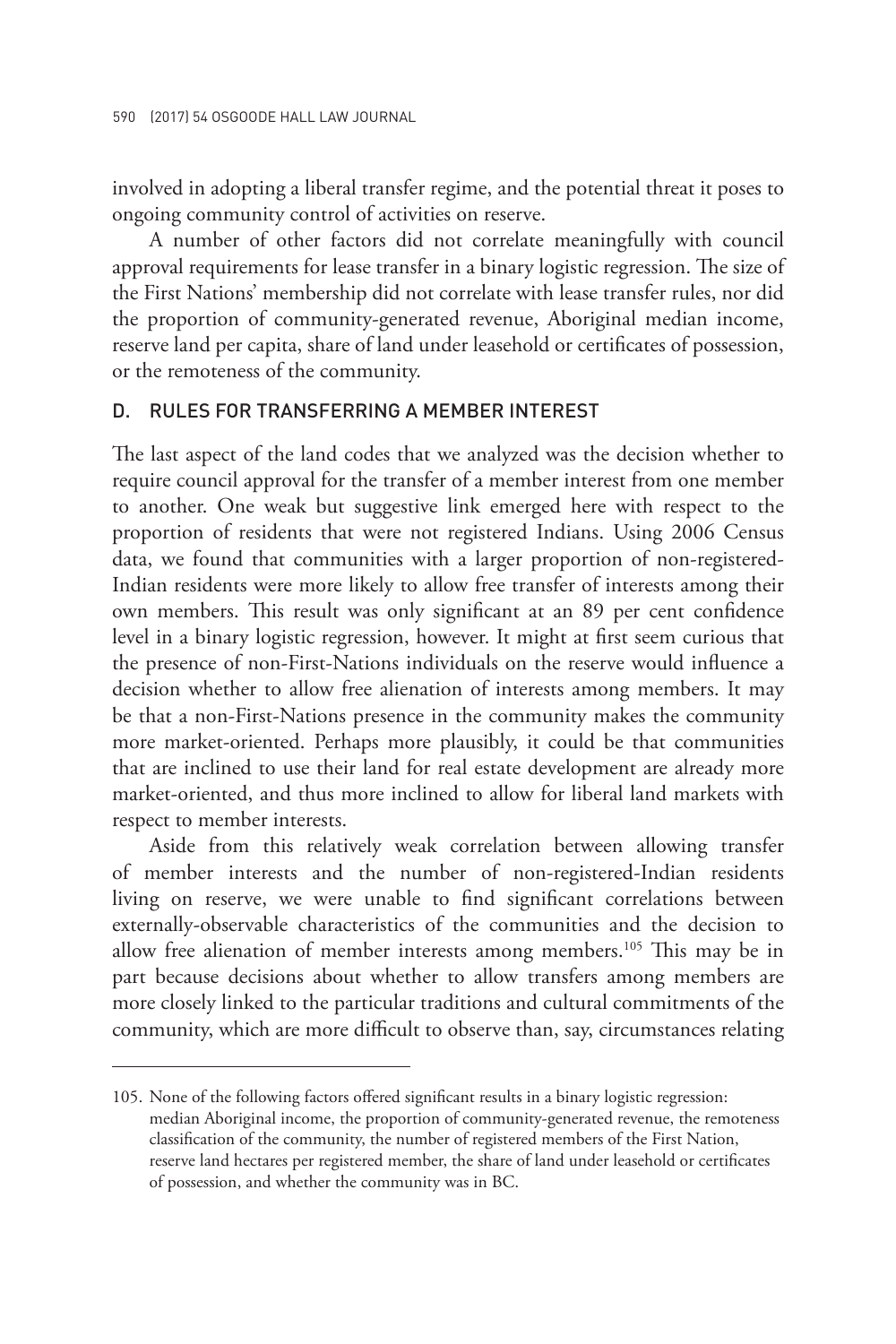involved in adopting a liberal transfer regime, and the potential threat it poses to ongoing community control of activities on reserve.

A number of other factors did not correlate meaningfully with council approval requirements for lease transfer in a binary logistic regression. The size of the First Nations' membership did not correlate with lease transfer rules, nor did the proportion of community-generated revenue, Aboriginal median income, reserve land per capita, share of land under leasehold or certificates of possession, or the remoteness of the community.

### D. RULES FOR TRANSFERRING A MEMBER INTEREST

The last aspect of the land codes that we analyzed was the decision whether to require council approval for the transfer of a member interest from one member to another. One weak but suggestive link emerged here with respect to the proportion of residents that were not registered Indians. Using 2006 Census data, we found that communities with a larger proportion of non-registered-Indian residents were more likely to allow free transfer of interests among their own members. This result was only significant at an 89 per cent confidence level in a binary logistic regression, however. It might at first seem curious that the presence of non-First-Nations individuals on the reserve would influence a decision whether to allow free alienation of interests among members. It may be that a non-First-Nations presence in the community makes the community more market-oriented. Perhaps more plausibly, it could be that communities that are inclined to use their land for real estate development are already more market-oriented, and thus more inclined to allow for liberal land markets with respect to member interests.

Aside from this relatively weak correlation between allowing transfer of member interests and the number of non-registered-Indian residents living on reserve, we were unable to find significant correlations between externally-observable characteristics of the communities and the decision to allow free alienation of member interests among members.[105] This may be in part because decisions about whether to allow transfers among members are more closely linked to the particular traditions and cultural commitments of the community, which are more difficult to observe than, say, circumstances relating

---

105. None of the following factors offered significant results in a binary logistic regression: median Aboriginal income, the proportion of community-generated revenue, the remoteness classification of the community, the number of registered members of the First Nation, reserve land hectares per registered member, the share of land under leasehold or certificates of possession, and whether the community was in BC.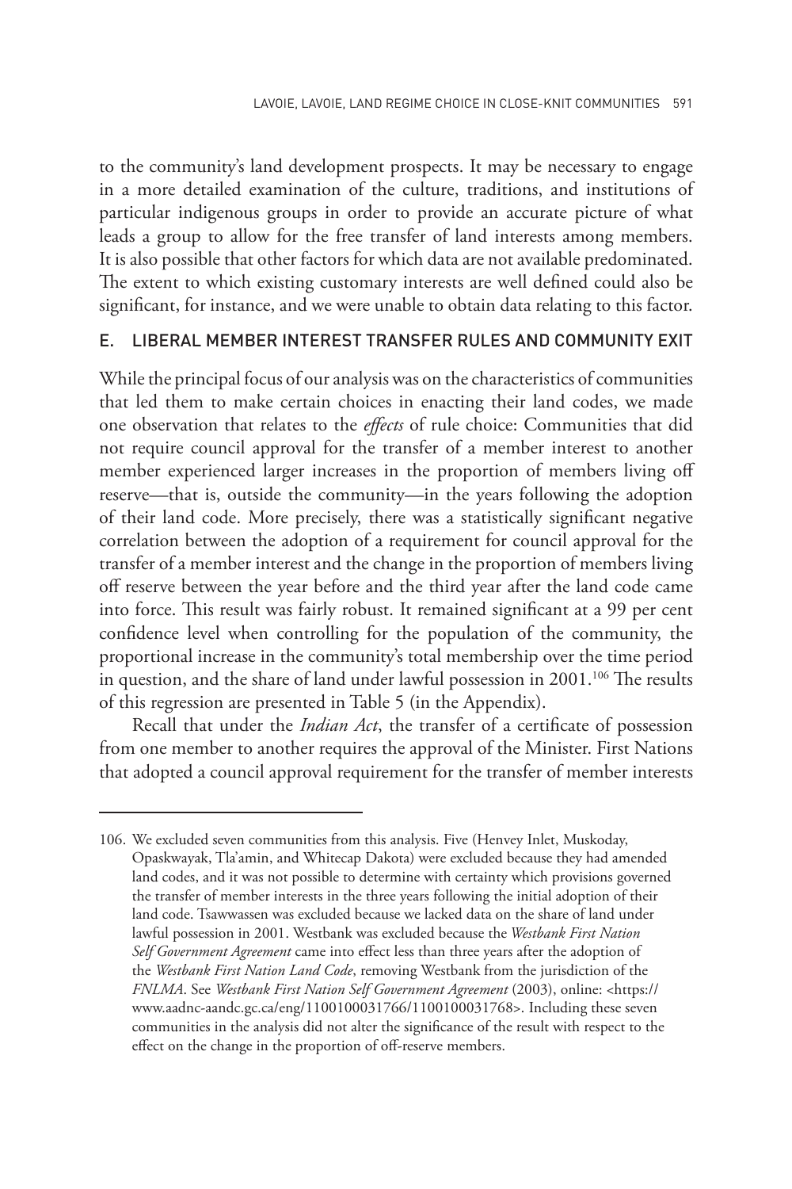to the community's land development prospects. It may be necessary to engage in a more detailed examination of the culture, traditions, and institutions of particular indigenous groups in order to provide an accurate picture of what leads a group to allow for the free transfer of land interests among members. It is also possible that other factors for which data are not available predominated. The extent to which existing customary interests are well defined could also be significant, for instance, and we were unable to obtain data relating to this factor.

### E. LIBERAL MEMBER INTEREST TRANSFER RULES AND COMMUNITY EXIT

While the principal focus of our analysis was on the characteristics of communities that led them to make certain choices in enacting their land codes, we made one observation that relates to the *effects* of rule choice: Communities that did not require council approval for the transfer of a member interest to another member experienced larger increases in the proportion of members living off reserve—that is, outside the community—in the years following the adoption of their land code. More precisely, there was a statistically significant negative correlation between the adoption of a requirement for council approval for the transfer of a member interest and the change in the proportion of members living off reserve between the year before and the third year after the land code came into force. This result was fairly robust. It remained significant at a 99 per cent confidence level when controlling for the population of the community, the proportional increase in the community's total membership over the time period in question, and the share of land under lawful possession in 2001.[106] The results of this regression are presented in Table 5 (in the Appendix).

Recall that under the *Indian Act*, the transfer of a certificate of possession from one member to another requires the approval of the Minister. First Nations that adopted a council approval requirement for the transfer of member interests

---

106. We excluded seven communities from this analysis. Five (Henvey Inlet, Muskoday, Opaskwayak, Tla'amin, and Whitecap Dakota) were excluded because they had amended land codes, and it was not possible to determine with certainty which provisions governed the transfer of member interests in the three years following the initial adoption of their land code. Tsawwassen was excluded because we lacked data on the share of land under lawful possession in 2001. Westbank was excluded because the *Westbank First Nation Self Government Agreement* came into effect less than three years after the adoption of the *Westbank First Nation Land Code*, removing Westbank from the jurisdiction of the *FNLMA*. See *Westbank First Nation Self Government Agreement* (2003), online: <https://www.aadnc-aandc.gc.ca/eng/1100100031766/1100100031768>. Including these seven communities in the analysis did not alter the significance of the result with respect to the effect on the change in the proportion of off-reserve members.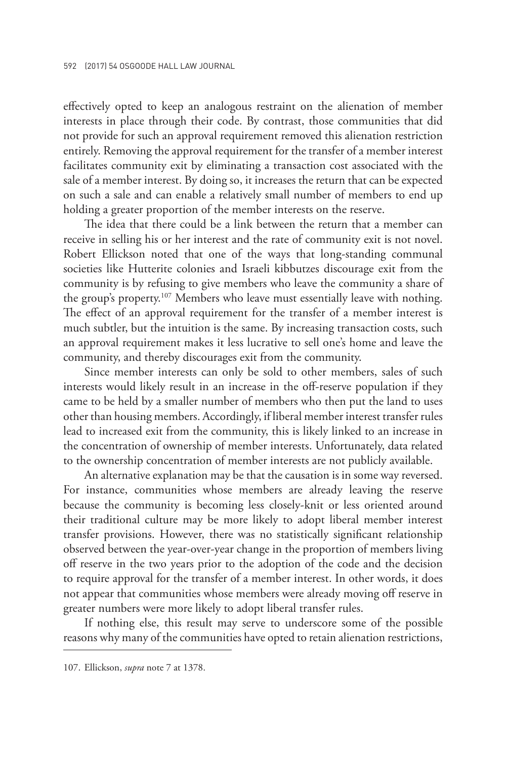effectively opted to keep an analogous restraint on the alienation of member interests in place through their code. By contrast, those communities that did not provide for such an approval requirement removed this alienation restriction entirely. Removing the approval requirement for the transfer of a member interest facilitates community exit by eliminating a transaction cost associated with the sale of a member interest. By doing so, it increases the return that can be expected on such a sale and can enable a relatively small number of members to end up holding a greater proportion of the member interests on the reserve.

The idea that there could be a link between the return that a member can receive in selling his or her interest and the rate of community exit is not novel. Robert Ellickson noted that one of the ways that long-standing communal societies like Hutterite colonies and Israeli kibbutzes discourage exit from the community is by refusing to give members who leave the community a share of the group's property.[107] Members who leave must essentially leave with nothing. The effect of an approval requirement for the transfer of a member interest is much subtler, but the intuition is the same. By increasing transaction costs, such an approval requirement makes it less lucrative to sell one's home and leave the community, and thereby discourages exit from the community.

Since member interests can only be sold to other members, sales of such interests would likely result in an increase in the off-reserve population if they came to be held by a smaller number of members who then put the land to uses other than housing members. Accordingly, if liberal member interest transfer rules lead to increased exit from the community, this is likely linked to an increase in the concentration of ownership of member interests. Unfortunately, data related to the ownership concentration of member interests are not publicly available.

An alternative explanation may be that the causation is in some way reversed. For instance, communities whose members are already leaving the reserve because the community is becoming less closely-knit or less oriented around their traditional culture may be more likely to adopt liberal member interest transfer provisions. However, there was no statistically significant relationship observed between the year-over-year change in the proportion of members living off reserve in the two years prior to the adoption of the code and the decision to require approval for the transfer of a member interest. In other words, it does not appear that communities whose members were already moving off reserve in greater numbers were more likely to adopt liberal transfer rules.

If nothing else, this result may serve to underscore some of the possible reasons why many of the communities have opted to retain alienation restrictions,

107. Ellickson, *supra* note 7 at 1378.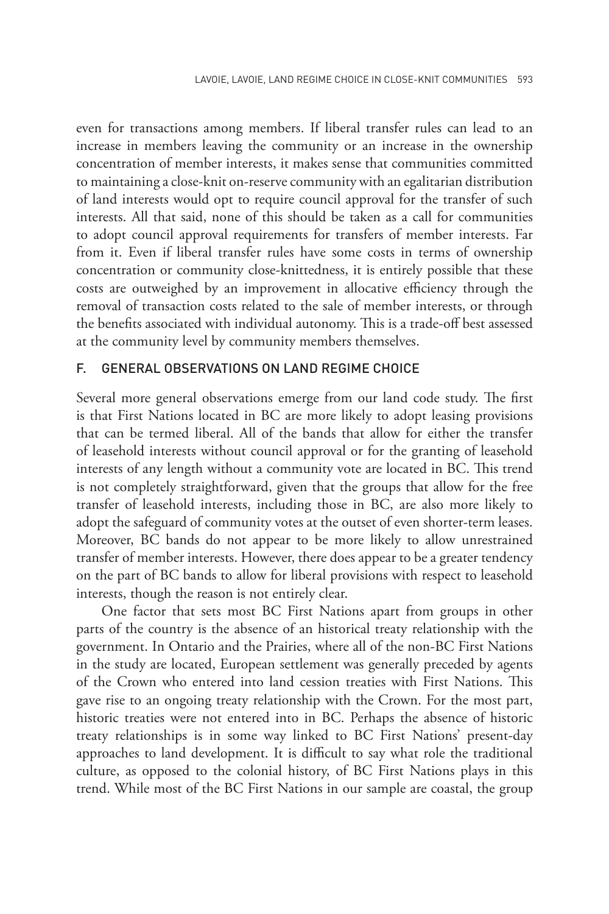even for transactions among members. If liberal transfer rules can lead to an increase in members leaving the community or an increase in the ownership concentration of member interests, it makes sense that communities committed to maintaining a close-knit on-reserve community with an egalitarian distribution of land interests would opt to require council approval for the transfer of such interests. All that said, none of this should be taken as a call for communities to adopt council approval requirements for transfers of member interests. Far from it. Even if liberal transfer rules have some costs in terms of ownership concentration or community close-knittedness, it is entirely possible that these costs are outweighed by an improvement in allocative efficiency through the removal of transaction costs related to the sale of member interests, or through the benefits associated with individual autonomy. This is a trade-off best assessed at the community level by community members themselves.

### F. GENERAL OBSERVATIONS ON LAND REGIME CHOICE

Several more general observations emerge from our land code study. The first is that First Nations located in BC are more likely to adopt leasing provisions that can be termed liberal. All of the bands that allow for either the transfer of leasehold interests without council approval or for the granting of leasehold interests of any length without a community vote are located in BC. This trend is not completely straightforward, given that the groups that allow for the free transfer of leasehold interests, including those in BC, are also more likely to adopt the safeguard of community votes at the outset of even shorter-term leases. Moreover, BC bands do not appear to be more likely to allow unrestrained transfer of member interests. However, there does appear to be a greater tendency on the part of BC bands to allow for liberal provisions with respect to leasehold interests, though the reason is not entirely clear.

One factor that sets most BC First Nations apart from groups in other parts of the country is the absence of an historical treaty relationship with the government. In Ontario and the Prairies, where all of the non-BC First Nations in the study are located, European settlement was generally preceded by agents of the Crown who entered into land cession treaties with First Nations. This gave rise to an ongoing treaty relationship with the Crown. For the most part, historic treaties were not entered into in BC. Perhaps the absence of historic treaty relationships is in some way linked to BC First Nations' present-day approaches to land development. It is difficult to say what role the traditional culture, as opposed to the colonial history, of BC First Nations plays in this trend. While most of the BC First Nations in our sample are coastal, the group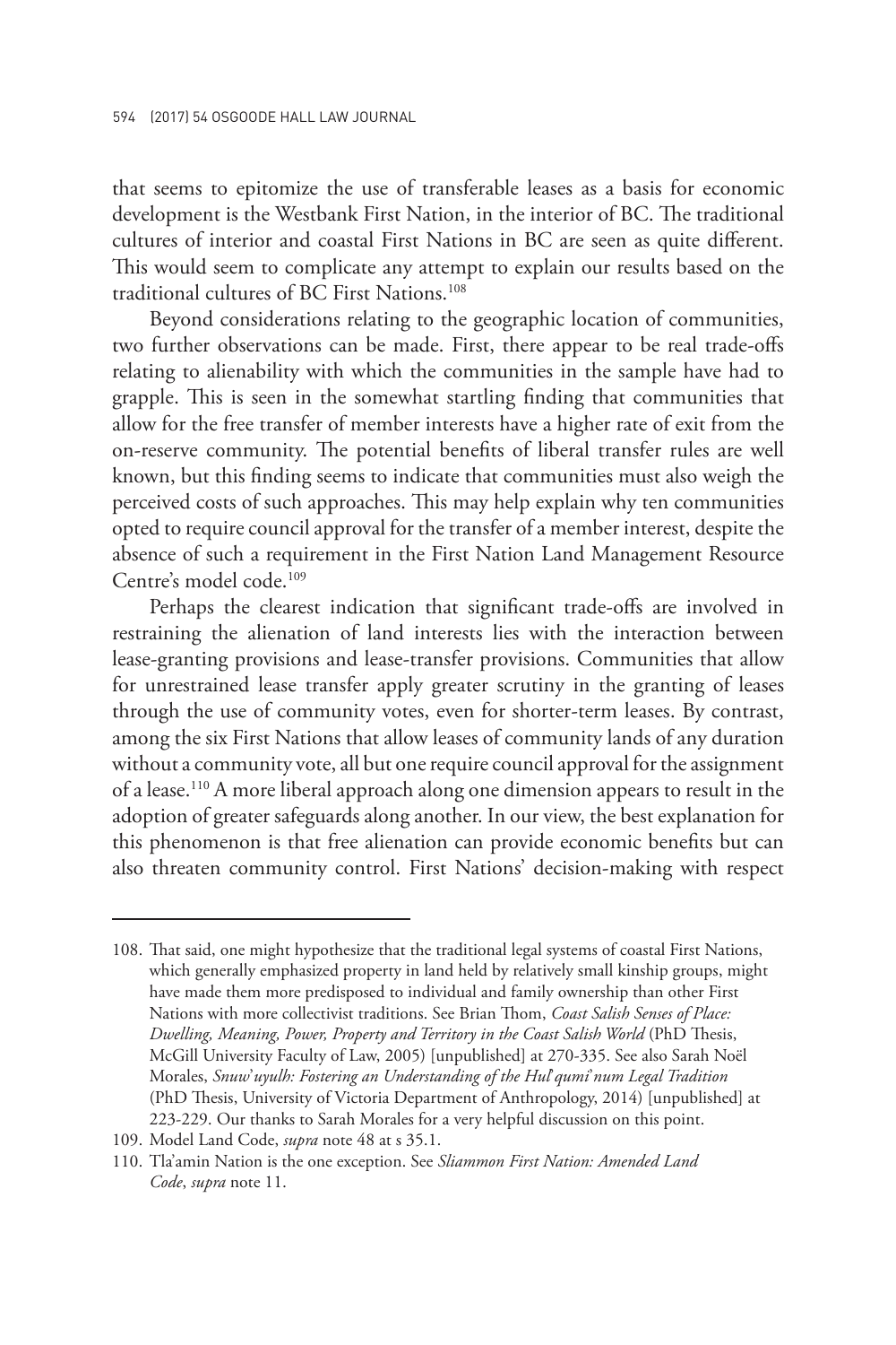that seems to epitomize the use of transferable leases as a basis for economic development is the Westbank First Nation, in the interior of BC. The traditional cultures of interior and coastal First Nations in BC are seen as quite different. This would seem to complicate any attempt to explain our results based on the traditional cultures of BC First Nations.[108]

Beyond considerations relating to the geographic location of communities, two further observations can be made. First, there appear to be real trade-offs relating to alienability with which the communities in the sample have had to grapple. This is seen in the somewhat startling finding that communities that allow for the free transfer of member interests have a higher rate of exit from the on-reserve community. The potential benefits of liberal transfer rules are well known, but this finding seems to indicate that communities must also weigh the perceived costs of such approaches. This may help explain why ten communities opted to require council approval for the transfer of a member interest, despite the absence of such a requirement in the First Nation Land Management Resource Centre's model code.[109]

Perhaps the clearest indication that significant trade-offs are involved in restraining the alienation of land interests lies with the interaction between lease-granting provisions and lease-transfer provisions. Communities that allow for unrestrained lease transfer apply greater scrutiny in the granting of leases through the use of community votes, even for shorter-term leases. By contrast, among the six First Nations that allow leases of community lands of any duration without a community vote, all but one require council approval for the assignment of a lease.[110] A more liberal approach along one dimension appears to result in the adoption of greater safeguards along another. In our view, the best explanation for this phenomenon is that free alienation can provide economic benefits but can also threaten community control. First Nations' decision-making with respect

---

108. That said, one might hypothesize that the traditional legal systems of coastal First Nations, which generally emphasized property in land held by relatively small kinship groups, might have made them more predisposed to individual and family ownership than other First Nations with more collectivist traditions. See Brian Thom, *Coast Salish Senses of Place: Dwelling, Meaning, Power, Property and Territory in the Coast Salish World* (PhD Thesis, McGill University Faculty of Law, 2005) [unpublished] at 270-335. See also Sarah Noël Morales, *Snuw'uyulh: Fostering an Understanding of the Hul'qumi'num Legal Tradition* (PhD Thesis, University of Victoria Department of Anthropology, 2014) [unpublished] at 223-229. Our thanks to Sarah Morales for a very helpful discussion on this point.

109. Model Land Code, *supra* note 48 at s 35.1.

110. Tla'amin Nation is the one exception. See *Sliammon First Nation: Amended Land Code*, *supra* note 11.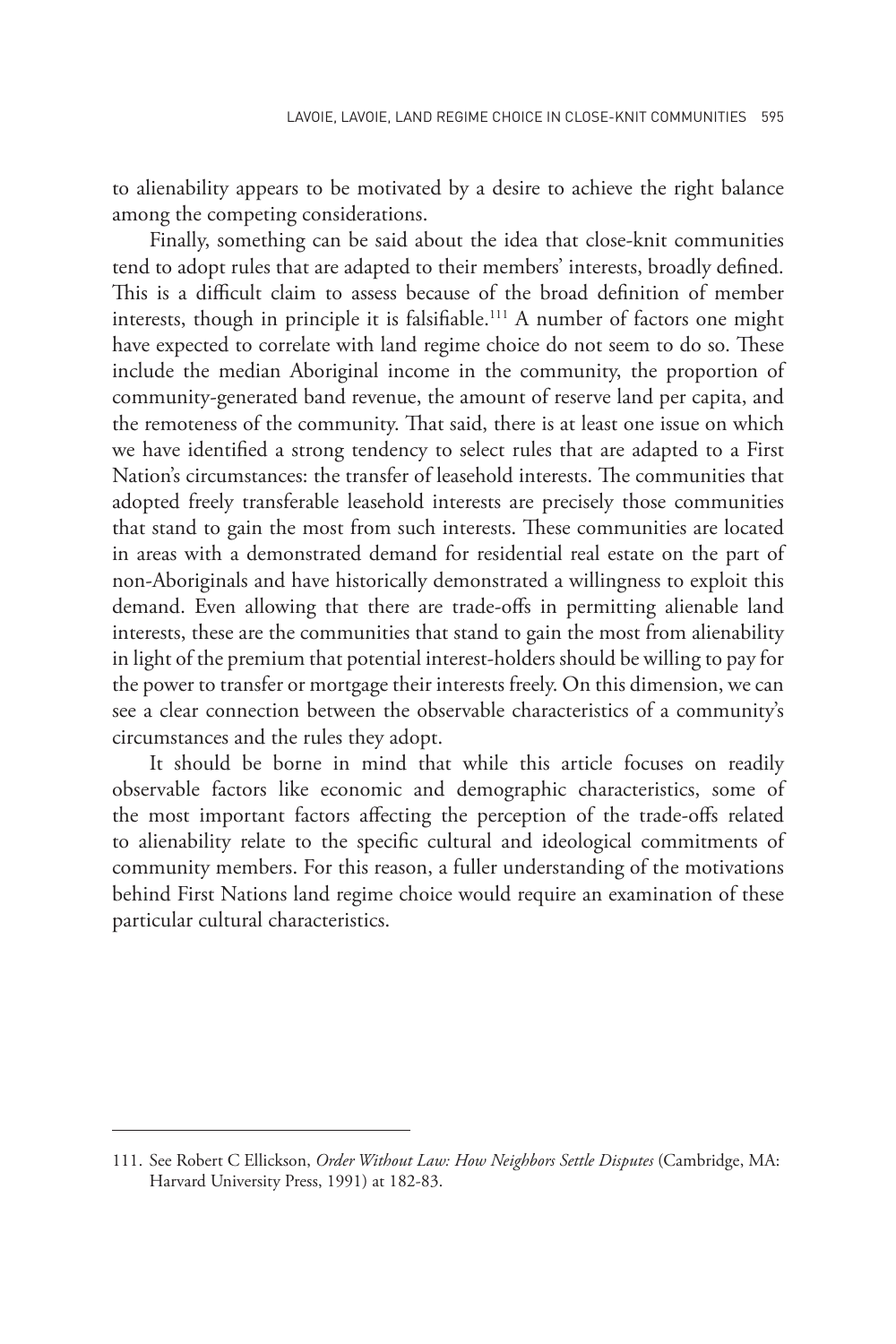to alienability appears to be motivated by a desire to achieve the right balance among the competing considerations.

Finally, something can be said about the idea that close-knit communities tend to adopt rules that are adapted to their members' interests, broadly defined. This is a difficult claim to assess because of the broad definition of member interests, though in principle it is falsifiable.[111] A number of factors one might have expected to correlate with land regime choice do not seem to do so. These include the median Aboriginal income in the community, the proportion of community-generated band revenue, the amount of reserve land per capita, and the remoteness of the community. That said, there is at least one issue on which we have identified a strong tendency to select rules that are adapted to a First Nation's circumstances: the transfer of leasehold interests. The communities that adopted freely transferable leasehold interests are precisely those communities that stand to gain the most from such interests. These communities are located in areas with a demonstrated demand for residential real estate on the part of non-Aboriginals and have historically demonstrated a willingness to exploit this demand. Even allowing that there are trade-offs in permitting alienable land interests, these are the communities that stand to gain the most from alienability in light of the premium that potential interest-holders should be willing to pay for the power to transfer or mortgage their interests freely. On this dimension, we can see a clear connection between the observable characteristics of a community's circumstances and the rules they adopt.

It should be borne in mind that while this article focuses on readily observable factors like economic and demographic characteristics, some of the most important factors affecting the perception of the trade-offs related to alienability relate to the specific cultural and ideological commitments of community members. For this reason, a fuller understanding of the motivations behind First Nations land regime choice would require an examination of these particular cultural characteristics.

---

111. See Robert C Ellickson, *Order Without Law: How Neighbors Settle Disputes* (Cambridge, MA: Harvard University Press, 1991) at 182-83.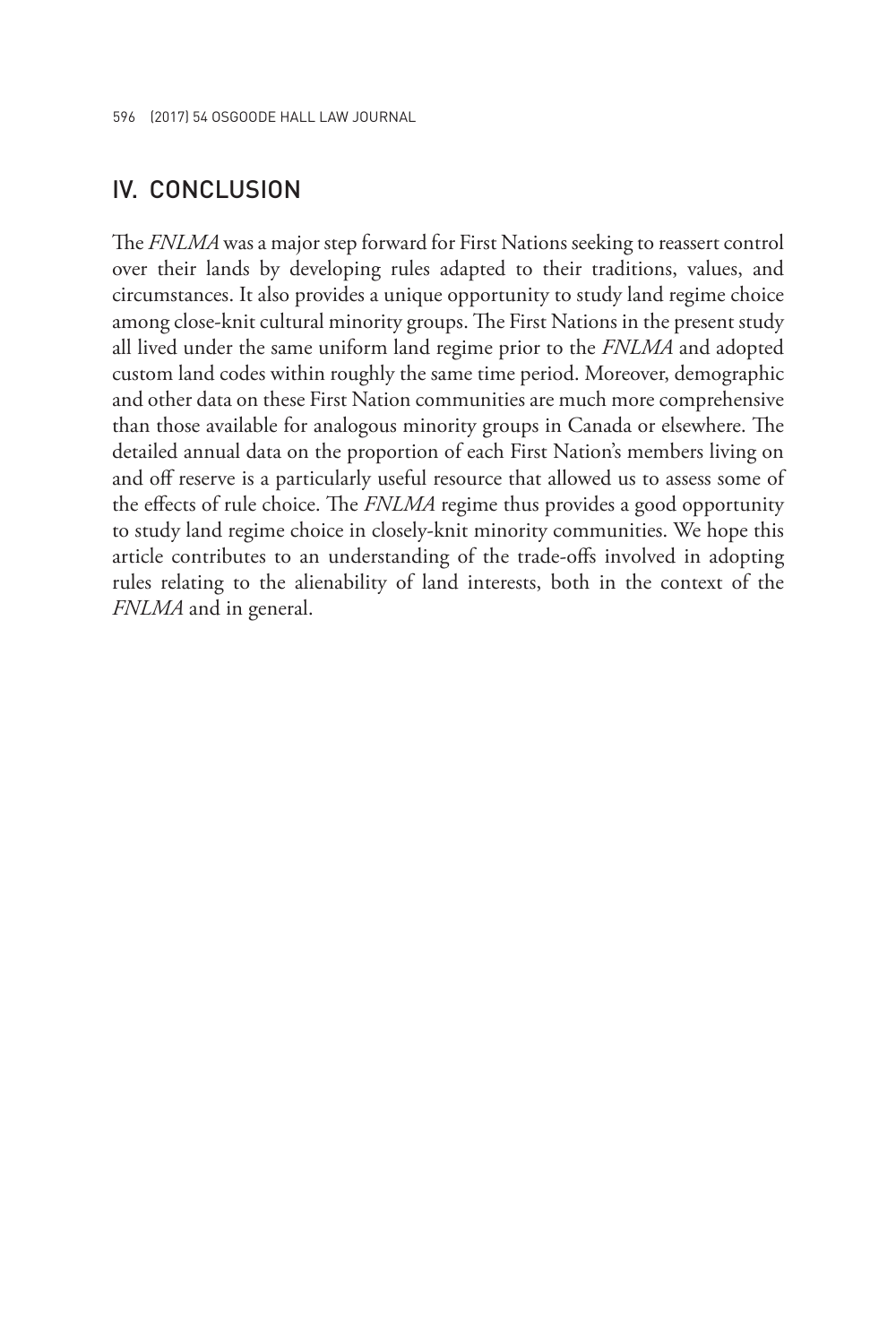## IV. CONCLUSION

The *FNLMA* was a major step forward for First Nations seeking to reassert control over their lands by developing rules adapted to their traditions, values, and circumstances. It also provides a unique opportunity to study land regime choice among close-knit cultural minority groups. The First Nations in the present study all lived under the same uniform land regime prior to the *FNLMA* and adopted custom land codes within roughly the same time period. Moreover, demographic and other data on these First Nation communities are much more comprehensive than those available for analogous minority groups in Canada or elsewhere. The detailed annual data on the proportion of each First Nation's members living on and off reserve is a particularly useful resource that allowed us to assess some of the effects of rule choice. The *FNLMA* regime thus provides a good opportunity to study land regime choice in closely-knit minority communities. We hope this article contributes to an understanding of the trade-offs involved in adopting rules relating to the alienability of land interests, both in the context of the *FNLMA* and in general.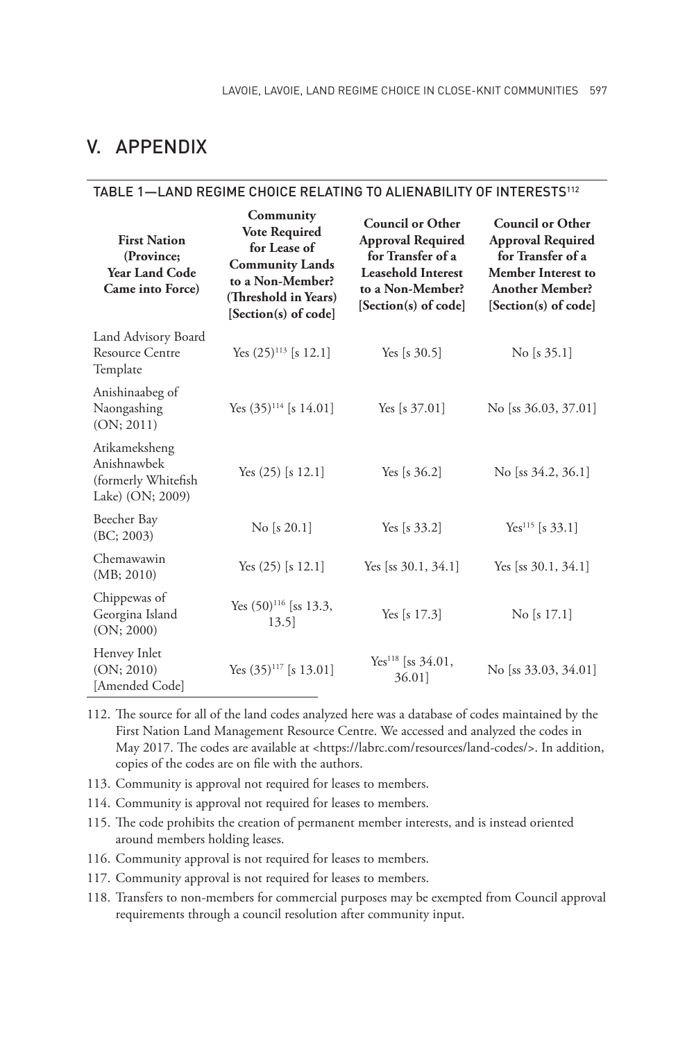## V. APPENDIX

### TABLE 1—LAND REGIME CHOICE RELATING TO ALIENABILITY OF INTERESTS[112]

| First Nation (Province; Year Land Code Came into Force) | Community Vote Required for Lease of Community Lands to a Non-Member? (Threshold in Years) [Section(s) of code] | Council or Other Approval Required for Transfer of a Leasehold Interest to a Non-Member? [Section(s) of code] | Council or Other Approval Required for Transfer of a Member Interest to Another Member? [Section(s) of code] |
|---|---|---|---|
| Land Advisory Board Resource Centre Template | Yes (25)[113] [s 12.1] | Yes [s 30.5] | No [s 35.1] |
| Anishinaabeg of Naongashing (ON; 2011) | Yes (35)[114] [s 14.01] | Yes [s 37.01] | No [ss 36.03, 37.01] |
| Atikameksheng Anishnawbek (formerly Whitefish Lake) (ON; 2009) | Yes (25) [s 12.1] | Yes [s 36.2] | No [ss 34.2, 36.1] |
| Beecher Bay (BC; 2003) | No [s 20.1] | Yes [s 33.2] | Yes[115] [s 33.1] |
| Chemawawin (MB; 2010) | Yes (25) [s 12.1] | Yes [ss 30.1, 34.1] | Yes [ss 30.1, 34.1] |
| Chippewas of Georgina Island (ON; 2000) | Yes (50)[116] [ss 13.3, 13.5] | Yes [s 17.3] | No [s 17.1] |
| Henvey Inlet (ON; 2010) [Amended Code] | Yes (35)[117] [s 13.01] | Yes[118] [ss 34.01, 36.01] | No [ss 33.03, 34.01] |

112. The source for all of the land codes analyzed here was a database of codes maintained by the First Nation Land Management Resource Centre. We accessed and analyzed the codes in May 2017. The codes are available at <https://labrc.com/resources/land-codes/>. In addition, copies of the codes are on file with the authors.

113. Community is approval not required for leases to members.

114. Community is approval not required for leases to members.

115. The code prohibits the creation of permanent member interests, and is instead oriented around members holding leases.

116. Community approval is not required for leases to members.

117. Community approval is not required for leases to members.

118. Transfers to non-members for commercial purposes may be exempted from Council approval requirements through a council resolution after community input.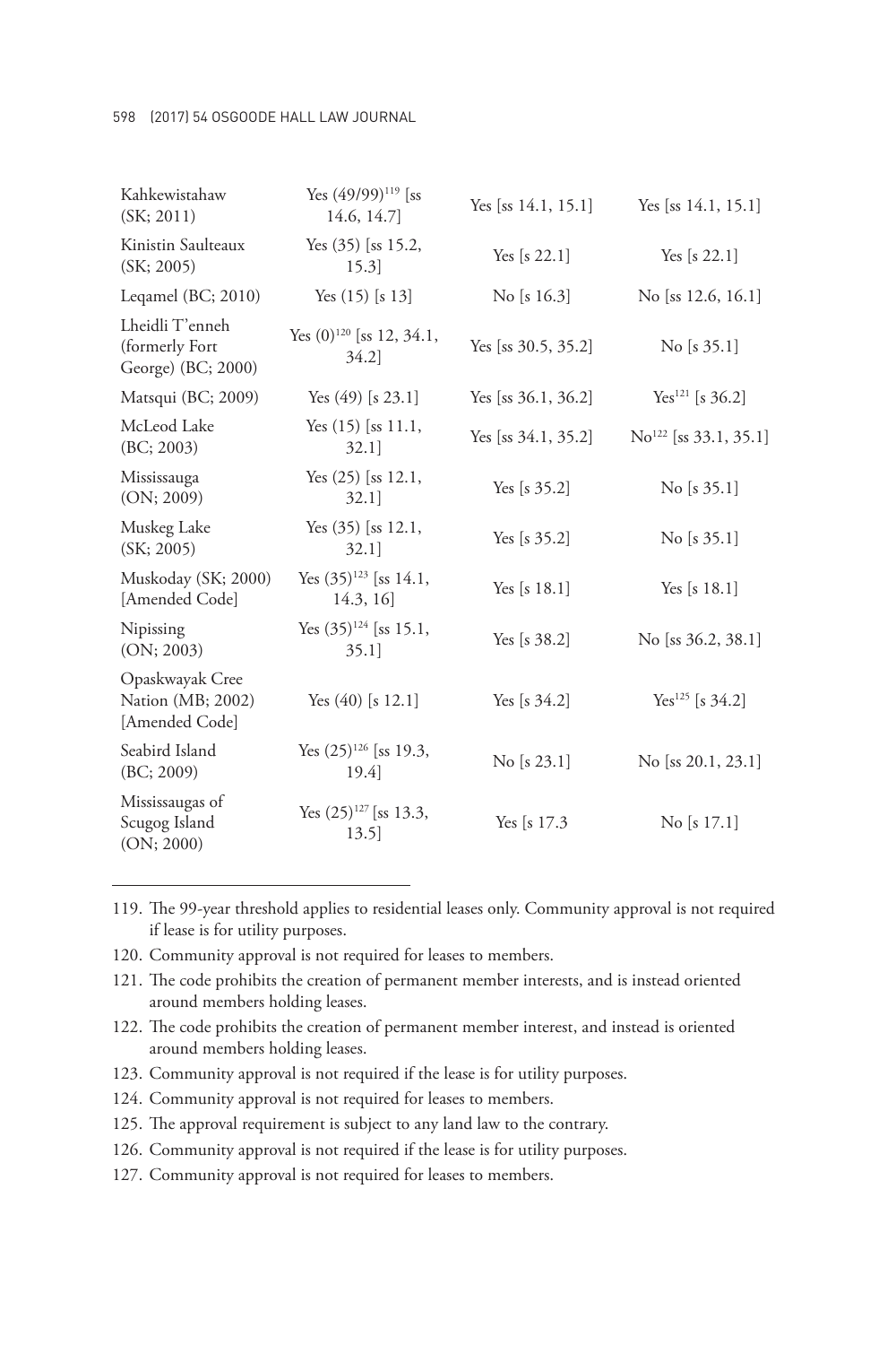| | | | |
|---|---|---|---|
| Kahkewistahaw (SK; 2011) | Yes (49/99)[119] [ss 14.6, 14.7] | Yes [ss 14.1, 15.1] | Yes [ss 14.1, 15.1] |
| Kinistin Saulteaux (SK; 2005) | Yes (35) [ss 15.2, 15.3] | Yes [s 22.1] | Yes [s 22.1] |
| Leqamel (BC; 2010) | Yes (15) [s 13] | No [s 16.3] | No [ss 12.6, 16.1] |
| Lheidli T'enneh (formerly Fort George) (BC; 2000) | Yes (0)[120] [ss 12, 34.1, 34.2] | Yes [ss 30.5, 35.2] | No [s 35.1] |
| Matsqui (BC; 2009) | Yes (49) [s 23.1] | Yes [ss 36.1, 36.2] | Yes[121] [s 36.2] |
| McLeod Lake (BC; 2003) | Yes (15) [ss 11.1, 32.1] | Yes [ss 34.1, 35.2] | No[122] [ss 33.1, 35.1] |
| Mississauga (ON; 2009) | Yes (25) [ss 12.1, 32.1] | Yes [s 35.2] | No [s 35.1] |
| Muskeg Lake (SK; 2005) | Yes (35) [ss 12.1, 32.1] | Yes [s 35.2] | No [s 35.1] |
| Muskoday (SK; 2000) [Amended Code] | Yes (35)[123] [ss 14.1, 14.3, 16] | Yes [s 18.1] | Yes [s 18.1] |
| Nipissing (ON; 2003) | Yes (35)[124] [ss 15.1, 35.1] | Yes [s 38.2] | No [ss 36.2, 38.1] |
| Opaskwayak Cree Nation (MB; 2002) [Amended Code] | Yes (40) [s 12.1] | Yes [s 34.2] | Yes[125] [s 34.2] |
| Seabird Island (BC; 2009) | Yes (25)[126] [ss 19.3, 19.4] | No [s 23.1] | No [ss 20.1, 23.1] |
| Mississaugas of Scugog Island (ON; 2000) | Yes (25)[127] [ss 13.3, 13.5] | Yes [s 17.3 | No [s 17.1] |

119. The 99-year threshold applies to residential leases only. Community approval is not required if lease is for utility purposes.

120. Community approval is not required for leases to members.

121. The code prohibits the creation of permanent member interests, and is instead oriented around members holding leases.

122. The code prohibits the creation of permanent member interest, and instead is oriented around members holding leases.

123. Community approval is not required if the lease is for utility purposes.

124. Community approval is not required for leases to members.

125. The approval requirement is subject to any land law to the contrary.

126. Community approval is not required if the lease is for utility purposes.

127. Community approval is not required for leases to members.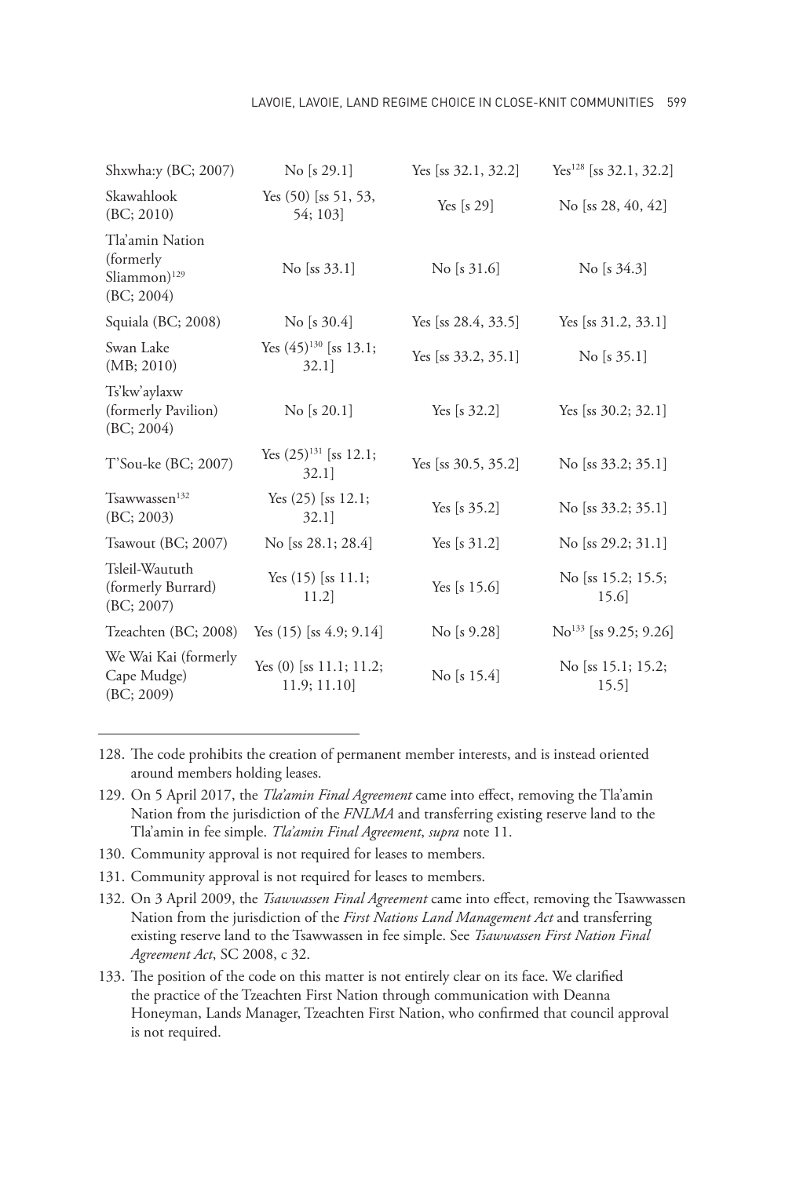| | | | |
|---|---|---|---|
| Shxwha:y (BC; 2007) | No [s 29.1] | Yes [ss 32.1, 32.2] | Yes[128] [ss 32.1, 32.2] |
| Skawahlook (BC; 2010) | Yes (50) [ss 51, 53, 54; 103] | Yes [s 29] | No [ss 28, 40, 42] |
| Tla'amin Nation (formerly Sliammon)[129] (BC; 2004) | No [ss 33.1] | No [s 31.6] | No [s 34.3] |
| Squiala (BC; 2008) | No [s 30.4] | Yes [ss 28.4, 33.5] | Yes [ss 31.2, 33.1] |
| Swan Lake (MB; 2010) | Yes (45)[130] [ss 13.1; 32.1] | Yes [ss 33.2, 35.1] | No [s 35.1] |
| Ts'kw'aylaxw (formerly Pavilion) (BC; 2004) | No [s 20.1] | Yes [s 32.2] | Yes [ss 30.2; 32.1] |
| T'Sou-ke (BC; 2007) | Yes (25)[131] [ss 12.1; 32.1] | Yes [ss 30.5, 35.2] | No [ss 33.2; 35.1] |
| Tsawwassen[132] (BC; 2003) | Yes (25) [ss 12.1; 32.1] | Yes [s 35.2] | No [ss 33.2; 35.1] |
| Tsawout (BC; 2007) | No [ss 28.1; 28.4] | Yes [s 31.2] | No [ss 29.2; 31.1] |
| Tsleil-Waututh (formerly Burrard) (BC; 2007) | Yes (15) [ss 11.1; 11.2] | Yes [s 15.6] | No [ss 15.2; 15.5; 15.6] |
| Tzeachten (BC; 2008) | Yes (15) [ss 4.9; 9.14] | No [s 9.28] | No[133] [ss 9.25; 9.26] |
| We Wai Kai (formerly Cape Mudge) (BC; 2009) | Yes (0) [ss 11.1; 11.2; 11.9; 11.10] | No [s 15.4] | No [ss 15.1; 15.2; 15.5] |

128. The code prohibits the creation of permanent member interests, and is instead oriented around members holding leases.

129. On 5 April 2017, the *Tla'amin Final Agreement* came into effect, removing the Tla'amin Nation from the jurisdiction of the *FNLMA* and transferring existing reserve land to the Tla'amin in fee simple. *Tla'amin Final Agreement*, *supra* note 11.

130. Community approval is not required for leases to members.

131. Community approval is not required for leases to members.

132. On 3 April 2009, the *Tsawwassen Final Agreement* came into effect, removing the Tsawwassen Nation from the jurisdiction of the *First Nations Land Management Act* and transferring existing reserve land to the Tsawwassen in fee simple. See *Tsawwassen First Nation Final Agreement Act*, SC 2008, c 32.

133. The position of the code on this matter is not entirely clear on its face. We clarified the practice of the Tzeachten First Nation through communication with Deanna Honeyman, Lands Manager, Tzeachten First Nation, who confirmed that council approval is not required.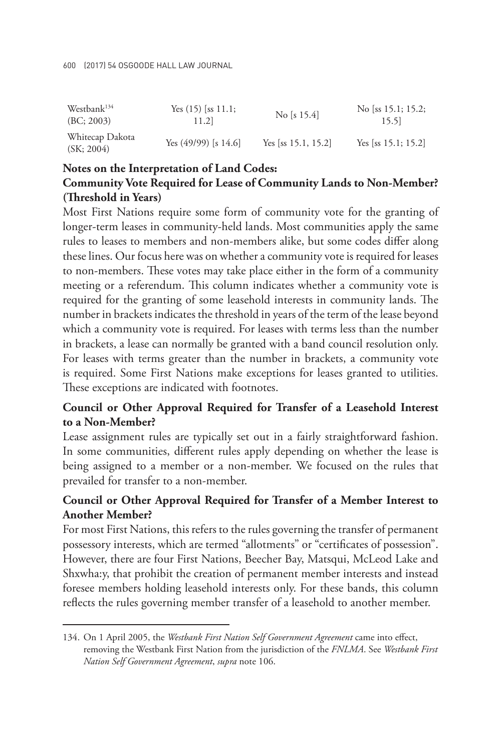| | | | |
|---|---|---|---|
| Westbank[134] (BC; 2003) | Yes (15) [ss 11.1; 11.2] | No [s 15.4] | No [ss 15.1; 15.2; 15.5] |
| Whitecap Dakota (SK; 2004) | Yes (49/99) [s 14.6] | Yes [ss 15.1, 15.2] | Yes [ss 15.1; 15.2] |

**Notes on the Interpretation of Land Codes:**

**Community Vote Required for Lease of Community Lands to Non-Member? (Threshold in Years)**

Most First Nations require some form of community vote for the granting of longer-term leases in community-held lands. Most communities apply the same rules to leases to members and non-members alike, but some codes differ along these lines. Our focus here was on whether a community vote is required for leases to non-members. These votes may take place either in the form of a community meeting or a referendum. This column indicates whether a community vote is required for the granting of some leasehold interests in community lands. The number in brackets indicates the threshold in years of the term of the lease beyond which a community vote is required. For leases with terms less than the number in brackets, a lease can normally be granted with a band council resolution only. For leases with terms greater than the number in brackets, a community vote is required. Some First Nations make exceptions for leases granted to utilities. These exceptions are indicated with footnotes.

**Council or Other Approval Required for Transfer of a Leasehold Interest to a Non-Member?**

Lease assignment rules are typically set out in a fairly straightforward fashion. In some communities, different rules apply depending on whether the lease is being assigned to a member or a non-member. We focused on the rules that prevailed for transfer to a non-member.

**Council or Other Approval Required for Transfer of a Member Interest to Another Member?**

For most First Nations, this refers to the rules governing the transfer of permanent possessory interests, which are termed "allotments" or "certificates of possession". However, there are four First Nations, Beecher Bay, Matsqui, McLeod Lake and Shxwha:y, that prohibit the creation of permanent member interests and instead foresee members holding leasehold interests only. For these bands, this column reflects the rules governing member transfer of a leasehold to another member.

---

134. On 1 April 2005, the *Westbank First Nation Self Government Agreement* came into effect, removing the Westbank First Nation from the jurisdiction of the *FNLMA*. See *Westbank First Nation Self Government Agreement*, *supra* note 106.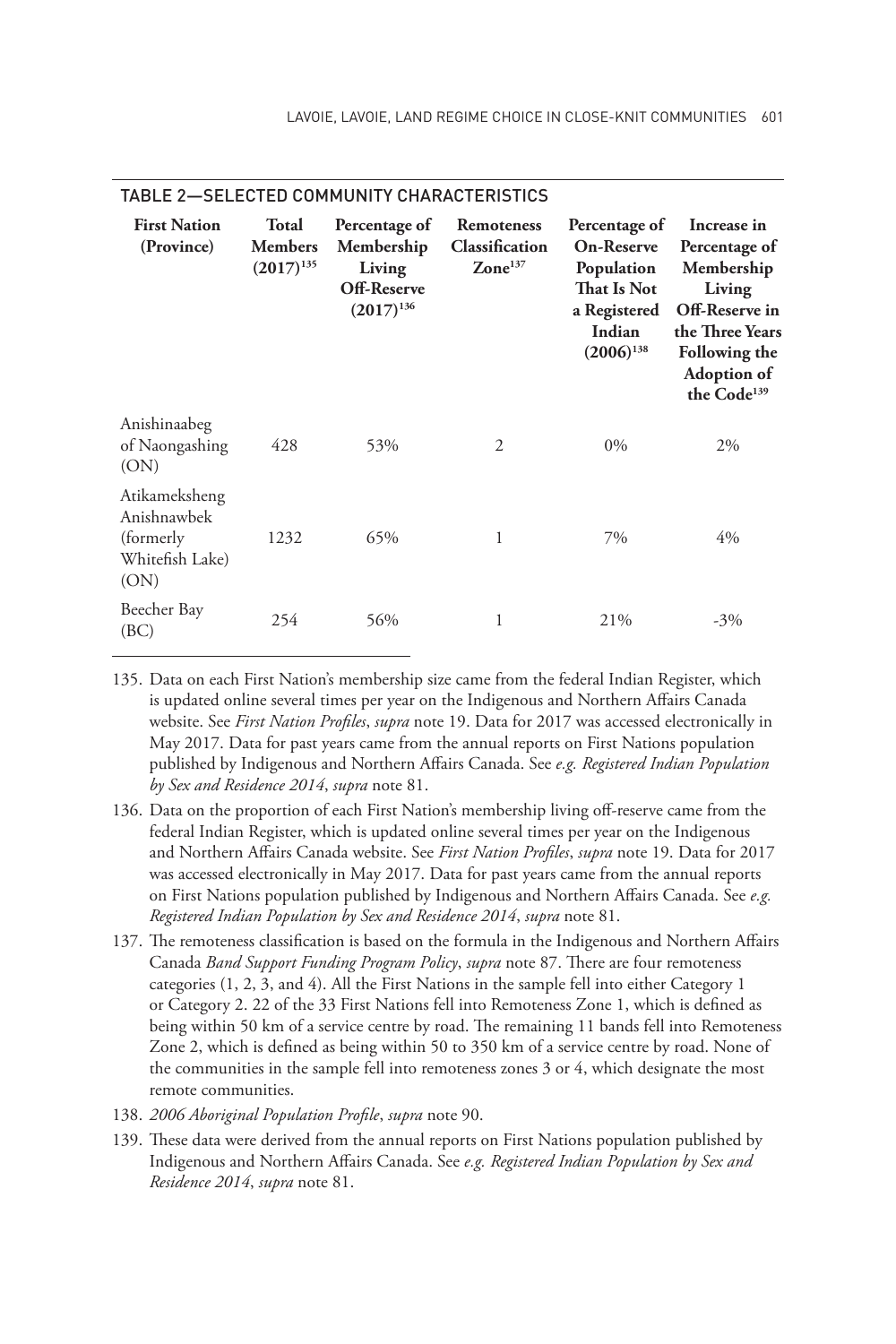TABLE 2—SELECTED COMMUNITY CHARACTERISTICS

| First Nation (Province) | Total Members (2017)[135] | Percentage of Membership Living Off-Reserve (2017)[136] | Remoteness Classification Zone[137] | Percentage of On-Reserve Population That Is Not a Registered Indian (2006)[138] | Increase in Percentage of Membership Living Off-Reserve in the Three Years Following the Adoption of the Code[139] |
|---|---|---|---|---|---|
| Anishinaabeg of Naongashing (ON) | 428 | 53% | 2 | 0% | 2% |
| Atikameksheng Anishnawbek (formerly Whitefish Lake) (ON) | 1232 | 65% | 1 | 7% | 4% |
| Beecher Bay (BC) | 254 | 56% | 1 | 21% | -3% |

135. Data on each First Nation's membership size came from the federal Indian Register, which is updated online several times per year on the Indigenous and Northern Affairs Canada website. See *First Nation Profiles*, *supra* note 19. Data for 2017 was accessed electronically in May 2017. Data for past years came from the annual reports on First Nations population published by Indigenous and Northern Affairs Canada. See *e.g. Registered Indian Population by Sex and Residence 2014*, *supra* note 81.

136. Data on the proportion of each First Nation's membership living off-reserve came from the federal Indian Register, which is updated online several times per year on the Indigenous and Northern Affairs Canada website. See *First Nation Profiles*, *supra* note 19. Data for 2017 was accessed electronically in May 2017. Data for past years came from the annual reports on First Nations population published by Indigenous and Northern Affairs Canada. See *e.g. Registered Indian Population by Sex and Residence 2014*, *supra* note 81.

137. The remoteness classification is based on the formula in the Indigenous and Northern Affairs Canada *Band Support Funding Program Policy*, *supra* note 87. There are four remoteness categories (1, 2, 3, and 4). All the First Nations in the sample fell into either Category 1 or Category 2. 22 of the 33 First Nations fell into Remoteness Zone 1, which is defined as being within 50 km of a service centre by road. The remaining 11 bands fell into Remoteness Zone 2, which is defined as being within 50 to 350 km of a service centre by road. None of the communities in the sample fell into remoteness zones 3 or 4, which designate the most remote communities.

138. *2006 Aboriginal Population Profile*, *supra* note 90.

139. These data were derived from the annual reports on First Nations population published by Indigenous and Northern Affairs Canada. See *e.g. Registered Indian Population by Sex and Residence 2014*, *supra* note 81.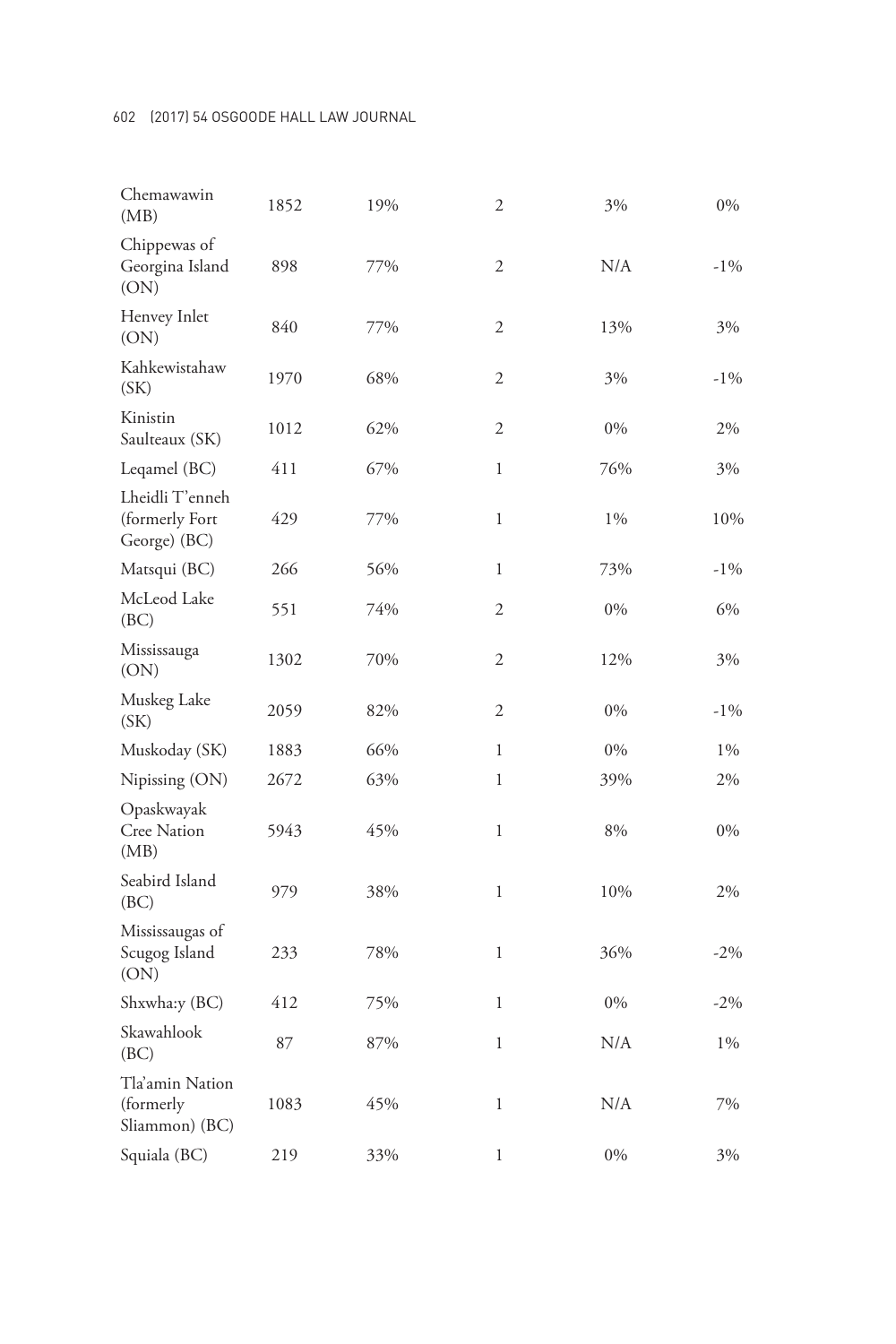| | | | | | |
|---|---|---|---|---|---|
| Chemawawin (MB) | 1852 | 19% | 2 | 3% | 0% |
| Chippewas of Georgina Island (ON) | 898 | 77% | 2 | N/A | -1% |
| Henvey Inlet (ON) | 840 | 77% | 2 | 13% | 3% |
| Kahkewistahaw (SK) | 1970 | 68% | 2 | 3% | -1% |
| Kinistin Saulteaux (SK) | 1012 | 62% | 2 | 0% | 2% |
| Leqamel (BC) | 411 | 67% | 1 | 76% | 3% |
| Lheidli T'enneh (formerly Fort George) (BC) | 429 | 77% | 1 | 1% | 10% |
| Matsqui (BC) | 266 | 56% | 1 | 73% | -1% |
| McLeod Lake (BC) | 551 | 74% | 2 | 0% | 6% |
| Mississauga (ON) | 1302 | 70% | 2 | 12% | 3% |
| Muskeg Lake (SK) | 2059 | 82% | 2 | 0% | -1% |
| Muskoday (SK) | 1883 | 66% | 1 | 0% | 1% |
| Nipissing (ON) | 2672 | 63% | 1 | 39% | 2% |
| Opaskwayak Cree Nation (MB) | 5943 | 45% | 1 | 8% | 0% |
| Seabird Island (BC) | 979 | 38% | 1 | 10% | 2% |
| Mississaugas of Scugog Island (ON) | 233 | 78% | 1 | 36% | -2% |
| Shxwha:y (BC) | 412 | 75% | 1 | 0% | -2% |
| Skawahlook (BC) | 87 | 87% | 1 | N/A | 1% |
| Tla'amin Nation (formerly Sliammon) (BC) | 1083 | 45% | 1 | N/A | 7% |
| Squiala (BC) | 219 | 33% | 1 | 0% | 3% |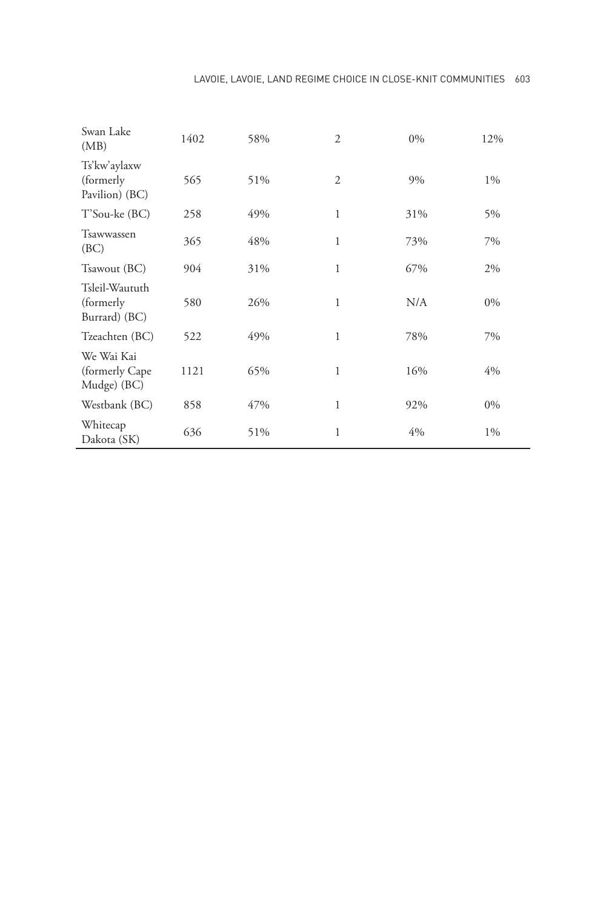| | | | | | |
|---|---|---|---|---|---|
| Swan Lake (MB) | 1402 | 58% | 2 | 0% | 12% |
| Ts'kw'aylaxw (formerly Pavilion) (BC) | 565 | 51% | 2 | 9% | 1% |
| T'Sou-ke (BC) | 258 | 49% | 1 | 31% | 5% |
| Tsawwassen (BC) | 365 | 48% | 1 | 73% | 7% |
| Tsawout (BC) | 904 | 31% | 1 | 67% | 2% |
| Tsleil-Waututh (formerly Burrard) (BC) | 580 | 26% | 1 | N/A | 0% |
| Tzeachten (BC) | 522 | 49% | 1 | 78% | 7% |
| We Wai Kai (formerly Cape Mudge) (BC) | 1121 | 65% | 1 | 16% | 4% |
| Westbank (BC) | 858 | 47% | 1 | 92% | 0% |
| Whitecap Dakota (SK) | 636 | 51% | 1 | 4% | 1% |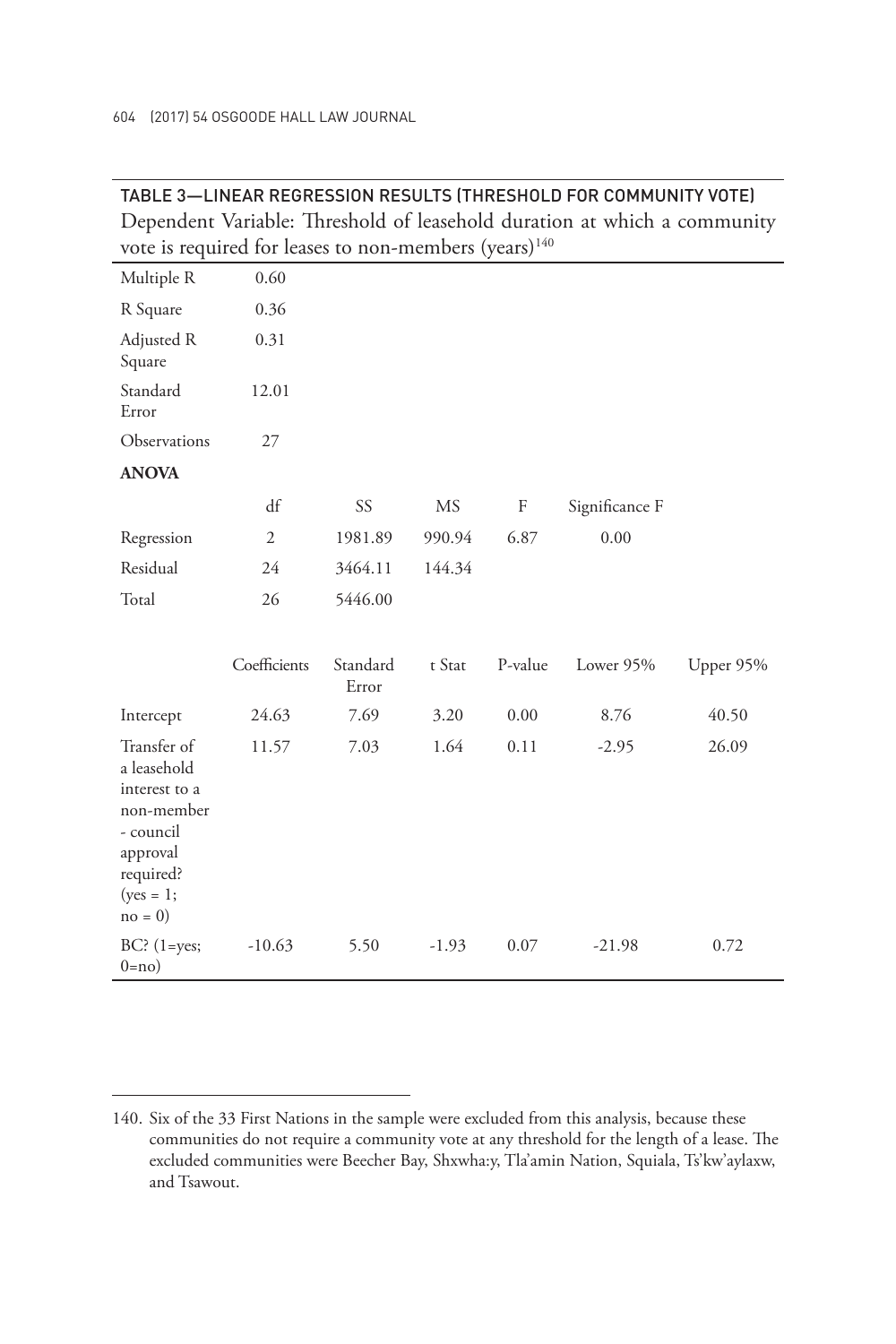TABLE 3—LINEAR REGRESSION RESULTS (THRESHOLD FOR COMMUNITY VOTE)

Dependent Variable: Threshold of leasehold duration at which a community vote is required for leases to non-members (years)[140]

| | | | | | | |
|---|---|---|---|---|---|---|
| Multiple R | 0.60 | | | | | |
| R Square | 0.36 | | | | | |
| Adjusted R Square | 0.31 | | | | | |
| Standard Error | 12.01 | | | | | |
| Observations | 27 | | | | | |
| **ANOVA** | | | | | | |
| | df | SS | MS | F | Significance F | |
| Regression | 2 | 1981.89 | 990.94 | 6.87 | 0.00 | |
| Residual | 24 | 3464.11 | 144.34 | | | |
| Total | 26 | 5446.00 | | | | |
| | Coefficients | Standard Error | t Stat | P-value | Lower 95% | Upper 95% |
| Intercept | 24.63 | 7.69 | 3.20 | 0.00 | 8.76 | 40.50 |
| Transfer of a leasehold interest to a non-member - council approval required? (yes = 1; no = 0) | 11.57 | 7.03 | 1.64 | 0.11 | -2.95 | 26.09 |
| BC? (1=yes; 0=no) | -10.63 | 5.50 | -1.93 | 0.07 | -21.98 | 0.72 |

140. Six of the 33 First Nations in the sample were excluded from this analysis, because these communities do not require a community vote at any threshold for the length of a lease. The excluded communities were Beecher Bay, Shxwha:y, Tla'amin Nation, Squiala, Ts'kw'aylaxw, and Tsawout.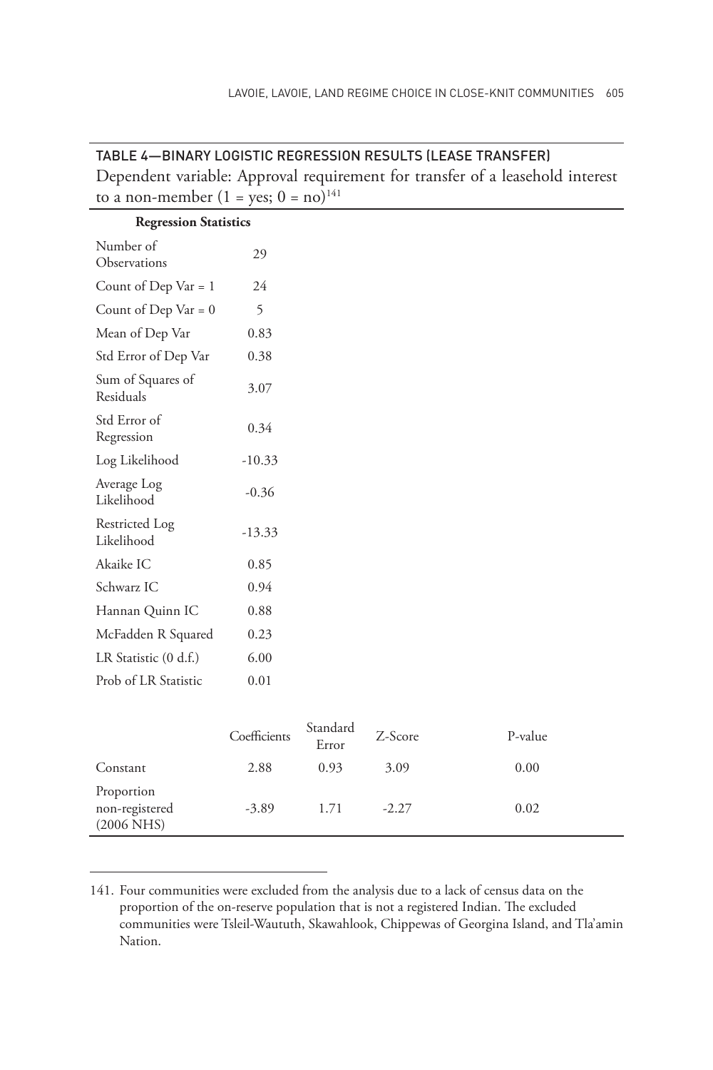## TABLE 4—BINARY LOGISTIC REGRESSION RESULTS (LEASE TRANSFER)

Dependent variable: Approval requirement for transfer of a leasehold interest to a non-member (1 = yes; 0 = no)[141]

| **Regression Statistics** | |
|---|---|
| Number of Observations | 29 |
| Count of Dep Var = 1 | 24 |
| Count of Dep Var = 0 | 5 |
| Mean of Dep Var | 0.83 |
| Std Error of Dep Var | 0.38 |
| Sum of Squares of Residuals | 3.07 |
| Std Error of Regression | 0.34 |
| Log Likelihood | -10.33 |
| Average Log Likelihood | -0.36 |
| Restricted Log Likelihood | -13.33 |
| Akaike IC | 0.85 |
| Schwarz IC | 0.94 |
| Hannan Quinn IC | 0.88 |
| McFadden R Squared | 0.23 |
| LR Statistic (0 d.f.) | 6.00 |
| Prob of LR Statistic | 0.01 |

| | Coefficients | Standard Error | Z-Score | P-value |
|---|---|---|---|---|
| Constant | 2.88 | 0.93 | 3.09 | 0.00 |
| Proportion non-registered (2006 NHS) | -3.89 | 1.71 | -2.27 | 0.02 |

141. Four communities were excluded from the analysis due to a lack of census data on the proportion of the on-reserve population that is not a registered Indian. The excluded communities were Tsleil-Waututh, Skawahlook, Chippewas of Georgina Island, and Tla'amin Nation.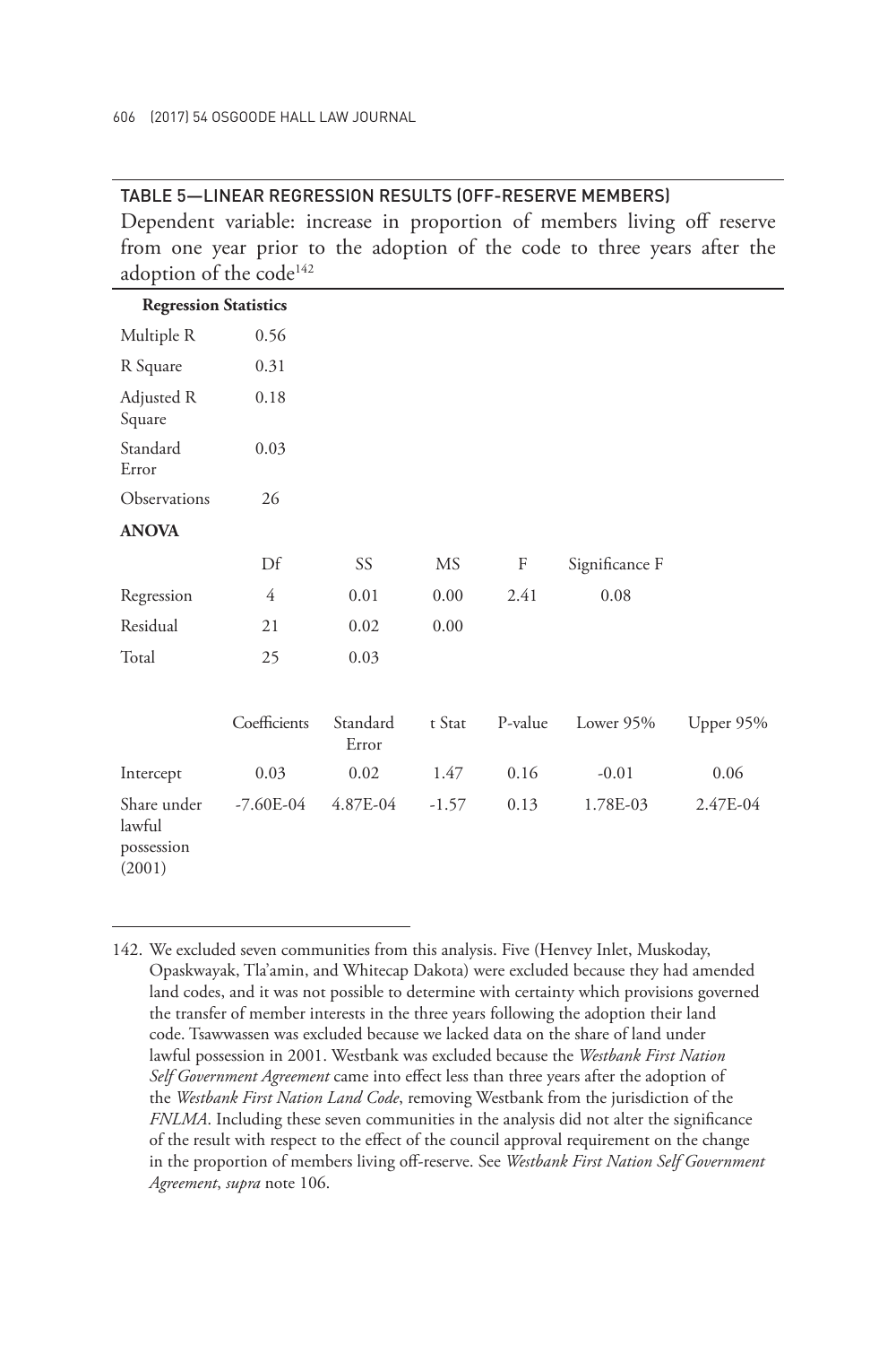## TABLE 5—LINEAR REGRESSION RESULTS (OFF-RESERVE MEMBERS)

Dependent variable: increase in proportion of members living off reserve from one year prior to the adoption of the code to three years after the adoption of the code[142]

| **Regression Statistics** | | | | | | |
|---|---|---|---|---|---|---|
| Multiple R | 0.56 | | | | | |
| R Square | 0.31 | | | | | |
| Adjusted R Square | 0.18 | | | | | |
| Standard Error | 0.03 | | | | | |
| Observations | 26 | | | | | |
| **ANOVA** | | | | | | |
| | Df | SS | MS | F | Significance F | |
| Regression | 4 | 0.01 | 0.00 | 2.41 | 0.08 | |
| Residual | 21 | 0.02 | 0.00 | | | |
| Total | 25 | 0.03 | | | | |
| | Coefficients | Standard Error | t Stat | P-value | Lower 95% | Upper 95% |
| Intercept | 0.03 | 0.02 | 1.47 | 0.16 | -0.01 | 0.06 |
| Share under lawful possession (2001) | -7.60E-04 | 4.87E-04 | -1.57 | 0.13 | 1.78E-03 | 2.47E-04 |

142. We excluded seven communities from this analysis. Five (Henvey Inlet, Muskoday, Opaskwayak, Tla'amin, and Whitecap Dakota) were excluded because they had amended land codes, and it was not possible to determine with certainty which provisions governed the transfer of member interests in the three years following the adoption their land code. Tsawwassen was excluded because we lacked data on the share of land under lawful possession in 2001. Westbank was excluded because the *Westbank First Nation Self Government Agreement* came into effect less than three years after the adoption of the *Westbank First Nation Land Code*, removing Westbank from the jurisdiction of the *FNLMA*. Including these seven communities in the analysis did not alter the significance of the result with respect to the effect of the council approval requirement on the change in the proportion of members living off-reserve. See *Westbank First Nation Self Government Agreement*, *supra* note 106.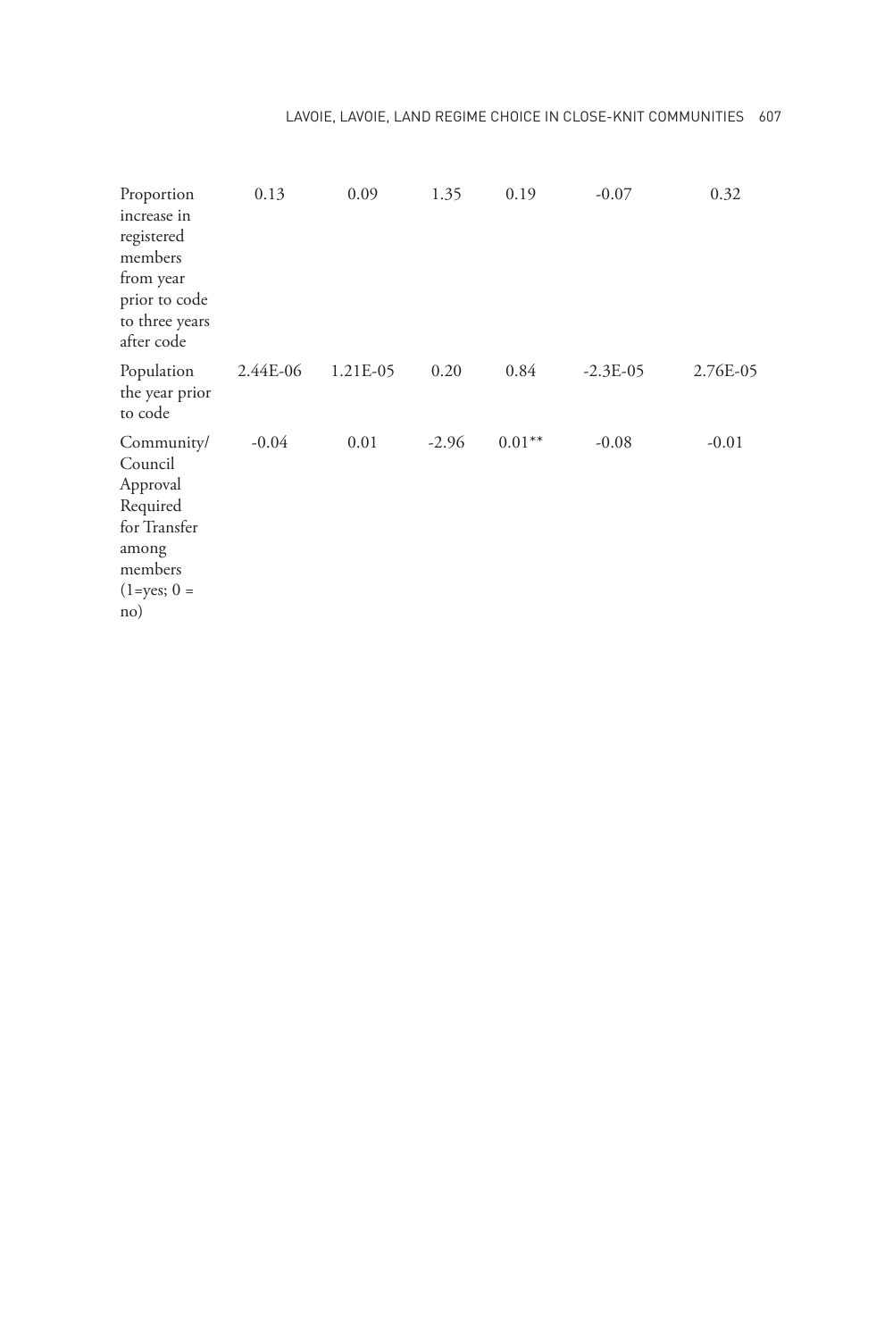| | | | | | | |
|---|---|---|---|---|---|---|
| Proportion increase in registered members from year prior to code to three years after code | 0.13 | 0.09 | 1.35 | 0.19 | -0.07 | 0.32 |
| Population the year prior to code | 2.44E-06 | 1.21E-05 | 0.20 | 0.84 | -2.3E-05 | 2.76E-05 |
| Community/ Council Approval Required for Transfer among members (1=yes; 0 = no) | -0.04 | 0.01 | -2.96 | 0.01** | -0.08 | -0.01 |